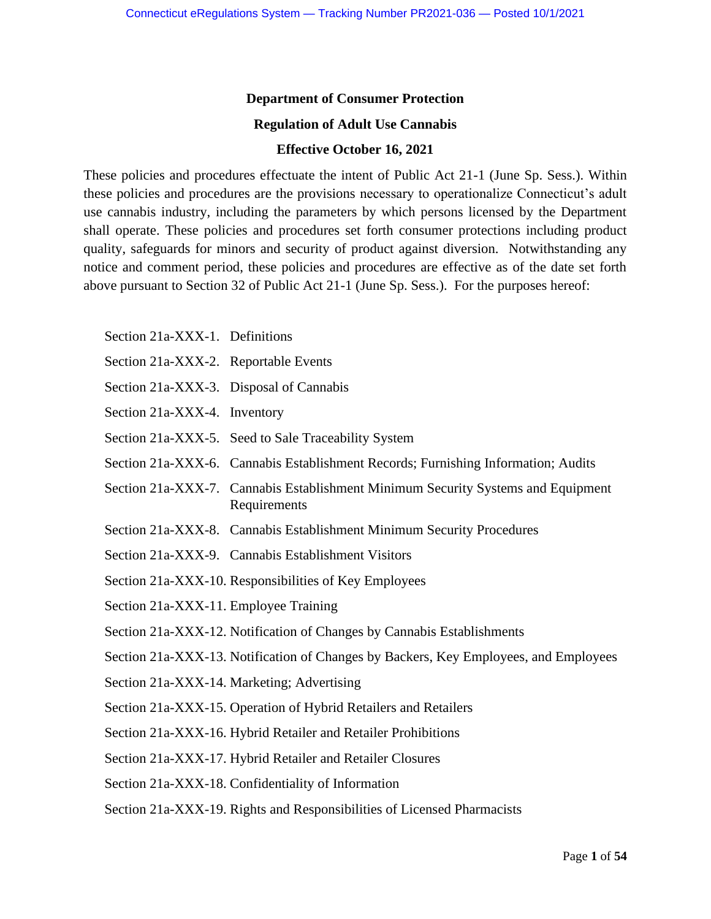## Department of Consumer Protection

## Regulation of Adult Use Cannabis

## Effective October 16, 2021

These policies and procedures effectuate the intent of Public Act 21-1 (June Sp. Sess.). Within these policies and procedures are the provisions necessary to operationalize Connecticut's adult use cannabis industry, including the parameters by which persons licensed by the Department shall operate. These policies and procedures set forth consumer protections including product quality, safeguards for minors and security of product against diversion. Notwithstanding any notice and comment period, these policies and procedures are effective as of the date set forth above pursuant to Section 32 of Public Act 21-1 (June Sp. Sess.). For the purposes hereof:

- Section 21a-XXX-1. Definitions
- Section 21a-XXX-2. Reportable Events
- Section 21a-XXX-3. Disposal of Cannabis
- Section 21a-XXX-4. Inventory
- Section 21a-XXX-5. Seed to Sale Traceability System
- Section 21a-XXX-6. Cannabis Establishment Records; Furnishing Information; Audits
- Section 21a-XXX-7. Cannabis Establishment Minimum Security Systems and Equipment Requirements
- Section 21a-XXX-8. Cannabis Establishment Minimum Security Procedures
- Section 21a-XXX-9. Cannabis Establishment Visitors
- Section 21a-XXX-10. Responsibilities of Key Employees
- Section 21a-XXX-11. Employee Training
- Section 21a-XXX-12. Notification of Changes by Cannabis Establishments
- Section 21a-XXX-13. Notification of Changes by Backers, Key Employees, and Employees
- Section 21a-XXX-14. Marketing; Advertising
- Section 21a-XXX-15. Operation of Hybrid Retailers and Retailers
- Section 21a-XXX-16. Hybrid Retailer and Retailer Prohibitions
- Section 21a-XXX-17. Hybrid Retailer and Retailer Closures
- Section 21a-XXX-18. Confidentiality of Information
- Section 21a-XXX-19. Rights and Responsibilities of Licensed Pharmacists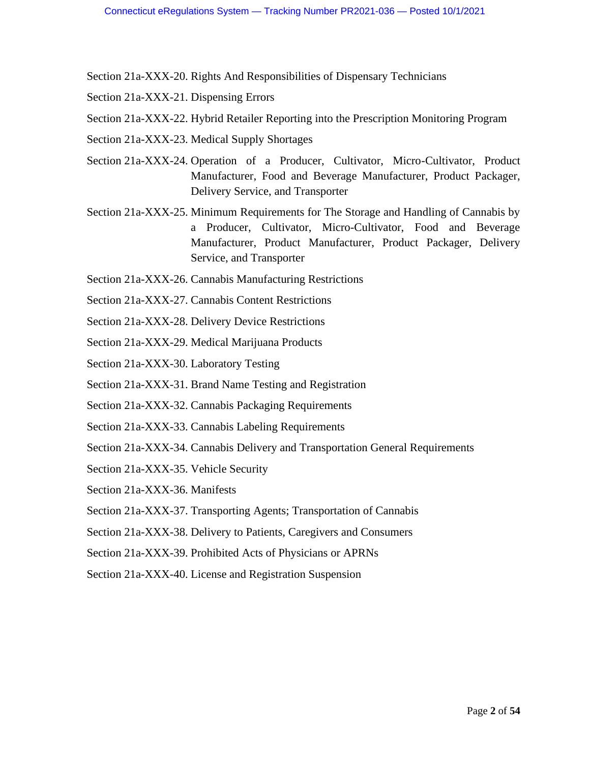Section 21a-XXX-20. Rights And Responsibilities of Dispensary Technicians

Section 21a-XXX-21. Dispensing Errors

Section 21a-XXX-22. Hybrid Retailer Reporting into the Prescription Monitoring Program

Section 21a-XXX-23. Medical Supply Shortages

Section 21a-XXX-24. Operation of a Producer, Cultivator, Micro-Cultivator, Product Manufacturer, Food and Beverage Manufacturer, Product Packager, Delivery Service, and Transporter

Section 21a-XXX-25. Minimum Requirements for The Storage and Handling of Cannabis by a Producer, Cultivator, Micro-Cultivator, Food and Beverage Manufacturer, Product Manufacturer, Product Packager, Delivery Service, and Transporter

Section 21a-XXX-26. Cannabis Manufacturing Restrictions

Section 21a-XXX-27. Cannabis Content Restrictions

Section 21a-XXX-28. Delivery Device Restrictions

Section 21a-XXX-29. Medical Marijuana Products

Section 21a-XXX-30. Laboratory Testing

Section 21a-XXX-31. Brand Name Testing and Registration

Section 21a-XXX-32. Cannabis Packaging Requirements

Section 21a-XXX-33. Cannabis Labeling Requirements

Section 21a-XXX-34. Cannabis Delivery and Transportation General Requirements

Section 21a-XXX-35. Vehicle Security

Section 21a-XXX-36. Manifests

Section 21a-XXX-37. Transporting Agents; Transportation of Cannabis

Section 21a-XXX-38. Delivery to Patients, Caregivers and Consumers

Section 21a-XXX-39. Prohibited Acts of Physicians or APRNs

Section 21a-XXX-40. License and Registration Suspension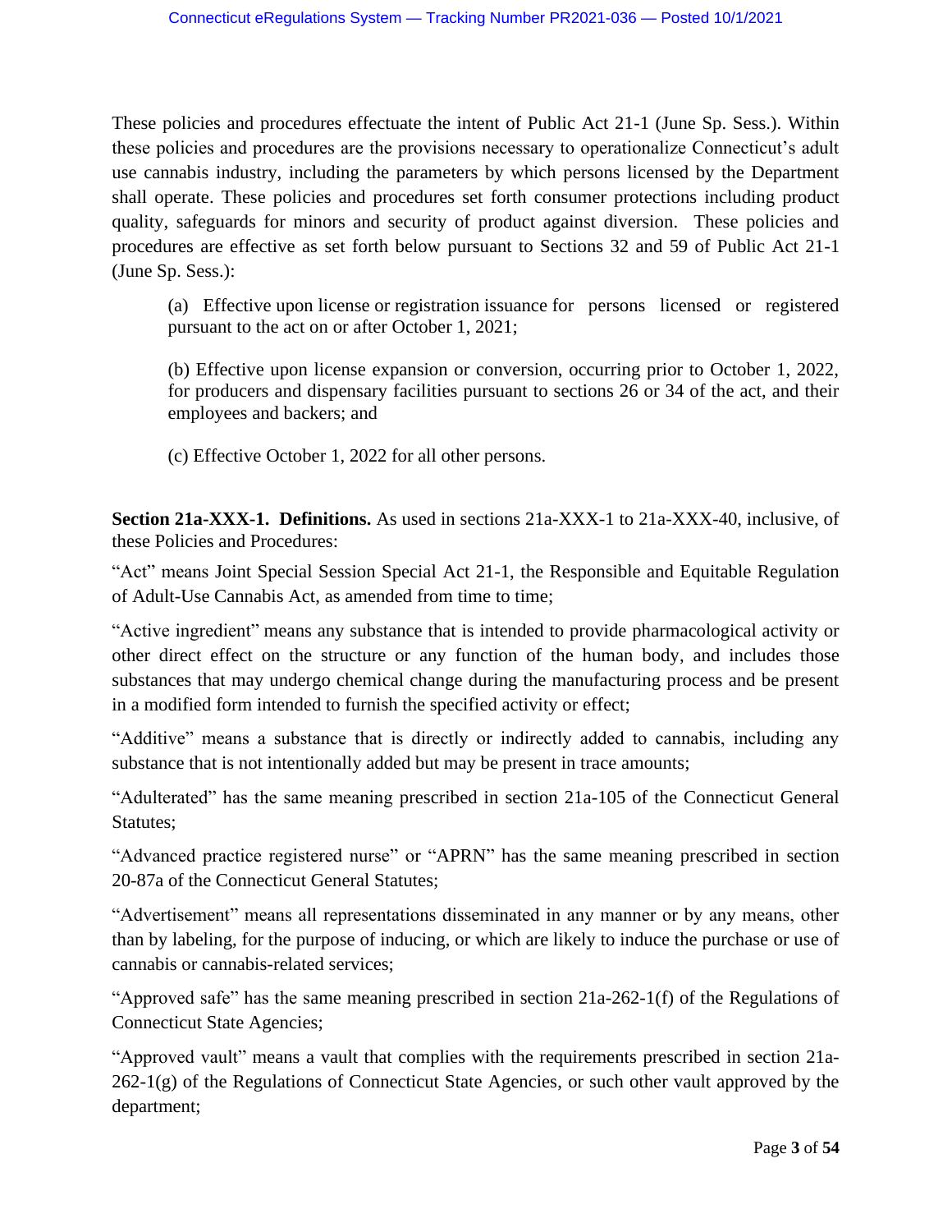These policies and procedures effectuate the intent of Public Act 21-1 (June Sp. Sess.). Within these policies and procedures are the provisions necessary to operationalize Connecticut's adult use cannabis industry, including the parameters by which persons licensed by the Department shall operate. These policies and procedures set forth consumer protections including product quality, safeguards for minors and security of product against diversion. These policies and procedures are effective as set forth below pursuant to Sections 32 and 59 of Public Act 21-1 (June Sp. Sess.):

(a) Effective upon license or registration issuance for persons licensed or registered pursuant to the act on or after October 1, 2021;

(b) Effective upon license expansion or conversion, occurring prior to October 1, 2022, for producers and dispensary facilities pursuant to sections 26 or 34 of the act, and their employees and backers; and

(c) Effective October 1, 2022 for all other persons.

**Section 21a-XXX-1. Definitions.** As used in sections 21a-XXX-1 to 21a-XXX-40, inclusive, of these Policies and Procedures:

"Act" means Joint Special Session Special Act 21-1, the Responsible and Equitable Regulation of Adult-Use Cannabis Act, as amended from time to time;

"Active ingredient" means any substance that is intended to provide pharmacological activity or other direct effect on the structure or any function of the human body, and includes those substances that may undergo chemical change during the manufacturing process and be present in a modified form intended to furnish the specified activity or effect;

"Additive" means a substance that is directly or indirectly added to cannabis, including any substance that is not intentionally added but may be present in trace amounts;

"Adulterated" has the same meaning prescribed in section 21a-105 of the Connecticut General Statutes;

"Advanced practice registered nurse" or "APRN" has the same meaning prescribed in section 20-87a of the Connecticut General Statutes;

"Advertisement" means all representations disseminated in any manner or by any means, other than by labeling, for the purpose of inducing, or which are likely to induce the purchase or use of cannabis or cannabis-related services;

"Approved safe" has the same meaning prescribed in section 21a-262-1(f) of the Regulations of Connecticut State Agencies;

"Approved vault" means a vault that complies with the requirements prescribed in section 21a-262-1(g) of the Regulations of Connecticut State Agencies, or such other vault approved by the department;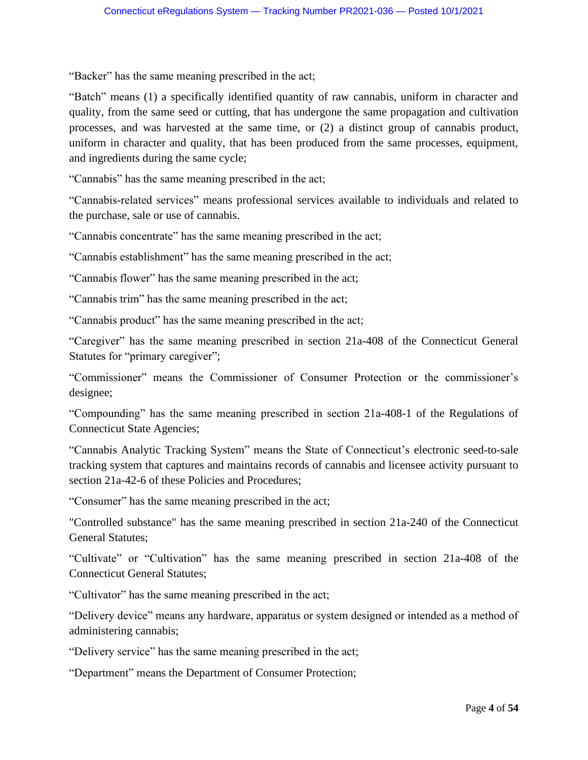“Backer” has the same meaning prescribed in the act;

“Batch” means (1) a specifically identified quantity of raw cannabis, uniform in character and quality, from the same seed or cutting, that has undergone the same propagation and cultivation processes, and was harvested at the same time, or (2) a distinct group of cannabis product, uniform in character and quality, that has been produced from the same processes, equipment, and ingredients during the same cycle;

“Cannabis” has the same meaning prescribed in the act;

“Cannabis-related services” means professional services available to individuals and related to the purchase, sale or use of cannabis.

“Cannabis concentrate” has the same meaning prescribed in the act;

“Cannabis establishment” has the same meaning prescribed in the act;

“Cannabis flower” has the same meaning prescribed in the act;

“Cannabis trim” has the same meaning prescribed in the act;

“Cannabis product” has the same meaning prescribed in the act;

“Caregiver” has the same meaning prescribed in section 21a-408 of the Connecticut General Statutes for “primary caregiver”;

“Commissioner” means the Commissioner of Consumer Protection or the commissioner’s designee;

“Compounding” has the same meaning prescribed in section 21a-408-1 of the Regulations of Connecticut State Agencies;

“Cannabis Analytic Tracking System” means the State of Connecticut’s electronic seed-to-sale tracking system that captures and maintains records of cannabis and licensee activity pursuant to section 21a-42-6 of these Policies and Procedures;

“Consumer” has the same meaning prescribed in the act;

"Controlled substance" has the same meaning prescribed in section 21a-240 of the Connecticut General Statutes;

“Cultivate” or “Cultivation” has the same meaning prescribed in section 21a-408 of the Connecticut General Statutes;

“Cultivator” has the same meaning prescribed in the act;

“Delivery device” means any hardware, apparatus or system designed or intended as a method of administering cannabis;

“Delivery service” has the same meaning prescribed in the act;

“Department” means the Department of Consumer Protection;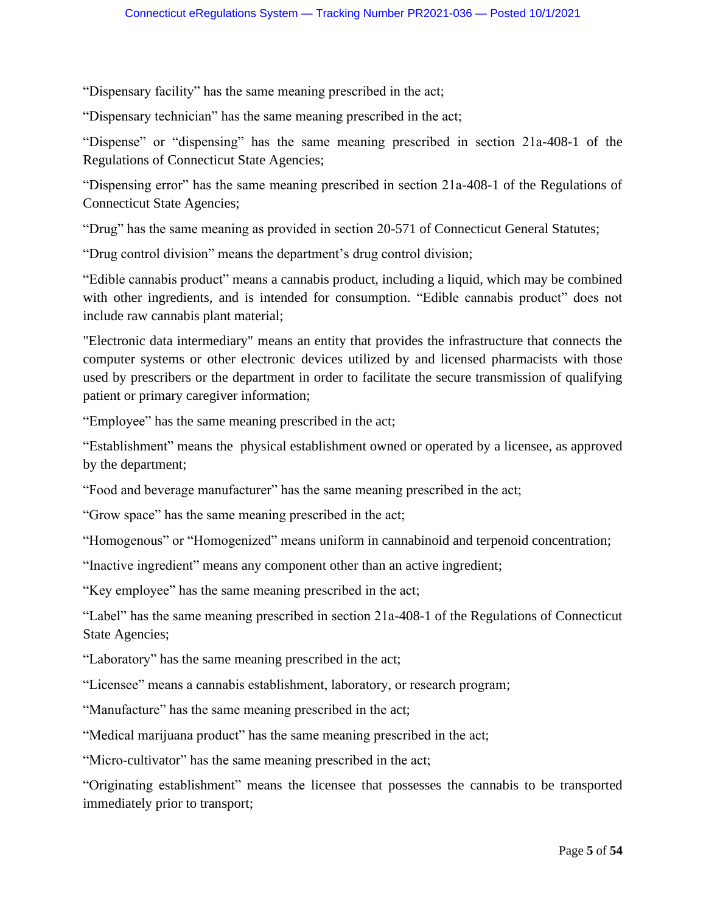"Dispensary facility" has the same meaning prescribed in the act;

"Dispensary technician" has the same meaning prescribed in the act;

"Dispense" or "dispensing" has the same meaning prescribed in section 21a-408-1 of the Regulations of Connecticut State Agencies;

"Dispensing error" has the same meaning prescribed in section 21a-408-1 of the Regulations of Connecticut State Agencies;

"Drug" has the same meaning as provided in section 20-571 of Connecticut General Statutes;

"Drug control division" means the department's drug control division;

"Edible cannabis product" means a cannabis product, including a liquid, which may be combined with other ingredients, and is intended for consumption. "Edible cannabis product" does not include raw cannabis plant material;

"Electronic data intermediary" means an entity that provides the infrastructure that connects the computer systems or other electronic devices utilized by and licensed pharmacists with those used by prescribers or the department in order to facilitate the secure transmission of qualifying patient or primary caregiver information;

"Employee" has the same meaning prescribed in the act;

"Establishment" means the physical establishment owned or operated by a licensee, as approved by the department;

"Food and beverage manufacturer" has the same meaning prescribed in the act;

"Grow space" has the same meaning prescribed in the act;

"Homogenous" or "Homogenized" means uniform in cannabinoid and terpenoid concentration;

"Inactive ingredient" means any component other than an active ingredient;

"Key employee" has the same meaning prescribed in the act;

"Label" has the same meaning prescribed in section 21a-408-1 of the Regulations of Connecticut State Agencies;

"Laboratory" has the same meaning prescribed in the act;

"Licensee" means a cannabis establishment, laboratory, or research program;

"Manufacture" has the same meaning prescribed in the act;

"Medical marijuana product" has the same meaning prescribed in the act;

"Micro-cultivator" has the same meaning prescribed in the act;

"Originating establishment" means the licensee that possesses the cannabis to be transported immediately prior to transport;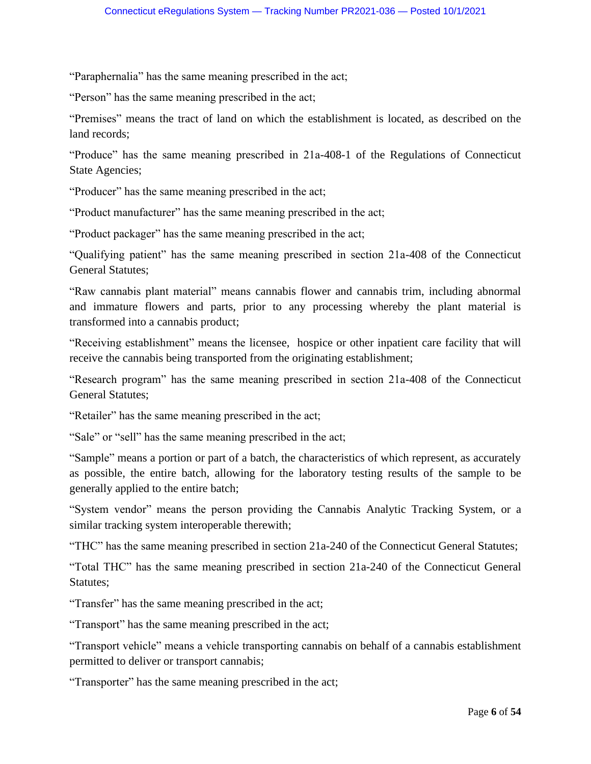"Paraphernalia" has the same meaning prescribed in the act;

"Person" has the same meaning prescribed in the act;

"Premises" means the tract of land on which the establishment is located, as described on the land records;

"Produce" has the same meaning prescribed in 21a-408-1 of the Regulations of Connecticut State Agencies;

"Producer" has the same meaning prescribed in the act;

"Product manufacturer" has the same meaning prescribed in the act;

"Product packager" has the same meaning prescribed in the act;

"Qualifying patient" has the same meaning prescribed in section 21a-408 of the Connecticut General Statutes;

"Raw cannabis plant material" means cannabis flower and cannabis trim, including abnormal and immature flowers and parts, prior to any processing whereby the plant material is transformed into a cannabis product;

"Receiving establishment" means the licensee, hospice or other inpatient care facility that will receive the cannabis being transported from the originating establishment;

"Research program" has the same meaning prescribed in section 21a-408 of the Connecticut General Statutes;

"Retailer" has the same meaning prescribed in the act;

"Sale" or "sell" has the same meaning prescribed in the act;

"Sample" means a portion or part of a batch, the characteristics of which represent, as accurately as possible, the entire batch, allowing for the laboratory testing results of the sample to be generally applied to the entire batch;

"System vendor" means the person providing the Cannabis Analytic Tracking System, or a similar tracking system interoperable therewith;

"THC" has the same meaning prescribed in section 21a-240 of the Connecticut General Statutes;

"Total THC" has the same meaning prescribed in section 21a-240 of the Connecticut General Statutes;

"Transfer" has the same meaning prescribed in the act;

"Transport" has the same meaning prescribed in the act;

"Transport vehicle" means a vehicle transporting cannabis on behalf of a cannabis establishment permitted to deliver or transport cannabis;

"Transporter" has the same meaning prescribed in the act;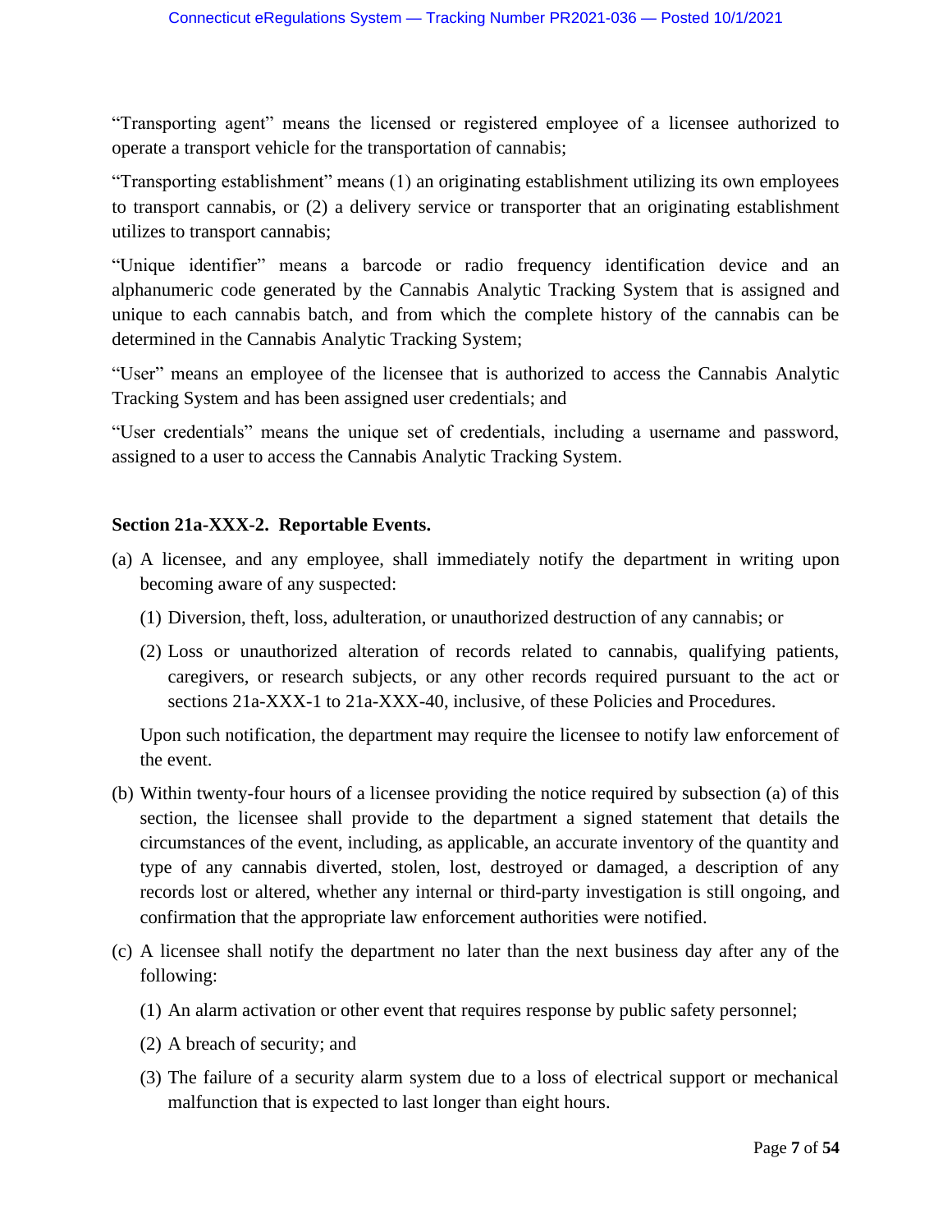"Transporting agent" means the licensed or registered employee of a licensee authorized to operate a transport vehicle for the transportation of cannabis;

"Transporting establishment" means (1) an originating establishment utilizing its own employees to transport cannabis, or (2) a delivery service or transporter that an originating establishment utilizes to transport cannabis;

"Unique identifier" means a barcode or radio frequency identification device and an alphanumeric code generated by the Cannabis Analytic Tracking System that is assigned and unique to each cannabis batch, and from which the complete history of the cannabis can be determined in the Cannabis Analytic Tracking System;

"User" means an employee of the licensee that is authorized to access the Cannabis Analytic Tracking System and has been assigned user credentials; and

"User credentials" means the unique set of credentials, including a username and password, assigned to a user to access the Cannabis Analytic Tracking System.

**Section 21a-XXX-2. Reportable Events.**

(a) A licensee, and any employee, shall immediately notify the department in writing upon becoming aware of any suspected:

(1) Diversion, theft, loss, adulteration, or unauthorized destruction of any cannabis; or

(2) Loss or unauthorized alteration of records related to cannabis, qualifying patients, caregivers, or research subjects, or any other records required pursuant to the act or sections 21a-XXX-1 to 21a-XXX-40, inclusive, of these Policies and Procedures.

Upon such notification, the department may require the licensee to notify law enforcement of the event.

(b) Within twenty-four hours of a licensee providing the notice required by subsection (a) of this section, the licensee shall provide to the department a signed statement that details the circumstances of the event, including, as applicable, an accurate inventory of the quantity and type of any cannabis diverted, stolen, lost, destroyed or damaged, a description of any records lost or altered, whether any internal or third-party investigation is still ongoing, and confirmation that the appropriate law enforcement authorities were notified.

(c) A licensee shall notify the department no later than the next business day after any of the following:

(1) An alarm activation or other event that requires response by public safety personnel;

(2) A breach of security; and

(3) The failure of a security alarm system due to a loss of electrical support or mechanical malfunction that is expected to last longer than eight hours.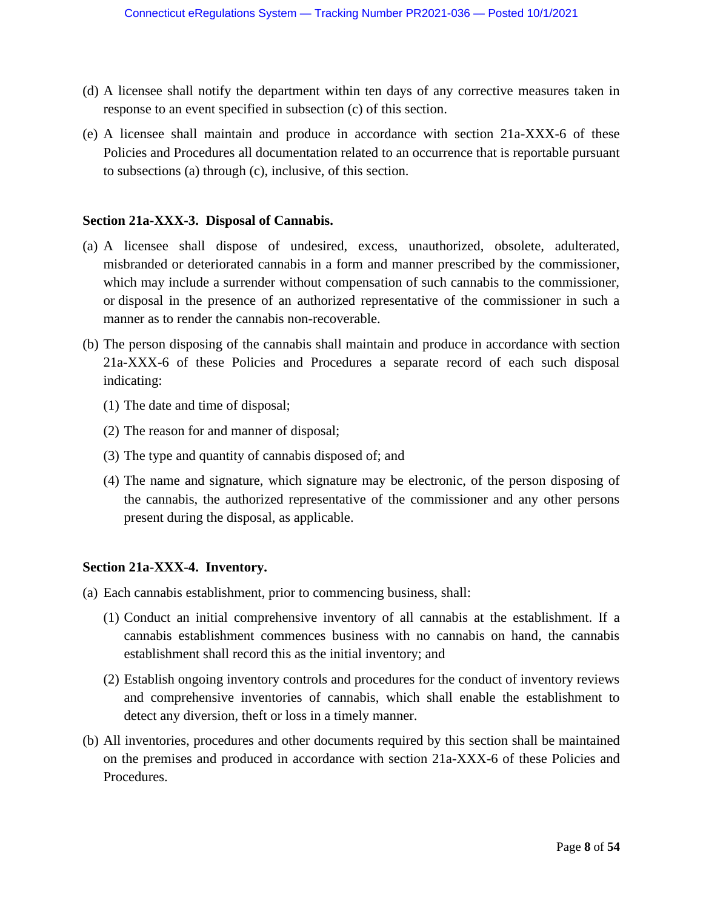(d) A licensee shall notify the department within ten days of any corrective measures taken in response to an event specified in subsection (c) of this section.

(e) A licensee shall maintain and produce in accordance with section 21a-XXX-6 of these Policies and Procedures all documentation related to an occurrence that is reportable pursuant to subsections (a) through (c), inclusive, of this section.

**Section 21a-XXX-3. Disposal of Cannabis.**

(a) A licensee shall dispose of undesired, excess, unauthorized, obsolete, adulterated, misbranded or deteriorated cannabis in a form and manner prescribed by the commissioner, which may include a surrender without compensation of such cannabis to the commissioner, or disposal in the presence of an authorized representative of the commissioner in such a manner as to render the cannabis non-recoverable.

(b) The person disposing of the cannabis shall maintain and produce in accordance with section 21a-XXX-6 of these Policies and Procedures a separate record of each such disposal indicating:

   (1) The date and time of disposal;

   (2) The reason for and manner of disposal;

   (3) The type and quantity of cannabis disposed of; and

   (4) The name and signature, which signature may be electronic, of the person disposing of the cannabis, the authorized representative of the commissioner and any other persons present during the disposal, as applicable.

**Section 21a-XXX-4. Inventory.**

(a) Each cannabis establishment, prior to commencing business, shall:

   (1) Conduct an initial comprehensive inventory of all cannabis at the establishment. If a cannabis establishment commences business with no cannabis on hand, the cannabis establishment shall record this as the initial inventory; and

   (2) Establish ongoing inventory controls and procedures for the conduct of inventory reviews and comprehensive inventories of cannabis, which shall enable the establishment to detect any diversion, theft or loss in a timely manner.

(b) All inventories, procedures and other documents required by this section shall be maintained on the premises and produced in accordance with section 21a-XXX-6 of these Policies and Procedures.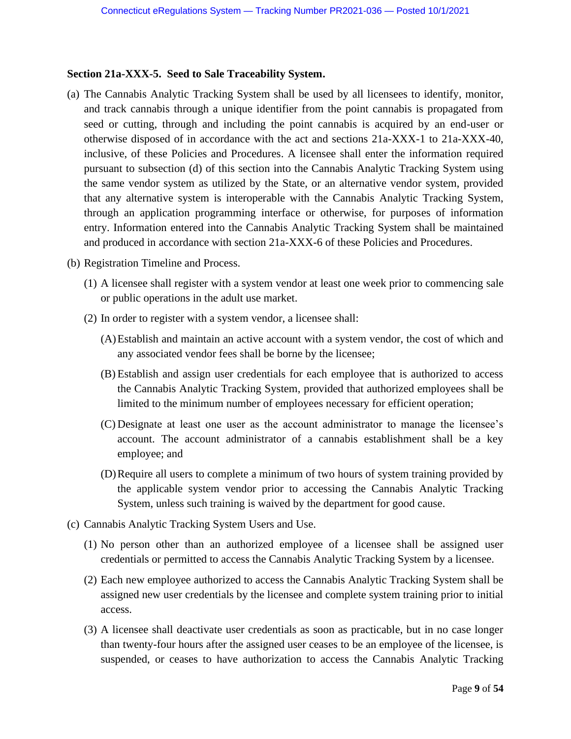**Section 21a-XXX-5. Seed to Sale Traceability System.**

(a) The Cannabis Analytic Tracking System shall be used by all licensees to identify, monitor, and track cannabis through a unique identifier from the point cannabis is propagated from seed or cutting, through and including the point cannabis is acquired by an end-user or otherwise disposed of in accordance with the act and sections 21a-XXX-1 to 21a-XXX-40, inclusive, of these Policies and Procedures. A licensee shall enter the information required pursuant to subsection (d) of this section into the Cannabis Analytic Tracking System using the same vendor system as utilized by the State, or an alternative vendor system, provided that any alternative system is interoperable with the Cannabis Analytic Tracking System, through an application programming interface or otherwise, for purposes of information entry. Information entered into the Cannabis Analytic Tracking System shall be maintained and produced in accordance with section 21a-XXX-6 of these Policies and Procedures.

(b) Registration Timeline and Process.

   (1) A licensee shall register with a system vendor at least one week prior to commencing sale or public operations in the adult use market.

   (2) In order to register with a system vendor, a licensee shall:

      (A) Establish and maintain an active account with a system vendor, the cost of which and any associated vendor fees shall be borne by the licensee;

      (B) Establish and assign user credentials for each employee that is authorized to access the Cannabis Analytic Tracking System, provided that authorized employees shall be limited to the minimum number of employees necessary for efficient operation;

      (C) Designate at least one user as the account administrator to manage the licensee's account. The account administrator of a cannabis establishment shall be a key employee; and

      (D) Require all users to complete a minimum of two hours of system training provided by the applicable system vendor prior to accessing the Cannabis Analytic Tracking System, unless such training is waived by the department for good cause.

(c) Cannabis Analytic Tracking System Users and Use.

   (1) No person other than an authorized employee of a licensee shall be assigned user credentials or permitted to access the Cannabis Analytic Tracking System by a licensee.

   (2) Each new employee authorized to access the Cannabis Analytic Tracking System shall be assigned new user credentials by the licensee and complete system training prior to initial access.

   (3) A licensee shall deactivate user credentials as soon as practicable, but in no case longer than twenty-four hours after the assigned user ceases to be an employee of the licensee, is suspended, or ceases to have authorization to access the Cannabis Analytic Tracking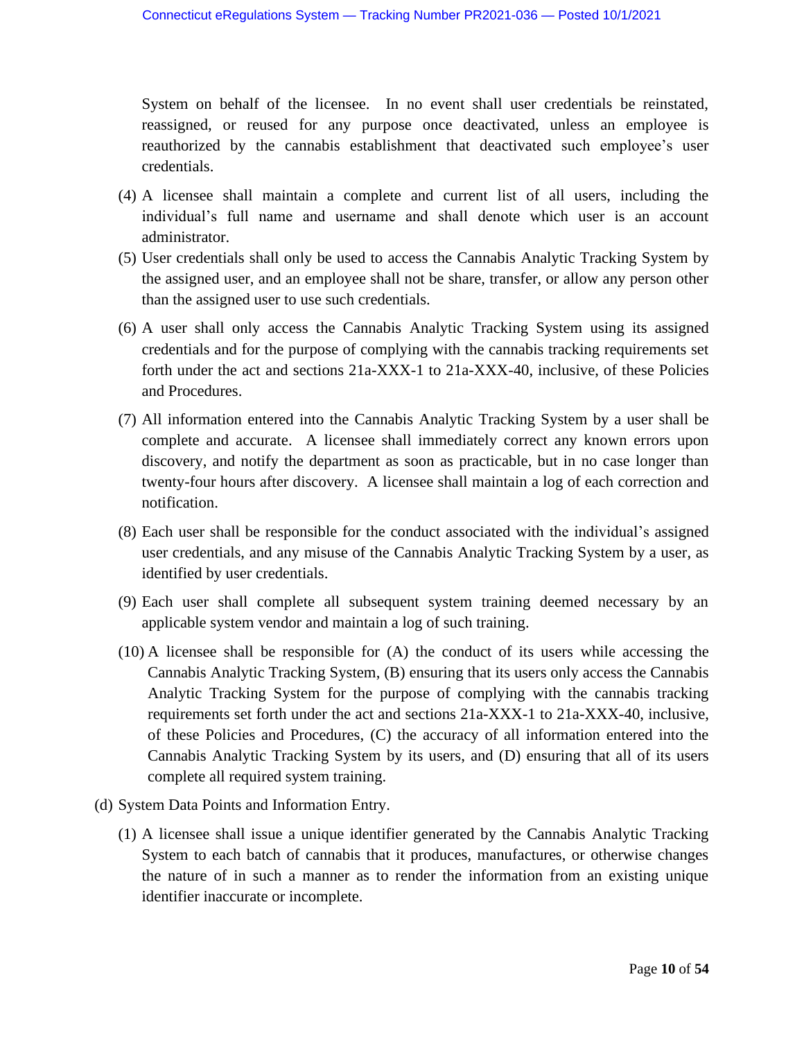System on behalf of the licensee. In no event shall user credentials be reinstated, reassigned, or reused for any purpose once deactivated, unless an employee is reauthorized by the cannabis establishment that deactivated such employee's user credentials.

(4) A licensee shall maintain a complete and current list of all users, including the individual's full name and username and shall denote which user is an account administrator.

(5) User credentials shall only be used to access the Cannabis Analytic Tracking System by the assigned user, and an employee shall not be share, transfer, or allow any person other than the assigned user to use such credentials.

(6) A user shall only access the Cannabis Analytic Tracking System using its assigned credentials and for the purpose of complying with the cannabis tracking requirements set forth under the act and sections 21a-XXX-1 to 21a-XXX-40, inclusive, of these Policies and Procedures.

(7) All information entered into the Cannabis Analytic Tracking System by a user shall be complete and accurate. A licensee shall immediately correct any known errors upon discovery, and notify the department as soon as practicable, but in no case longer than twenty-four hours after discovery. A licensee shall maintain a log of each correction and notification.

(8) Each user shall be responsible for the conduct associated with the individual's assigned user credentials, and any misuse of the Cannabis Analytic Tracking System by a user, as identified by user credentials.

(9) Each user shall complete all subsequent system training deemed necessary by an applicable system vendor and maintain a log of such training.

(10) A licensee shall be responsible for (A) the conduct of its users while accessing the Cannabis Analytic Tracking System, (B) ensuring that its users only access the Cannabis Analytic Tracking System for the purpose of complying with the cannabis tracking requirements set forth under the act and sections 21a-XXX-1 to 21a-XXX-40, inclusive, of these Policies and Procedures, (C) the accuracy of all information entered into the Cannabis Analytic Tracking System by its users, and (D) ensuring that all of its users complete all required system training.

(d) System Data Points and Information Entry.

(1) A licensee shall issue a unique identifier generated by the Cannabis Analytic Tracking System to each batch of cannabis that it produces, manufactures, or otherwise changes the nature of in such a manner as to render the information from an existing unique identifier inaccurate or incomplete.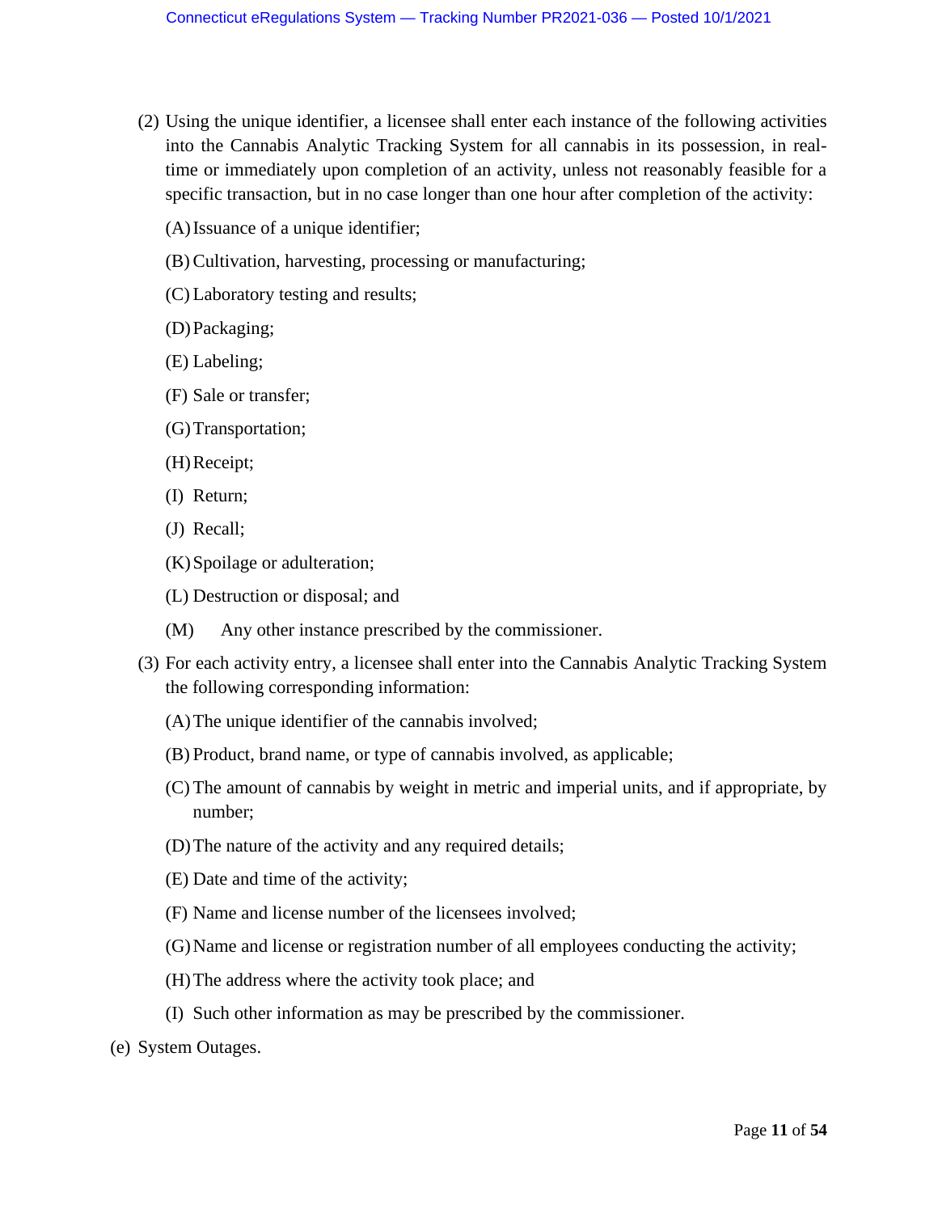(2) Using the unique identifier, a licensee shall enter each instance of the following activities into the Cannabis Analytic Tracking System for all cannabis in its possession, in real-time or immediately upon completion of an activity, unless not reasonably feasible for a specific transaction, but in no case longer than one hour after completion of the activity:

(A) Issuance of a unique identifier;

(B) Cultivation, harvesting, processing or manufacturing;

(C) Laboratory testing and results;

(D) Packaging;

(E) Labeling;

(F) Sale or transfer;

(G) Transportation;

(H) Receipt;

(I) Return;

(J) Recall;

(K) Spoilage or adulteration;

(L) Destruction or disposal; and

(M) Any other instance prescribed by the commissioner.

(3) For each activity entry, a licensee shall enter into the Cannabis Analytic Tracking System the following corresponding information:

(A) The unique identifier of the cannabis involved;

(B) Product, brand name, or type of cannabis involved, as applicable;

(C) The amount of cannabis by weight in metric and imperial units, and if appropriate, by number;

(D) The nature of the activity and any required details;

(E) Date and time of the activity;

(F) Name and license number of the licensees involved;

(G) Name and license or registration number of all employees conducting the activity;

(H) The address where the activity took place; and

(I) Such other information as may be prescribed by the commissioner.

(e) System Outages.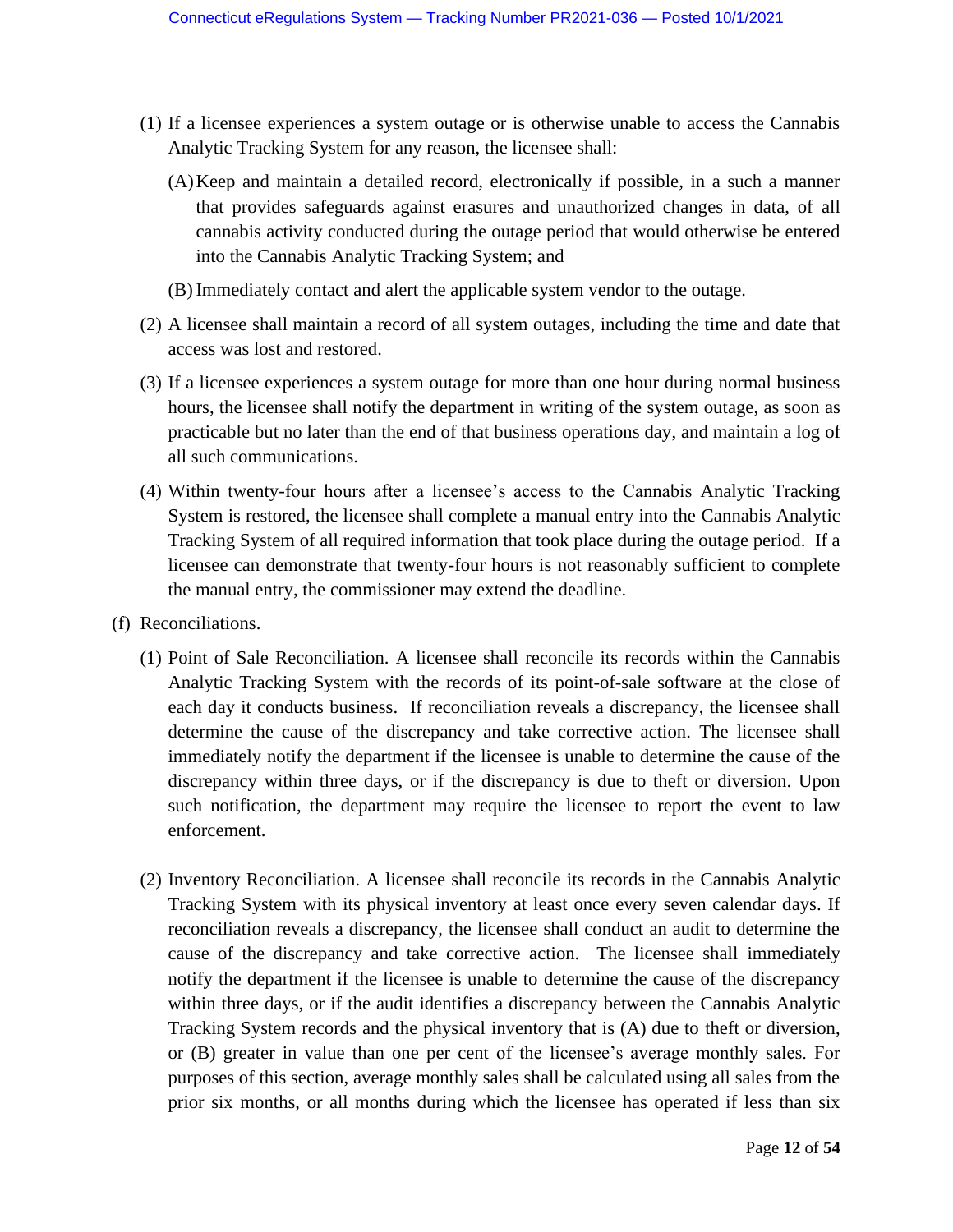(1) If a licensee experiences a system outage or is otherwise unable to access the Cannabis Analytic Tracking System for any reason, the licensee shall:

   (A) Keep and maintain a detailed record, electronically if possible, in a such a manner that provides safeguards against erasures and unauthorized changes in data, of all cannabis activity conducted during the outage period that would otherwise be entered into the Cannabis Analytic Tracking System; and

   (B) Immediately contact and alert the applicable system vendor to the outage.

(2) A licensee shall maintain a record of all system outages, including the time and date that access was lost and restored.

(3) If a licensee experiences a system outage for more than one hour during normal business hours, the licensee shall notify the department in writing of the system outage, as soon as practicable but no later than the end of that business operations day, and maintain a log of all such communications.

(4) Within twenty-four hours after a licensee's access to the Cannabis Analytic Tracking System is restored, the licensee shall complete a manual entry into the Cannabis Analytic Tracking System of all required information that took place during the outage period. If a licensee can demonstrate that twenty-four hours is not reasonably sufficient to complete the manual entry, the commissioner may extend the deadline.

(f) Reconciliations.

(1) Point of Sale Reconciliation. A licensee shall reconcile its records within the Cannabis Analytic Tracking System with the records of its point-of-sale software at the close of each day it conducts business. If reconciliation reveals a discrepancy, the licensee shall determine the cause of the discrepancy and take corrective action. The licensee shall immediately notify the department if the licensee is unable to determine the cause of the discrepancy within three days, or if the discrepancy is due to theft or diversion. Upon such notification, the department may require the licensee to report the event to law enforcement.

(2) Inventory Reconciliation. A licensee shall reconcile its records in the Cannabis Analytic Tracking System with its physical inventory at least once every seven calendar days. If reconciliation reveals a discrepancy, the licensee shall conduct an audit to determine the cause of the discrepancy and take corrective action. The licensee shall immediately notify the department if the licensee is unable to determine the cause of the discrepancy within three days, or if the audit identifies a discrepancy between the Cannabis Analytic Tracking System records and the physical inventory that is (A) due to theft or diversion, or (B) greater in value than one per cent of the licensee's average monthly sales. For purposes of this section, average monthly sales shall be calculated using all sales from the prior six months, or all months during which the licensee has operated if less than six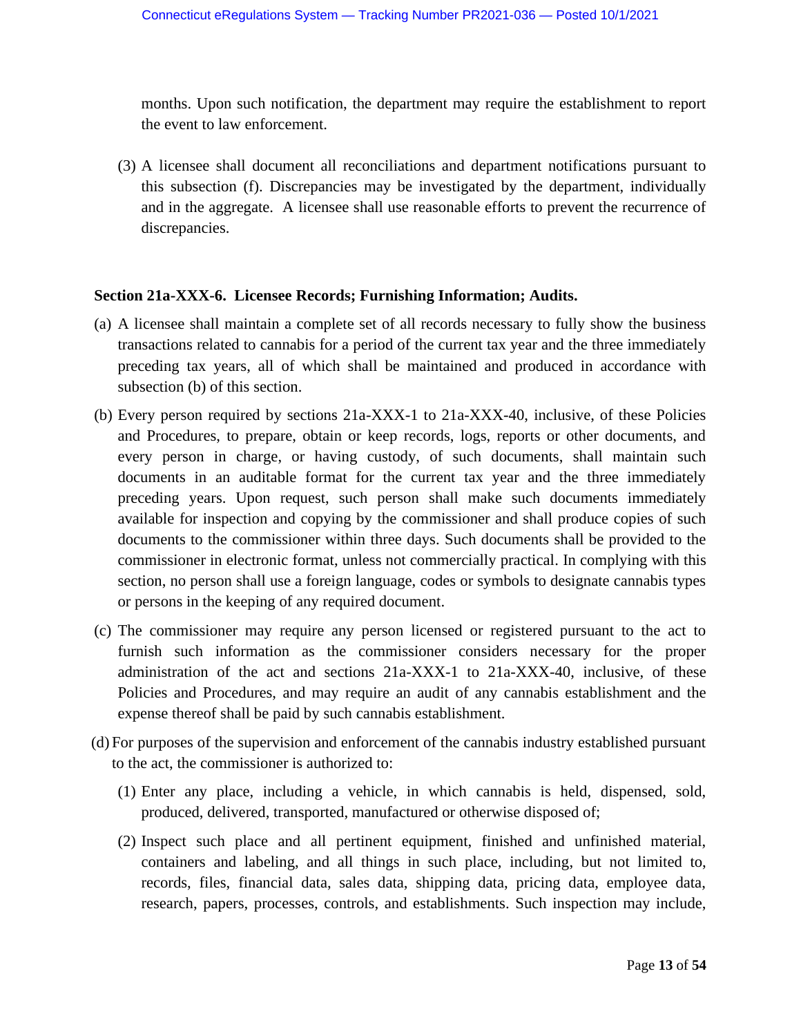months. Upon such notification, the department may require the establishment to report the event to law enforcement.

(3) A licensee shall document all reconciliations and department notifications pursuant to this subsection (f). Discrepancies may be investigated by the department, individually and in the aggregate. A licensee shall use reasonable efforts to prevent the recurrence of discrepancies.

**Section 21a-XXX-6. Licensee Records; Furnishing Information; Audits.**

(a) A licensee shall maintain a complete set of all records necessary to fully show the business transactions related to cannabis for a period of the current tax year and the three immediately preceding tax years, all of which shall be maintained and produced in accordance with subsection (b) of this section.

(b) Every person required by sections 21a-XXX-1 to 21a-XXX-40, inclusive, of these Policies and Procedures, to prepare, obtain or keep records, logs, reports or other documents, and every person in charge, or having custody, of such documents, shall maintain such documents in an auditable format for the current tax year and the three immediately preceding years. Upon request, such person shall make such documents immediately available for inspection and copying by the commissioner and shall produce copies of such documents to the commissioner within three days. Such documents shall be provided to the commissioner in electronic format, unless not commercially practical. In complying with this section, no person shall use a foreign language, codes or symbols to designate cannabis types or persons in the keeping of any required document.

(c) The commissioner may require any person licensed or registered pursuant to the act to furnish such information as the commissioner considers necessary for the proper administration of the act and sections 21a-XXX-1 to 21a-XXX-40, inclusive, of these Policies and Procedures, and may require an audit of any cannabis establishment and the expense thereof shall be paid by such cannabis establishment.

(d) For purposes of the supervision and enforcement of the cannabis industry established pursuant to the act, the commissioner is authorized to:

(1) Enter any place, including a vehicle, in which cannabis is held, dispensed, sold, produced, delivered, transported, manufactured or otherwise disposed of;

(2) Inspect such place and all pertinent equipment, finished and unfinished material, containers and labeling, and all things in such place, including, but not limited to, records, files, financial data, sales data, shipping data, pricing data, employee data, research, papers, processes, controls, and establishments. Such inspection may include,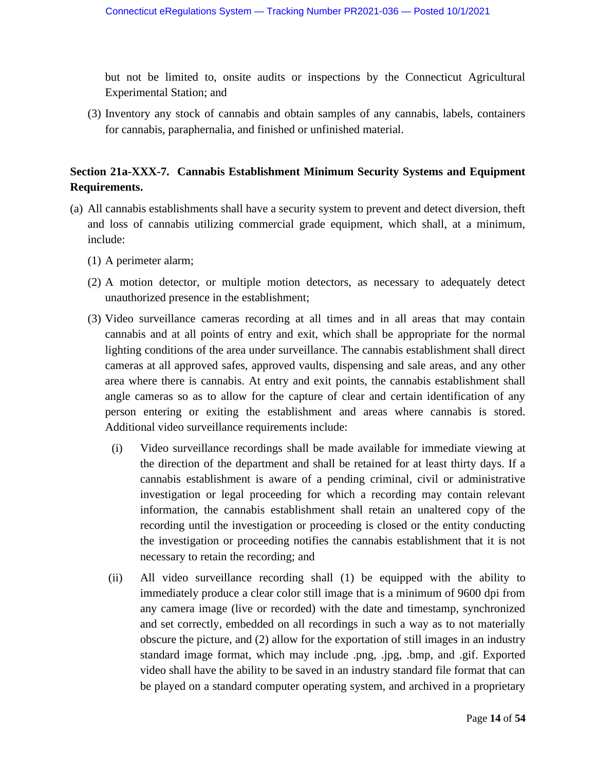but not be limited to, onsite audits or inspections by the Connecticut Agricultural Experimental Station; and

(3) Inventory any stock of cannabis and obtain samples of any cannabis, labels, containers for cannabis, paraphernalia, and finished or unfinished material.

**Section 21a-XXX-7. Cannabis Establishment Minimum Security Systems and Equipment Requirements.**

(a) All cannabis establishments shall have a security system to prevent and detect diversion, theft and loss of cannabis utilizing commercial grade equipment, which shall, at a minimum, include:

(1) A perimeter alarm;

(2) A motion detector, or multiple motion detectors, as necessary to adequately detect unauthorized presence in the establishment;

(3) Video surveillance cameras recording at all times and in all areas that may contain cannabis and at all points of entry and exit, which shall be appropriate for the normal lighting conditions of the area under surveillance. The cannabis establishment shall direct cameras at all approved safes, approved vaults, dispensing and sale areas, and any other area where there is cannabis. At entry and exit points, the cannabis establishment shall angle cameras so as to allow for the capture of clear and certain identification of any person entering or exiting the establishment and areas where cannabis is stored. Additional video surveillance requirements include:

(i) Video surveillance recordings shall be made available for immediate viewing at the direction of the department and shall be retained for at least thirty days. If a cannabis establishment is aware of a pending criminal, civil or administrative investigation or legal proceeding for which a recording may contain relevant information, the cannabis establishment shall retain an unaltered copy of the recording until the investigation or proceeding is closed or the entity conducting the investigation or proceeding notifies the cannabis establishment that it is not necessary to retain the recording; and

(ii) All video surveillance recording shall (1) be equipped with the ability to immediately produce a clear color still image that is a minimum of 9600 dpi from any camera image (live or recorded) with the date and timestamp, synchronized and set correctly, embedded on all recordings in such a way as to not materially obscure the picture, and (2) allow for the exportation of still images in an industry standard image format, which may include .png, .jpg, .bmp, and .gif. Exported video shall have the ability to be saved in an industry standard file format that can be played on a standard computer operating system, and archived in a proprietary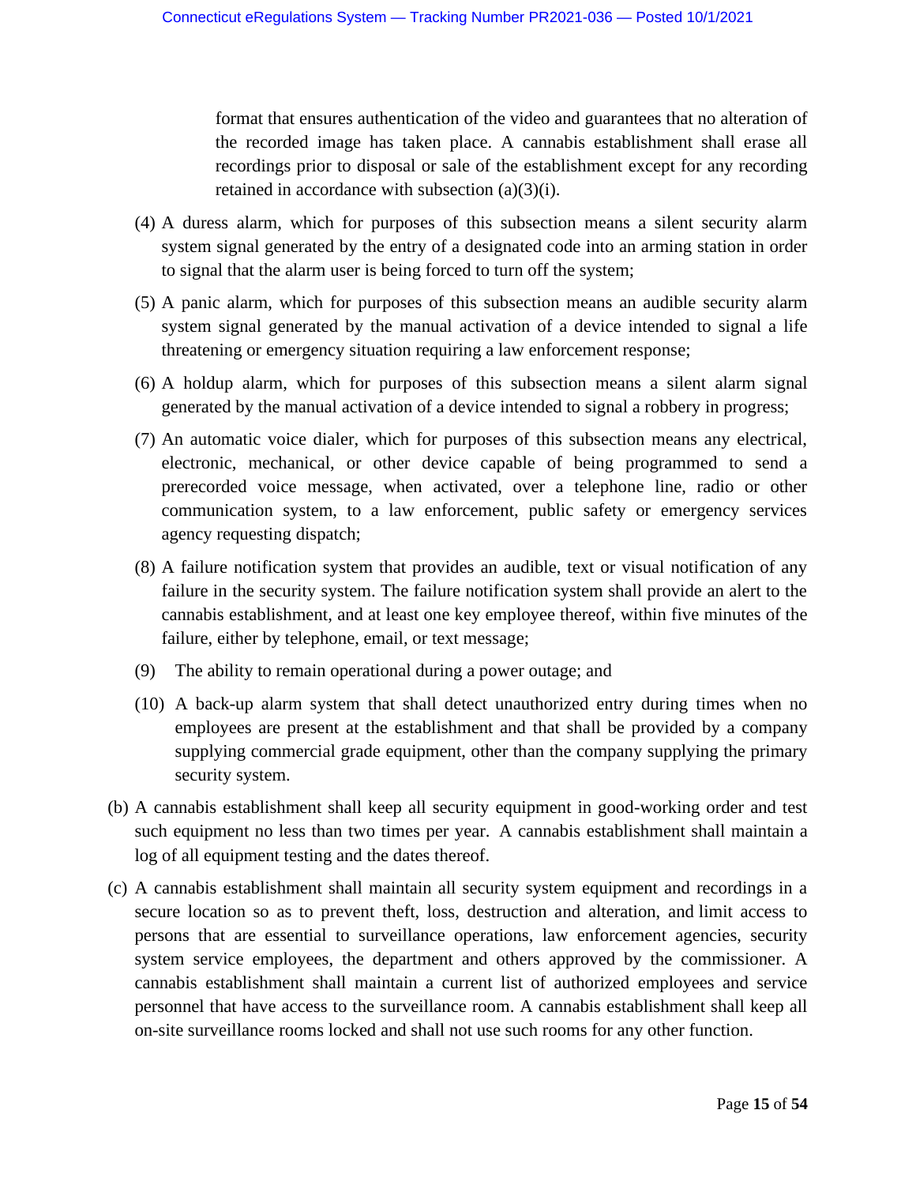format that ensures authentication of the video and guarantees that no alteration of the recorded image has taken place. A cannabis establishment shall erase all recordings prior to disposal or sale of the establishment except for any recording retained in accordance with subsection (a)(3)(i).

(4) A duress alarm, which for purposes of this subsection means a silent security alarm system signal generated by the entry of a designated code into an arming station in order to signal that the alarm user is being forced to turn off the system;

(5) A panic alarm, which for purposes of this subsection means an audible security alarm system signal generated by the manual activation of a device intended to signal a life threatening or emergency situation requiring a law enforcement response;

(6) A holdup alarm, which for purposes of this subsection means a silent alarm signal generated by the manual activation of a device intended to signal a robbery in progress;

(7) An automatic voice dialer, which for purposes of this subsection means any electrical, electronic, mechanical, or other device capable of being programmed to send a prerecorded voice message, when activated, over a telephone line, radio or other communication system, to a law enforcement, public safety or emergency services agency requesting dispatch;

(8) A failure notification system that provides an audible, text or visual notification of any failure in the security system. The failure notification system shall provide an alert to the cannabis establishment, and at least one key employee thereof, within five minutes of the failure, either by telephone, email, or text message;

(9) The ability to remain operational during a power outage; and

(10) A back-up alarm system that shall detect unauthorized entry during times when no employees are present at the establishment and that shall be provided by a company supplying commercial grade equipment, other than the company supplying the primary security system.

(b) A cannabis establishment shall keep all security equipment in good-working order and test such equipment no less than two times per year. A cannabis establishment shall maintain a log of all equipment testing and the dates thereof.

(c) A cannabis establishment shall maintain all security system equipment and recordings in a secure location so as to prevent theft, loss, destruction and alteration, and limit access to persons that are essential to surveillance operations, law enforcement agencies, security system service employees, the department and others approved by the commissioner. A cannabis establishment shall maintain a current list of authorized employees and service personnel that have access to the surveillance room. A cannabis establishment shall keep all on-site surveillance rooms locked and shall not use such rooms for any other function.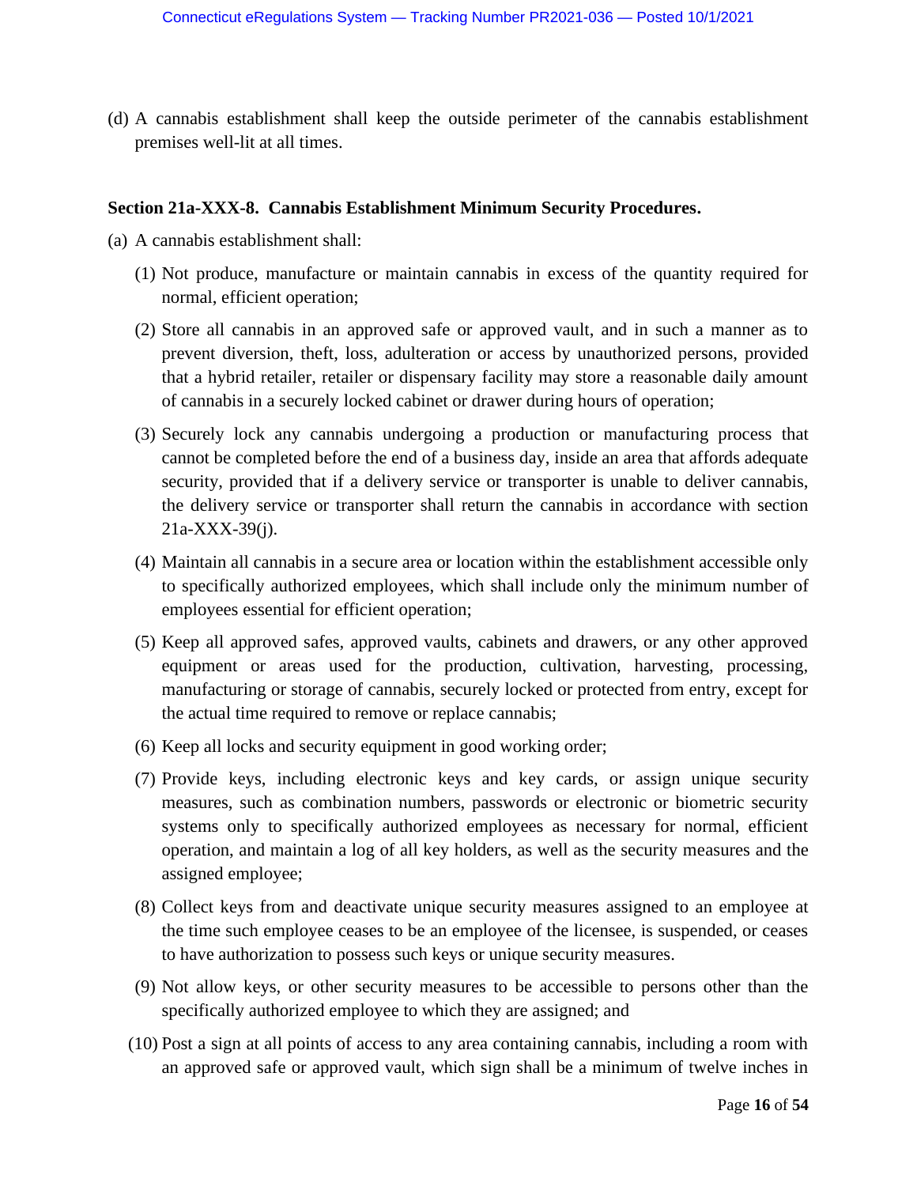(d) A cannabis establishment shall keep the outside perimeter of the cannabis establishment premises well-lit at all times.

**Section 21a-XXX-8. Cannabis Establishment Minimum Security Procedures.**

(a) A cannabis establishment shall:

(1) Not produce, manufacture or maintain cannabis in excess of the quantity required for normal, efficient operation;

(2) Store all cannabis in an approved safe or approved vault, and in such a manner as to prevent diversion, theft, loss, adulteration or access by unauthorized persons, provided that a hybrid retailer, retailer or dispensary facility may store a reasonable daily amount of cannabis in a securely locked cabinet or drawer during hours of operation;

(3) Securely lock any cannabis undergoing a production or manufacturing process that cannot be completed before the end of a business day, inside an area that affords adequate security, provided that if a delivery service or transporter is unable to deliver cannabis, the delivery service or transporter shall return the cannabis in accordance with section 21a-XXX-39(j).

(4) Maintain all cannabis in a secure area or location within the establishment accessible only to specifically authorized employees, which shall include only the minimum number of employees essential for efficient operation;

(5) Keep all approved safes, approved vaults, cabinets and drawers, or any other approved equipment or areas used for the production, cultivation, harvesting, processing, manufacturing or storage of cannabis, securely locked or protected from entry, except for the actual time required to remove or replace cannabis;

(6) Keep all locks and security equipment in good working order;

(7) Provide keys, including electronic keys and key cards, or assign unique security measures, such as combination numbers, passwords or electronic or biometric security systems only to specifically authorized employees as necessary for normal, efficient operation, and maintain a log of all key holders, as well as the security measures and the assigned employee;

(8) Collect keys from and deactivate unique security measures assigned to an employee at the time such employee ceases to be an employee of the licensee, is suspended, or ceases to have authorization to possess such keys or unique security measures.

(9) Not allow keys, or other security measures to be accessible to persons other than the specifically authorized employee to which they are assigned; and

(10) Post a sign at all points of access to any area containing cannabis, including a room with an approved safe or approved vault, which sign shall be a minimum of twelve inches in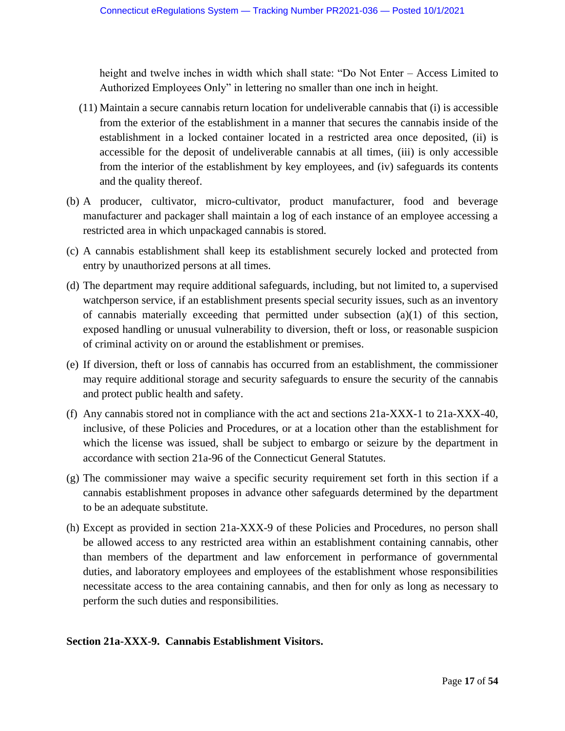height and twelve inches in width which shall state: "Do Not Enter – Access Limited to Authorized Employees Only" in lettering no smaller than one inch in height.

(11) Maintain a secure cannabis return location for undeliverable cannabis that (i) is accessible from the exterior of the establishment in a manner that secures the cannabis inside of the establishment in a locked container located in a restricted area once deposited, (ii) is accessible for the deposit of undeliverable cannabis at all times, (iii) is only accessible from the interior of the establishment by key employees, and (iv) safeguards its contents and the quality thereof.

(b) A producer, cultivator, micro-cultivator, product manufacturer, food and beverage manufacturer and packager shall maintain a log of each instance of an employee accessing a restricted area in which unpackaged cannabis is stored.

(c) A cannabis establishment shall keep its establishment securely locked and protected from entry by unauthorized persons at all times.

(d) The department may require additional safeguards, including, but not limited to, a supervised watchperson service, if an establishment presents special security issues, such as an inventory of cannabis materially exceeding that permitted under subsection (a)(1) of this section, exposed handling or unusual vulnerability to diversion, theft or loss, or reasonable suspicion of criminal activity on or around the establishment or premises.

(e) If diversion, theft or loss of cannabis has occurred from an establishment, the commissioner may require additional storage and security safeguards to ensure the security of the cannabis and protect public health and safety.

(f) Any cannabis stored not in compliance with the act and sections 21a-XXX-1 to 21a-XXX-40, inclusive, of these Policies and Procedures, or at a location other than the establishment for which the license was issued, shall be subject to embargo or seizure by the department in accordance with section 21a-96 of the Connecticut General Statutes.

(g) The commissioner may waive a specific security requirement set forth in this section if a cannabis establishment proposes in advance other safeguards determined by the department to be an adequate substitute.

(h) Except as provided in section 21a-XXX-9 of these Policies and Procedures, no person shall be allowed access to any restricted area within an establishment containing cannabis, other than members of the department and law enforcement in performance of governmental duties, and laboratory employees and employees of the establishment whose responsibilities necessitate access to the area containing cannabis, and then for only as long as necessary to perform the such duties and responsibilities.

**Section 21a-XXX-9. Cannabis Establishment Visitors.**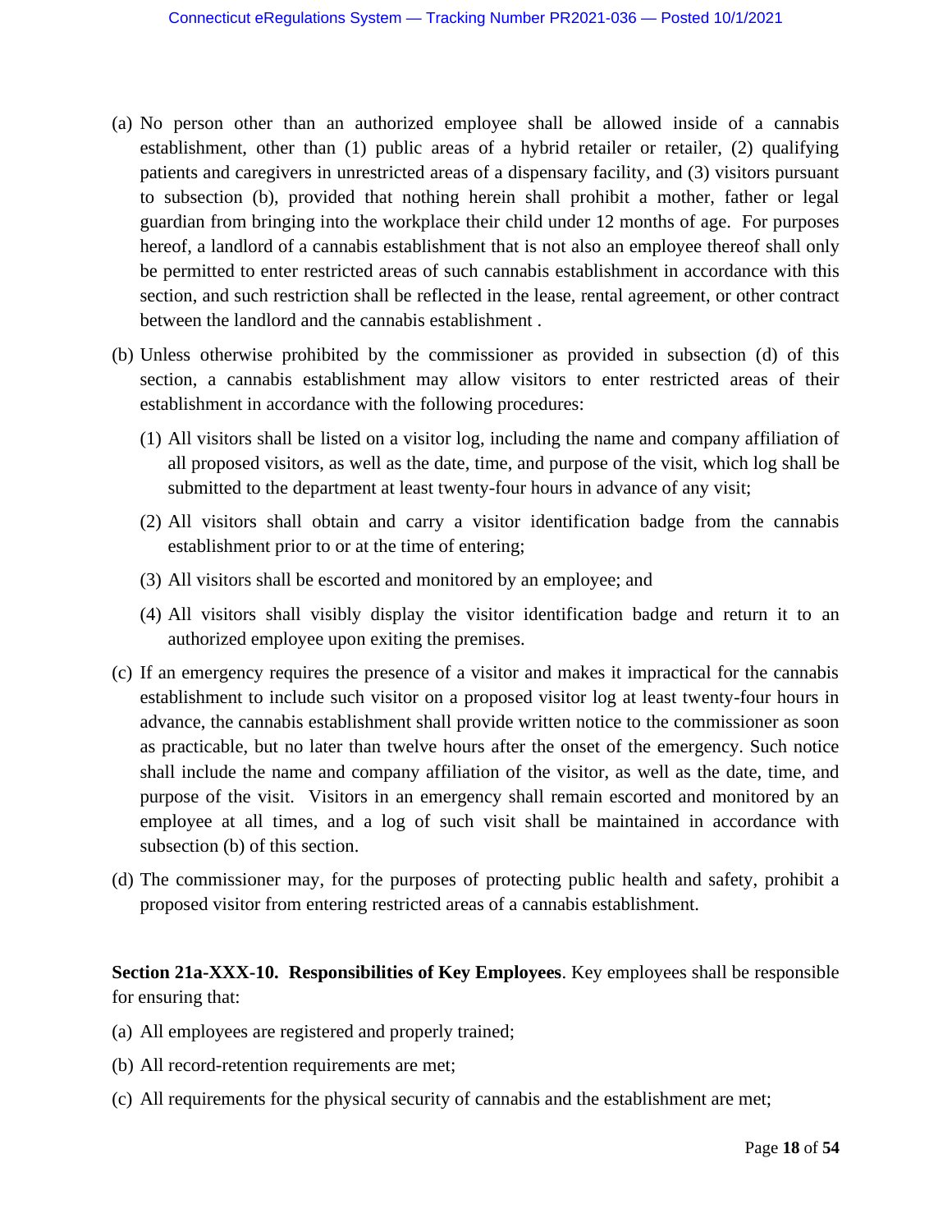(a) No person other than an authorized employee shall be allowed inside of a cannabis establishment, other than (1) public areas of a hybrid retailer or retailer, (2) qualifying patients and caregivers in unrestricted areas of a dispensary facility, and (3) visitors pursuant to subsection (b), provided that nothing herein shall prohibit a mother, father or legal guardian from bringing into the workplace their child under 12 months of age. For purposes hereof, a landlord of a cannabis establishment that is not also an employee thereof shall only be permitted to enter restricted areas of such cannabis establishment in accordance with this section, and such restriction shall be reflected in the lease, rental agreement, or other contract between the landlord and the cannabis establishment .

(b) Unless otherwise prohibited by the commissioner as provided in subsection (d) of this section, a cannabis establishment may allow visitors to enter restricted areas of their establishment in accordance with the following procedures:

   (1) All visitors shall be listed on a visitor log, including the name and company affiliation of all proposed visitors, as well as the date, time, and purpose of the visit, which log shall be submitted to the department at least twenty-four hours in advance of any visit;

   (2) All visitors shall obtain and carry a visitor identification badge from the cannabis establishment prior to or at the time of entering;

   (3) All visitors shall be escorted and monitored by an employee; and

   (4) All visitors shall visibly display the visitor identification badge and return it to an authorized employee upon exiting the premises.

(c) If an emergency requires the presence of a visitor and makes it impractical for the cannabis establishment to include such visitor on a proposed visitor log at least twenty-four hours in advance, the cannabis establishment shall provide written notice to the commissioner as soon as practicable, but no later than twelve hours after the onset of the emergency. Such notice shall include the name and company affiliation of the visitor, as well as the date, time, and purpose of the visit. Visitors in an emergency shall remain escorted and monitored by an employee at all times, and a log of such visit shall be maintained in accordance with subsection (b) of this section.

(d) The commissioner may, for the purposes of protecting public health and safety, prohibit a proposed visitor from entering restricted areas of a cannabis establishment.

**Section 21a-XXX-10. Responsibilities of Key Employees**. Key employees shall be responsible for ensuring that:

(a) All employees are registered and properly trained;

(b) All record-retention requirements are met;

(c) All requirements for the physical security of cannabis and the establishment are met;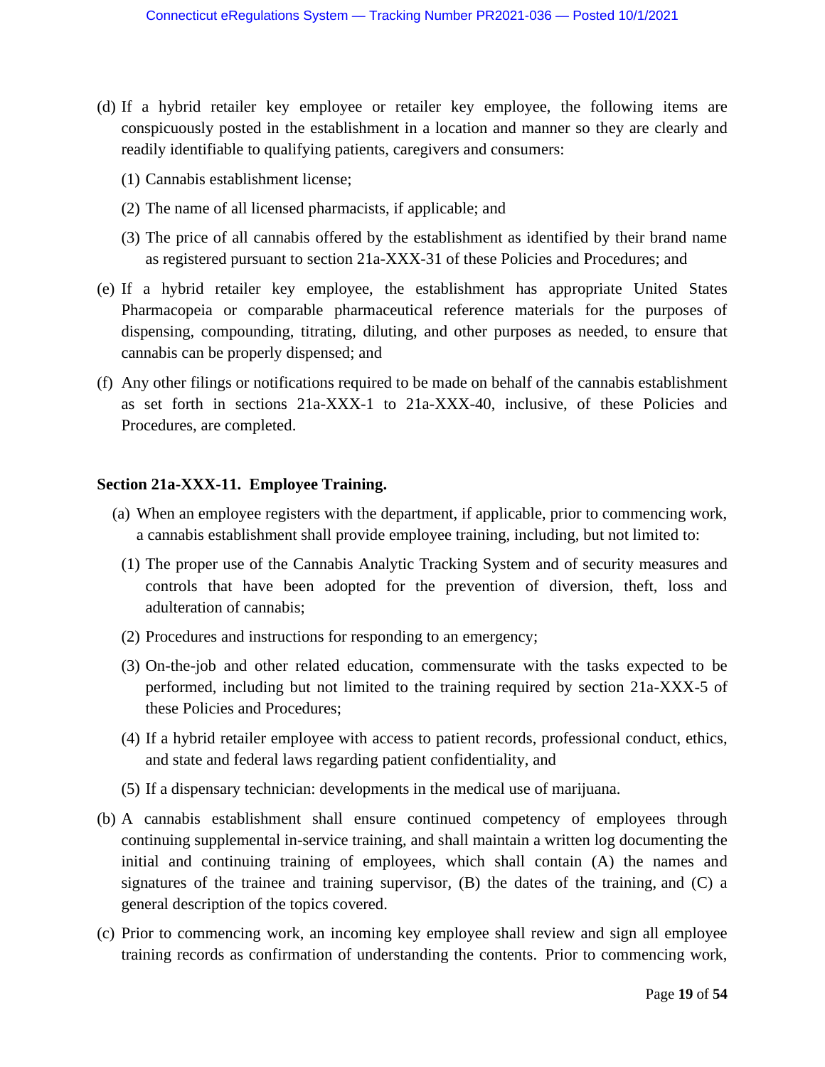(d) If a hybrid retailer key employee or retailer key employee, the following items are conspicuously posted in the establishment in a location and manner so they are clearly and readily identifiable to qualifying patients, caregivers and consumers:

(1) Cannabis establishment license;

(2) The name of all licensed pharmacists, if applicable; and

(3) The price of all cannabis offered by the establishment as identified by their brand name as registered pursuant to section 21a-XXX-31 of these Policies and Procedures; and

(e) If a hybrid retailer key employee, the establishment has appropriate United States Pharmacopeia or comparable pharmaceutical reference materials for the purposes of dispensing, compounding, titrating, diluting, and other purposes as needed, to ensure that cannabis can be properly dispensed; and

(f) Any other filings or notifications required to be made on behalf of the cannabis establishment as set forth in sections 21a-XXX-1 to 21a-XXX-40, inclusive, of these Policies and Procedures, are completed.

**Section 21a-XXX-11. Employee Training.**

(a) When an employee registers with the department, if applicable, prior to commencing work, a cannabis establishment shall provide employee training, including, but not limited to:

(1) The proper use of the Cannabis Analytic Tracking System and of security measures and controls that have been adopted for the prevention of diversion, theft, loss and adulteration of cannabis;

(2) Procedures and instructions for responding to an emergency;

(3) On-the-job and other related education, commensurate with the tasks expected to be performed, including but not limited to the training required by section 21a-XXX-5 of these Policies and Procedures;

(4) If a hybrid retailer employee with access to patient records, professional conduct, ethics, and state and federal laws regarding patient confidentiality, and

(5) If a dispensary technician: developments in the medical use of marijuana.

(b) A cannabis establishment shall ensure continued competency of employees through continuing supplemental in-service training, and shall maintain a written log documenting the initial and continuing training of employees, which shall contain (A) the names and signatures of the trainee and training supervisor, (B) the dates of the training, and (C) a general description of the topics covered.

(c) Prior to commencing work, an incoming key employee shall review and sign all employee training records as confirmation of understanding the contents. Prior to commencing work,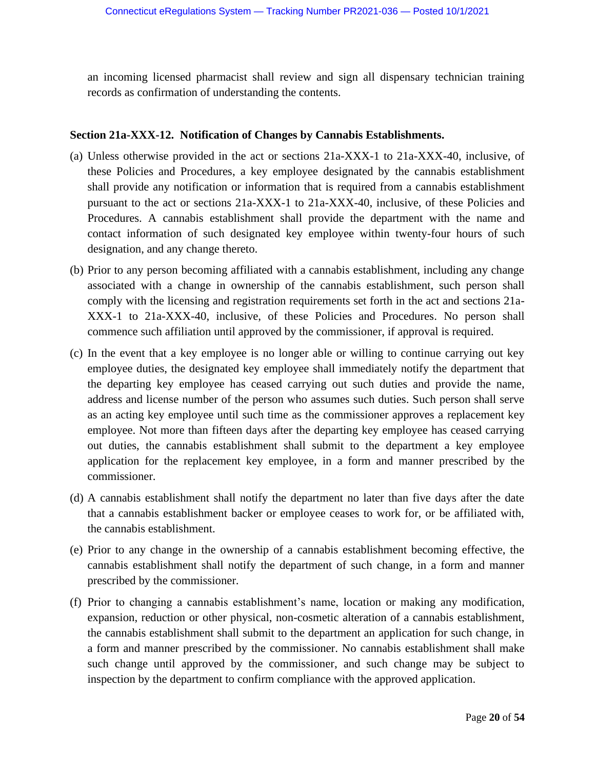an incoming licensed pharmacist shall review and sign all dispensary technician training records as confirmation of understanding the contents.

**Section 21a-XXX-12. Notification of Changes by Cannabis Establishments.**

(a) Unless otherwise provided in the act or sections 21a-XXX-1 to 21a-XXX-40, inclusive, of these Policies and Procedures, a key employee designated by the cannabis establishment shall provide any notification or information that is required from a cannabis establishment pursuant to the act or sections 21a-XXX-1 to 21a-XXX-40, inclusive, of these Policies and Procedures. A cannabis establishment shall provide the department with the name and contact information of such designated key employee within twenty-four hours of such designation, and any change thereto.

(b) Prior to any person becoming affiliated with a cannabis establishment, including any change associated with a change in ownership of the cannabis establishment, such person shall comply with the licensing and registration requirements set forth in the act and sections 21a-XXX-1 to 21a-XXX-40, inclusive, of these Policies and Procedures. No person shall commence such affiliation until approved by the commissioner, if approval is required.

(c) In the event that a key employee is no longer able or willing to continue carrying out key employee duties, the designated key employee shall immediately notify the department that the departing key employee has ceased carrying out such duties and provide the name, address and license number of the person who assumes such duties. Such person shall serve as an acting key employee until such time as the commissioner approves a replacement key employee. Not more than fifteen days after the departing key employee has ceased carrying out duties, the cannabis establishment shall submit to the department a key employee application for the replacement key employee, in a form and manner prescribed by the commissioner.

(d) A cannabis establishment shall notify the department no later than five days after the date that a cannabis establishment backer or employee ceases to work for, or be affiliated with, the cannabis establishment.

(e) Prior to any change in the ownership of a cannabis establishment becoming effective, the cannabis establishment shall notify the department of such change, in a form and manner prescribed by the commissioner.

(f) Prior to changing a cannabis establishment's name, location or making any modification, expansion, reduction or other physical, non-cosmetic alteration of a cannabis establishment, the cannabis establishment shall submit to the department an application for such change, in a form and manner prescribed by the commissioner. No cannabis establishment shall make such change until approved by the commissioner, and such change may be subject to inspection by the department to confirm compliance with the approved application.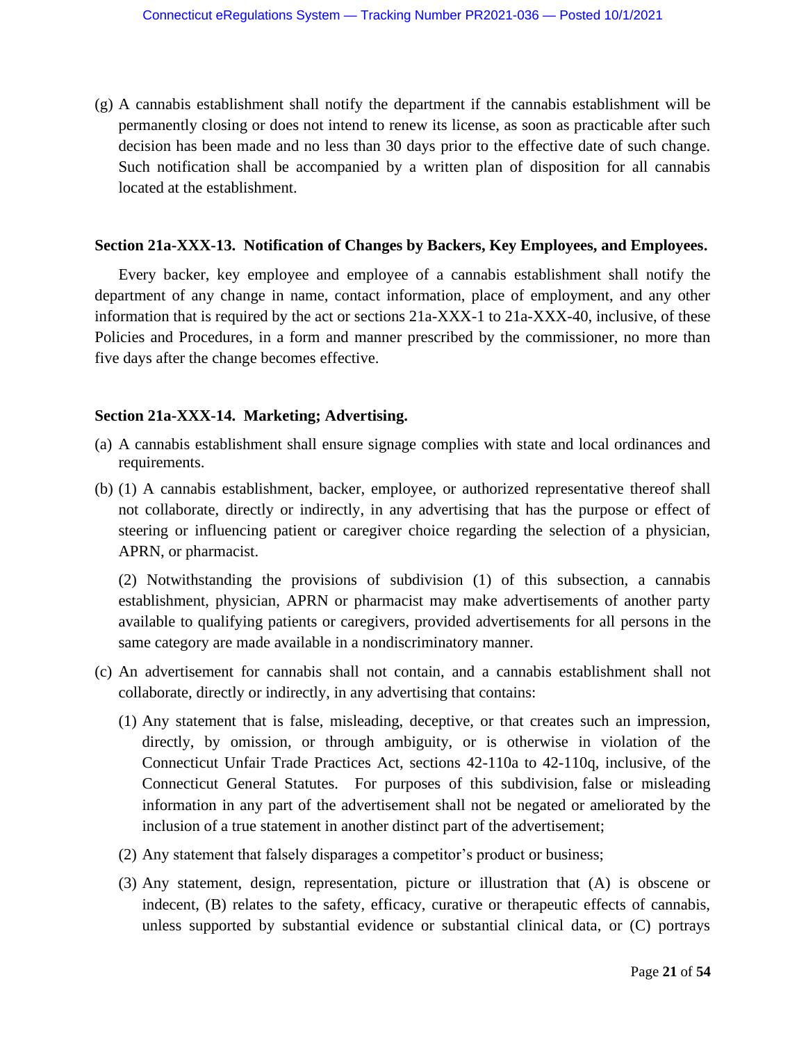(g) A cannabis establishment shall notify the department if the cannabis establishment will be permanently closing or does not intend to renew its license, as soon as practicable after such decision has been made and no less than 30 days prior to the effective date of such change. Such notification shall be accompanied by a written plan of disposition for all cannabis located at the establishment.

**Section 21a-XXX-13. Notification of Changes by Backers, Key Employees, and Employees.**

Every backer, key employee and employee of a cannabis establishment shall notify the department of any change in name, contact information, place of employment, and any other information that is required by the act or sections 21a-XXX-1 to 21a-XXX-40, inclusive, of these Policies and Procedures, in a form and manner prescribed by the commissioner, no more than five days after the change becomes effective.

**Section 21a-XXX-14. Marketing; Advertising.**

(a) A cannabis establishment shall ensure signage complies with state and local ordinances and requirements.

(b) (1) A cannabis establishment, backer, employee, or authorized representative thereof shall not collaborate, directly or indirectly, in any advertising that has the purpose or effect of steering or influencing patient or caregiver choice regarding the selection of a physician, APRN, or pharmacist.

(2) Notwithstanding the provisions of subdivision (1) of this subsection, a cannabis establishment, physician, APRN or pharmacist may make advertisements of another party available to qualifying patients or caregivers, provided advertisements for all persons in the same category are made available in a nondiscriminatory manner.

(c) An advertisement for cannabis shall not contain, and a cannabis establishment shall not collaborate, directly or indirectly, in any advertising that contains:

(1) Any statement that is false, misleading, deceptive, or that creates such an impression, directly, by omission, or through ambiguity, or is otherwise in violation of the Connecticut Unfair Trade Practices Act, sections 42-110a to 42-110q, inclusive, of the Connecticut General Statutes. For purposes of this subdivision, false or misleading information in any part of the advertisement shall not be negated or ameliorated by the inclusion of a true statement in another distinct part of the advertisement;

(2) Any statement that falsely disparages a competitor's product or business;

(3) Any statement, design, representation, picture or illustration that (A) is obscene or indecent, (B) relates to the safety, efficacy, curative or therapeutic effects of cannabis, unless supported by substantial evidence or substantial clinical data, or (C) portrays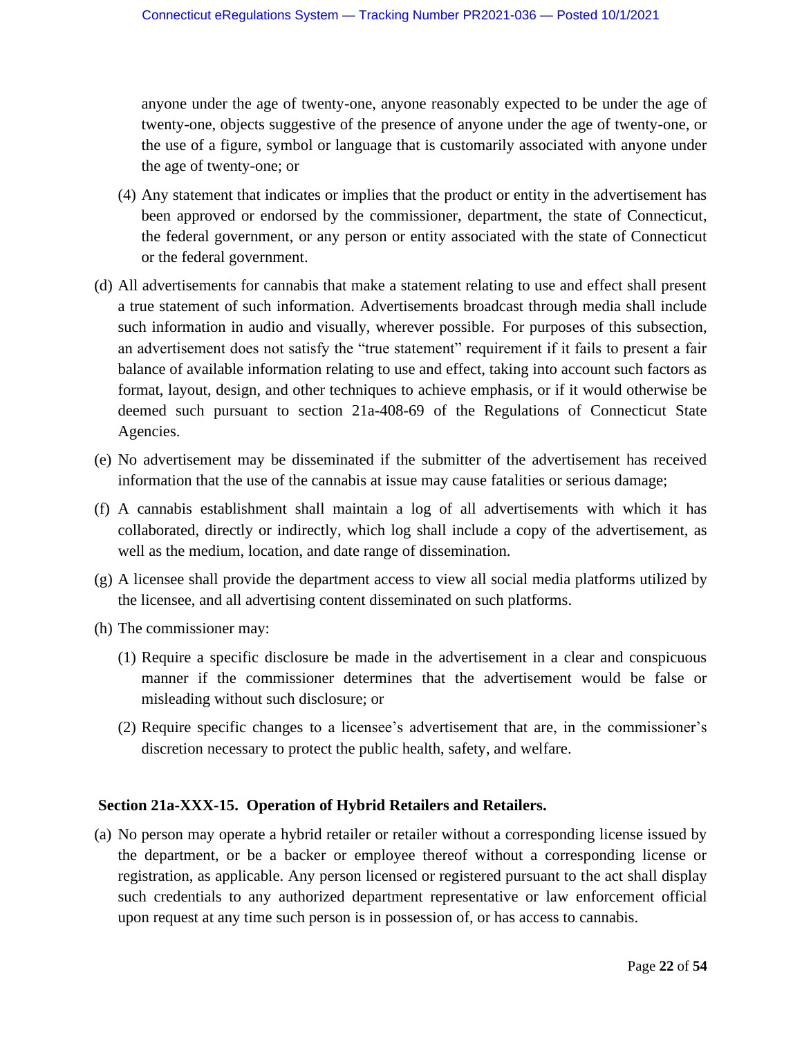anyone under the age of twenty-one, anyone reasonably expected to be under the age of twenty-one, objects suggestive of the presence of anyone under the age of twenty-one, or the use of a figure, symbol or language that is customarily associated with anyone under the age of twenty-one; or

(4) Any statement that indicates or implies that the product or entity in the advertisement has been approved or endorsed by the commissioner, department, the state of Connecticut, the federal government, or any person or entity associated with the state of Connecticut or the federal government.

(d) All advertisements for cannabis that make a statement relating to use and effect shall present a true statement of such information. Advertisements broadcast through media shall include such information in audio and visually, wherever possible. For purposes of this subsection, an advertisement does not satisfy the "true statement" requirement if it fails to present a fair balance of available information relating to use and effect, taking into account such factors as format, layout, design, and other techniques to achieve emphasis, or if it would otherwise be deemed such pursuant to section 21a-408-69 of the Regulations of Connecticut State Agencies.

(e) No advertisement may be disseminated if the submitter of the advertisement has received information that the use of the cannabis at issue may cause fatalities or serious damage;

(f) A cannabis establishment shall maintain a log of all advertisements with which it has collaborated, directly or indirectly, which log shall include a copy of the advertisement, as well as the medium, location, and date range of dissemination.

(g) A licensee shall provide the department access to view all social media platforms utilized by the licensee, and all advertising content disseminated on such platforms.

(h) The commissioner may:

(1) Require a specific disclosure be made in the advertisement in a clear and conspicuous manner if the commissioner determines that the advertisement would be false or misleading without such disclosure; or

(2) Require specific changes to a licensee's advertisement that are, in the commissioner's discretion necessary to protect the public health, safety, and welfare.

**Section 21a-XXX-15. Operation of Hybrid Retailers and Retailers.**

(a) No person may operate a hybrid retailer or retailer without a corresponding license issued by the department, or be a backer or employee thereof without a corresponding license or registration, as applicable. Any person licensed or registered pursuant to the act shall display such credentials to any authorized department representative or law enforcement official upon request at any time such person is in possession of, or has access to cannabis.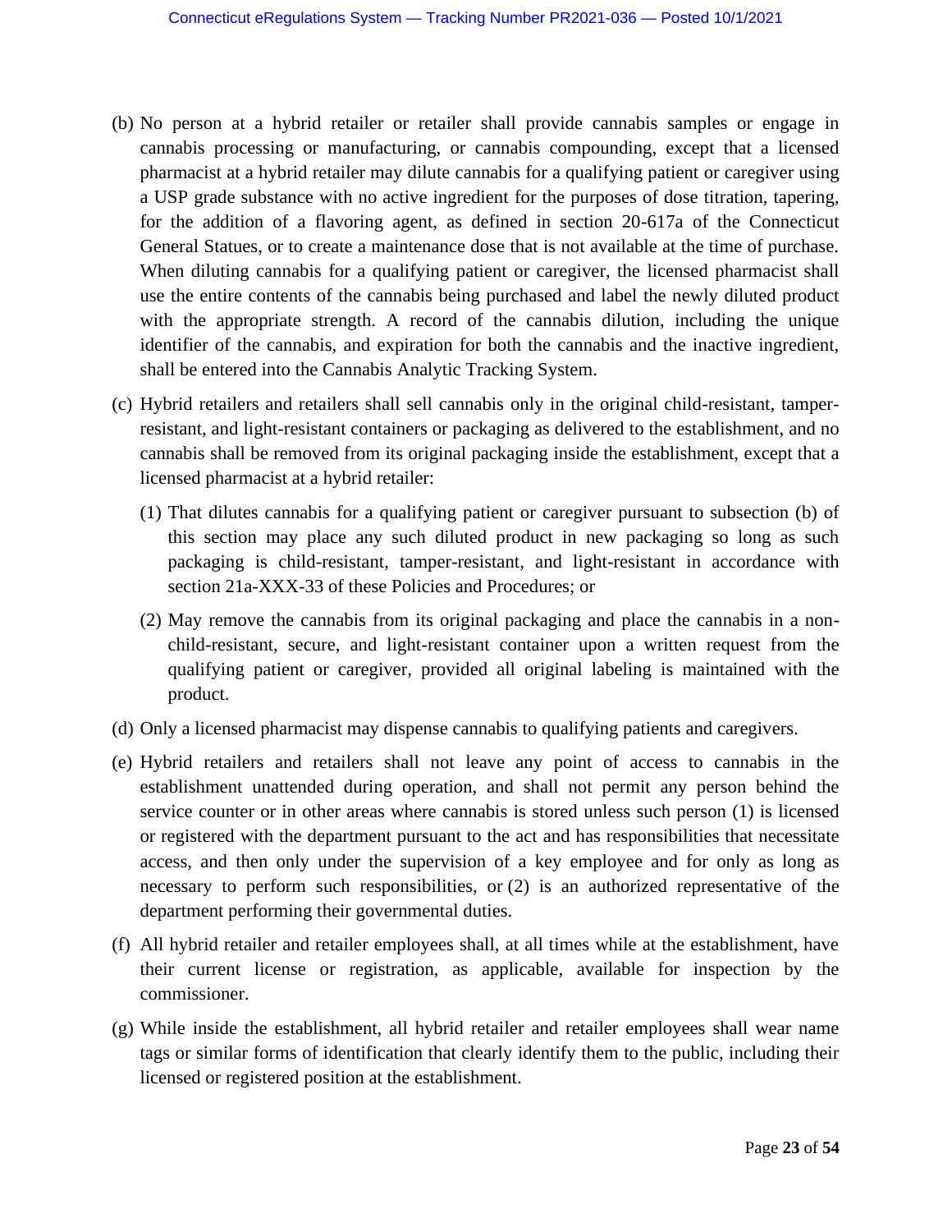(b) No person at a hybrid retailer or retailer shall provide cannabis samples or engage in cannabis processing or manufacturing, or cannabis compounding, except that a licensed pharmacist at a hybrid retailer may dilute cannabis for a qualifying patient or caregiver using a USP grade substance with no active ingredient for the purposes of dose titration, tapering, for the addition of a flavoring agent, as defined in section 20-617a of the Connecticut General Statues, or to create a maintenance dose that is not available at the time of purchase. When diluting cannabis for a qualifying patient or caregiver, the licensed pharmacist shall use the entire contents of the cannabis being purchased and label the newly diluted product with the appropriate strength. A record of the cannabis dilution, including the unique identifier of the cannabis, and expiration for both the cannabis and the inactive ingredient, shall be entered into the Cannabis Analytic Tracking System.

(c) Hybrid retailers and retailers shall sell cannabis only in the original child-resistant, tamper-resistant, and light-resistant containers or packaging as delivered to the establishment, and no cannabis shall be removed from its original packaging inside the establishment, except that a licensed pharmacist at a hybrid retailer:

   (1) That dilutes cannabis for a qualifying patient or caregiver pursuant to subsection (b) of this section may place any such diluted product in new packaging so long as such packaging is child-resistant, tamper-resistant, and light-resistant in accordance with section 21a-XXX-33 of these Policies and Procedures; or

   (2) May remove the cannabis from its original packaging and place the cannabis in a non-child-resistant, secure, and light-resistant container upon a written request from the qualifying patient or caregiver, provided all original labeling is maintained with the product.

(d) Only a licensed pharmacist may dispense cannabis to qualifying patients and caregivers.

(e) Hybrid retailers and retailers shall not leave any point of access to cannabis in the establishment unattended during operation, and shall not permit any person behind the service counter or in other areas where cannabis is stored unless such person (1) is licensed or registered with the department pursuant to the act and has responsibilities that necessitate access, and then only under the supervision of a key employee and for only as long as necessary to perform such responsibilities, or (2) is an authorized representative of the department performing their governmental duties.

(f) All hybrid retailer and retailer employees shall, at all times while at the establishment, have their current license or registration, as applicable, available for inspection by the commissioner.

(g) While inside the establishment, all hybrid retailer and retailer employees shall wear name tags or similar forms of identification that clearly identify them to the public, including their licensed or registered position at the establishment.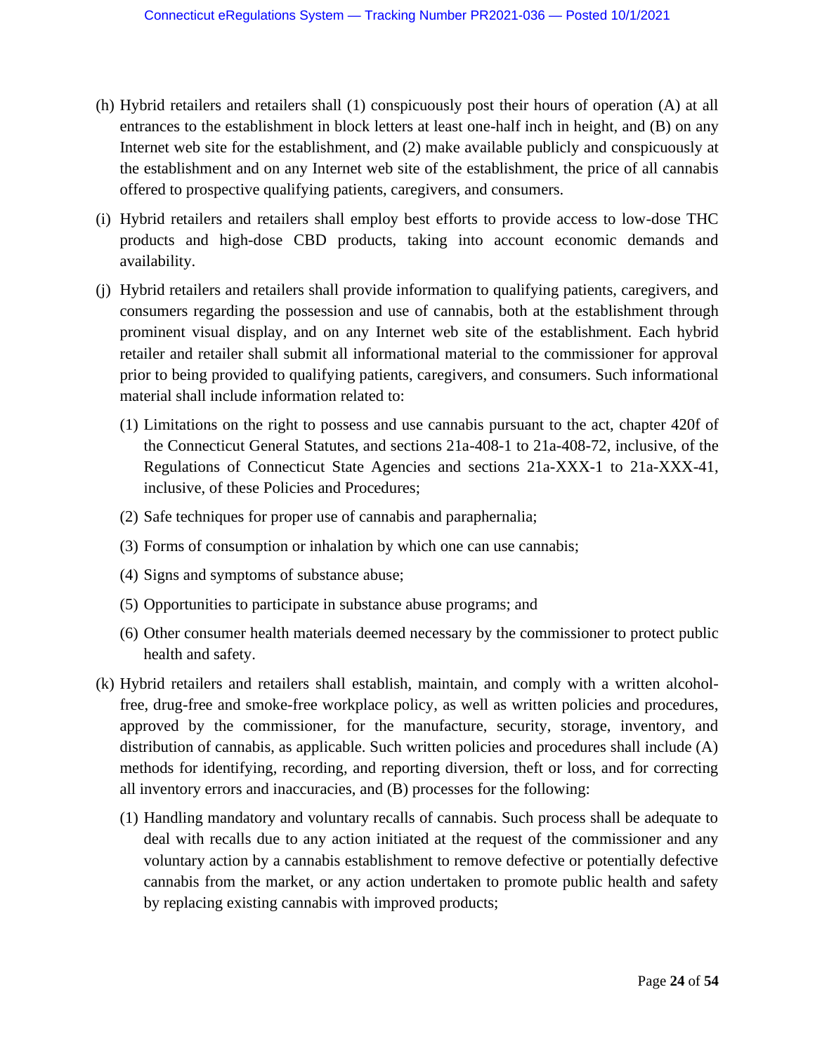(h) Hybrid retailers and retailers shall (1) conspicuously post their hours of operation (A) at all entrances to the establishment in block letters at least one-half inch in height, and (B) on any Internet web site for the establishment, and (2) make available publicly and conspicuously at the establishment and on any Internet web site of the establishment, the price of all cannabis offered to prospective qualifying patients, caregivers, and consumers.

(i) Hybrid retailers and retailers shall employ best efforts to provide access to low-dose THC products and high-dose CBD products, taking into account economic demands and availability.

(j) Hybrid retailers and retailers shall provide information to qualifying patients, caregivers, and consumers regarding the possession and use of cannabis, both at the establishment through prominent visual display, and on any Internet web site of the establishment. Each hybrid retailer and retailer shall submit all informational material to the commissioner for approval prior to being provided to qualifying patients, caregivers, and consumers. Such informational material shall include information related to:

   (1) Limitations on the right to possess and use cannabis pursuant to the act, chapter 420f of the Connecticut General Statutes, and sections 21a-408-1 to 21a-408-72, inclusive, of the Regulations of Connecticut State Agencies and sections 21a-XXX-1 to 21a-XXX-41, inclusive, of these Policies and Procedures;

   (2) Safe techniques for proper use of cannabis and paraphernalia;

   (3) Forms of consumption or inhalation by which one can use cannabis;

   (4) Signs and symptoms of substance abuse;

   (5) Opportunities to participate in substance abuse programs; and

   (6) Other consumer health materials deemed necessary by the commissioner to protect public health and safety.

(k) Hybrid retailers and retailers shall establish, maintain, and comply with a written alcohol-free, drug-free and smoke-free workplace policy, as well as written policies and procedures, approved by the commissioner, for the manufacture, security, storage, inventory, and distribution of cannabis, as applicable. Such written policies and procedures shall include (A) methods for identifying, recording, and reporting diversion, theft or loss, and for correcting all inventory errors and inaccuracies, and (B) processes for the following:

   (1) Handling mandatory and voluntary recalls of cannabis. Such process shall be adequate to deal with recalls due to any action initiated at the request of the commissioner and any voluntary action by a cannabis establishment to remove defective or potentially defective cannabis from the market, or any action undertaken to promote public health and safety by replacing existing cannabis with improved products;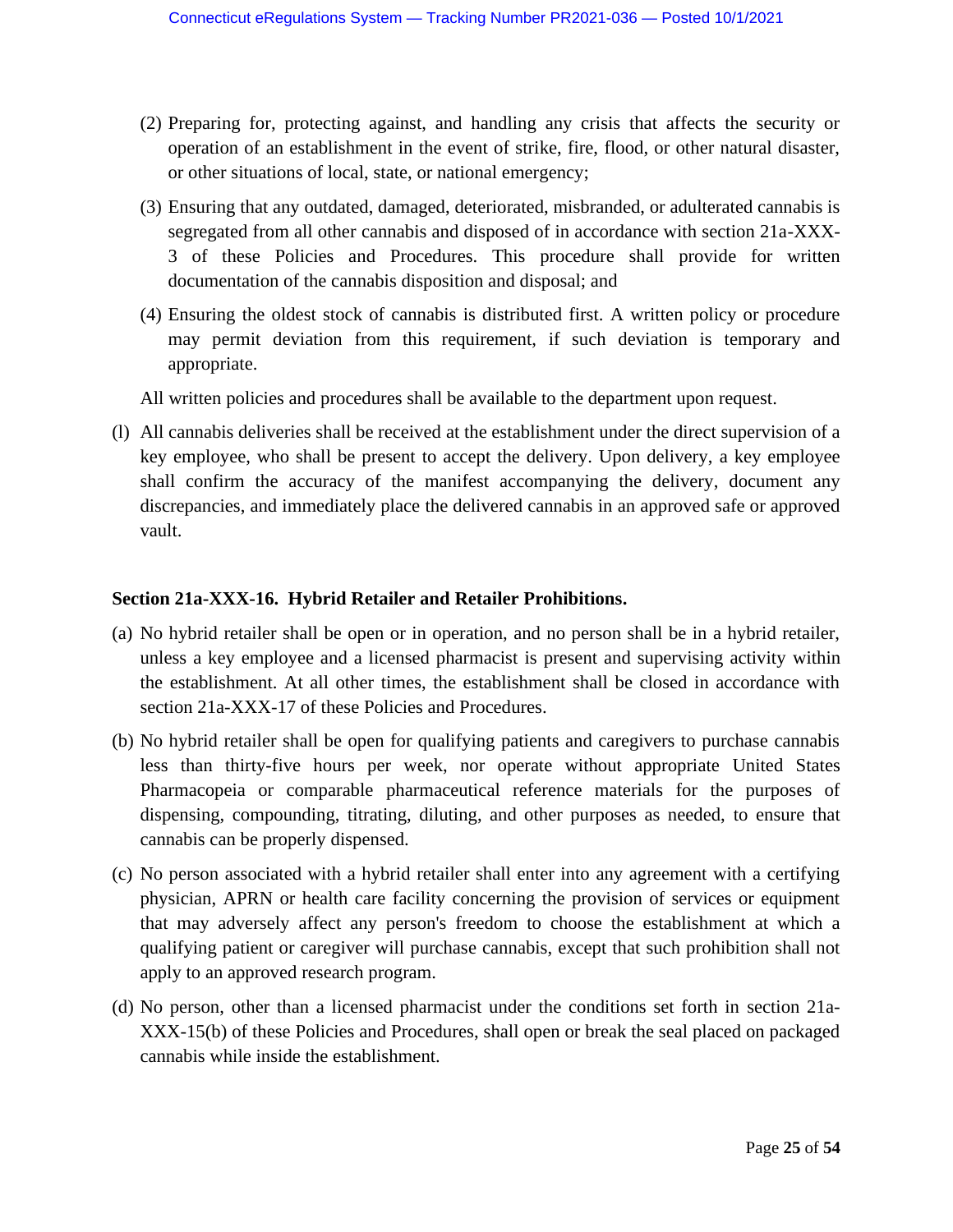(2) Preparing for, protecting against, and handling any crisis that affects the security or operation of an establishment in the event of strike, fire, flood, or other natural disaster, or other situations of local, state, or national emergency;

(3) Ensuring that any outdated, damaged, deteriorated, misbranded, or adulterated cannabis is segregated from all other cannabis and disposed of in accordance with section 21a-XXX-3 of these Policies and Procedures. This procedure shall provide for written documentation of the cannabis disposition and disposal; and

(4) Ensuring the oldest stock of cannabis is distributed first. A written policy or procedure may permit deviation from this requirement, if such deviation is temporary and appropriate.

All written policies and procedures shall be available to the department upon request.

(l) All cannabis deliveries shall be received at the establishment under the direct supervision of a key employee, who shall be present to accept the delivery. Upon delivery, a key employee shall confirm the accuracy of the manifest accompanying the delivery, document any discrepancies, and immediately place the delivered cannabis in an approved safe or approved vault.

**Section 21a-XXX-16. Hybrid Retailer and Retailer Prohibitions.**

(a) No hybrid retailer shall be open or in operation, and no person shall be in a hybrid retailer, unless a key employee and a licensed pharmacist is present and supervising activity within the establishment. At all other times, the establishment shall be closed in accordance with section 21a-XXX-17 of these Policies and Procedures.

(b) No hybrid retailer shall be open for qualifying patients and caregivers to purchase cannabis less than thirty-five hours per week, nor operate without appropriate United States Pharmacopeia or comparable pharmaceutical reference materials for the purposes of dispensing, compounding, titrating, diluting, and other purposes as needed, to ensure that cannabis can be properly dispensed.

(c) No person associated with a hybrid retailer shall enter into any agreement with a certifying physician, APRN or health care facility concerning the provision of services or equipment that may adversely affect any person's freedom to choose the establishment at which a qualifying patient or caregiver will purchase cannabis, except that such prohibition shall not apply to an approved research program.

(d) No person, other than a licensed pharmacist under the conditions set forth in section 21a-XXX-15(b) of these Policies and Procedures, shall open or break the seal placed on packaged cannabis while inside the establishment.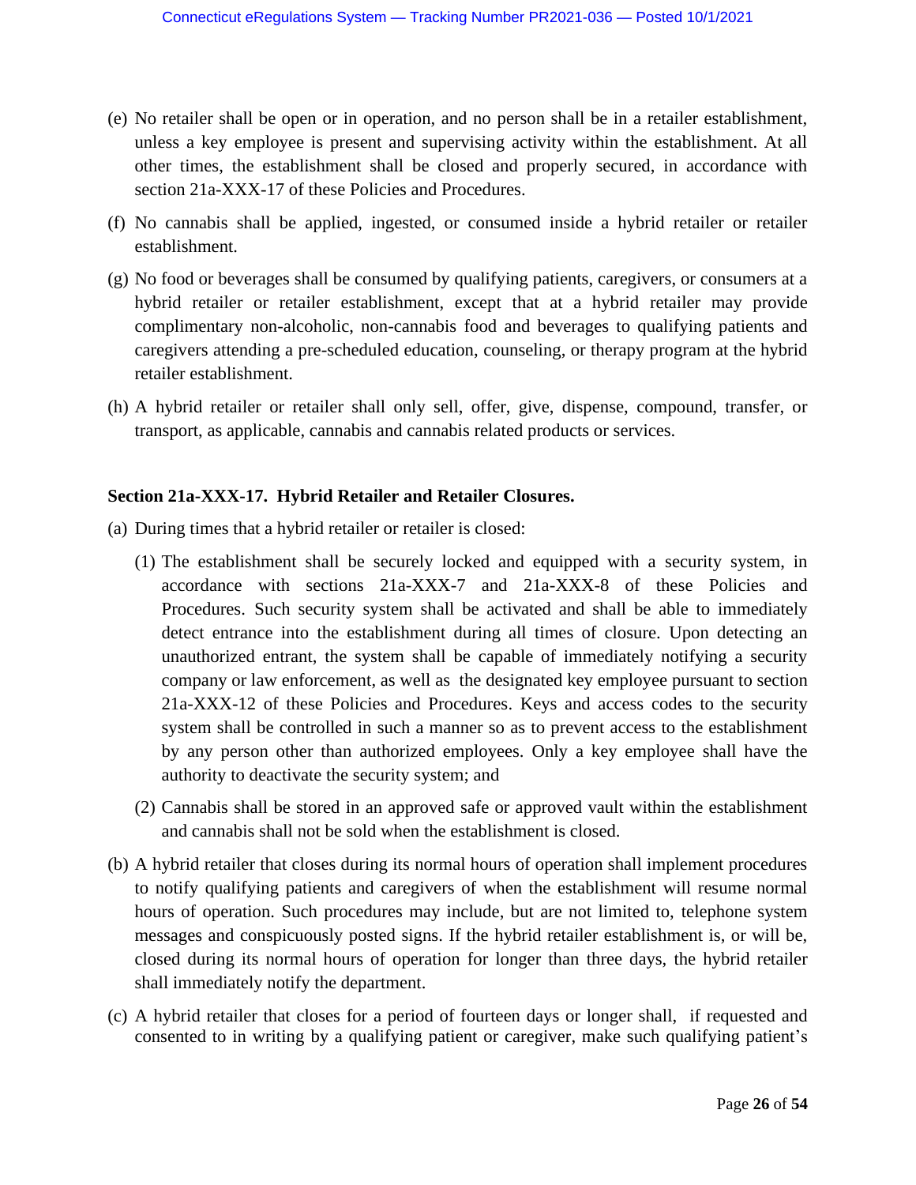(e) No retailer shall be open or in operation, and no person shall be in a retailer establishment, unless a key employee is present and supervising activity within the establishment. At all other times, the establishment shall be closed and properly secured, in accordance with section 21a-XXX-17 of these Policies and Procedures.

(f) No cannabis shall be applied, ingested, or consumed inside a hybrid retailer or retailer establishment.

(g) No food or beverages shall be consumed by qualifying patients, caregivers, or consumers at a hybrid retailer or retailer establishment, except that at a hybrid retailer may provide complimentary non-alcoholic, non-cannabis food and beverages to qualifying patients and caregivers attending a pre-scheduled education, counseling, or therapy program at the hybrid retailer establishment.

(h) A hybrid retailer or retailer shall only sell, offer, give, dispense, compound, transfer, or transport, as applicable, cannabis and cannabis related products or services.

**Section 21a-XXX-17. Hybrid Retailer and Retailer Closures.**

(a) During times that a hybrid retailer or retailer is closed:

  (1) The establishment shall be securely locked and equipped with a security system, in accordance with sections 21a-XXX-7 and 21a-XXX-8 of these Policies and Procedures. Such security system shall be activated and shall be able to immediately detect entrance into the establishment during all times of closure. Upon detecting an unauthorized entrant, the system shall be capable of immediately notifying a security company or law enforcement, as well as the designated key employee pursuant to section 21a-XXX-12 of these Policies and Procedures. Keys and access codes to the security system shall be controlled in such a manner so as to prevent access to the establishment by any person other than authorized employees. Only a key employee shall have the authority to deactivate the security system; and

  (2) Cannabis shall be stored in an approved safe or approved vault within the establishment and cannabis shall not be sold when the establishment is closed.

(b) A hybrid retailer that closes during its normal hours of operation shall implement procedures to notify qualifying patients and caregivers of when the establishment will resume normal hours of operation. Such procedures may include, but are not limited to, telephone system messages and conspicuously posted signs. If the hybrid retailer establishment is, or will be, closed during its normal hours of operation for longer than three days, the hybrid retailer shall immediately notify the department.

(c) A hybrid retailer that closes for a period of fourteen days or longer shall, if requested and consented to in writing by a qualifying patient or caregiver, make such qualifying patient's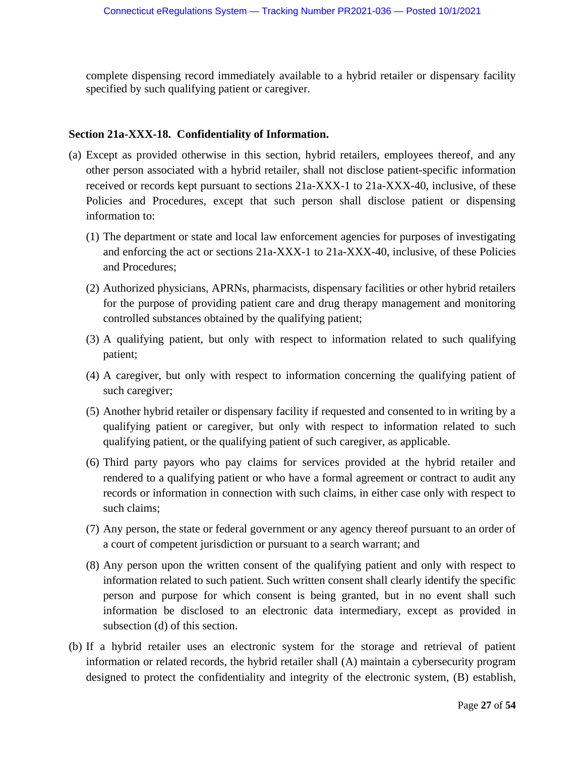complete dispensing record immediately available to a hybrid retailer or dispensary facility specified by such qualifying patient or caregiver.

**Section 21a-XXX-18. Confidentiality of Information.**

(a) Except as provided otherwise in this section, hybrid retailers, employees thereof, and any other person associated with a hybrid retailer, shall not disclose patient-specific information received or records kept pursuant to sections 21a-XXX-1 to 21a-XXX-40, inclusive, of these Policies and Procedures, except that such person shall disclose patient or dispensing information to:

(1) The department or state and local law enforcement agencies for purposes of investigating and enforcing the act or sections 21a-XXX-1 to 21a-XXX-40, inclusive, of these Policies and Procedures;

(2) Authorized physicians, APRNs, pharmacists, dispensary facilities or other hybrid retailers for the purpose of providing patient care and drug therapy management and monitoring controlled substances obtained by the qualifying patient;

(3) A qualifying patient, but only with respect to information related to such qualifying patient;

(4) A caregiver, but only with respect to information concerning the qualifying patient of such caregiver;

(5) Another hybrid retailer or dispensary facility if requested and consented to in writing by a qualifying patient or caregiver, but only with respect to information related to such qualifying patient, or the qualifying patient of such caregiver, as applicable.

(6) Third party payors who pay claims for services provided at the hybrid retailer and rendered to a qualifying patient or who have a formal agreement or contract to audit any records or information in connection with such claims, in either case only with respect to such claims;

(7) Any person, the state or federal government or any agency thereof pursuant to an order of a court of competent jurisdiction or pursuant to a search warrant; and

(8) Any person upon the written consent of the qualifying patient and only with respect to information related to such patient. Such written consent shall clearly identify the specific person and purpose for which consent is being granted, but in no event shall such information be disclosed to an electronic data intermediary, except as provided in subsection (d) of this section.

(b) If a hybrid retailer uses an electronic system for the storage and retrieval of patient information or related records, the hybrid retailer shall (A) maintain a cybersecurity program designed to protect the confidentiality and integrity of the electronic system, (B) establish,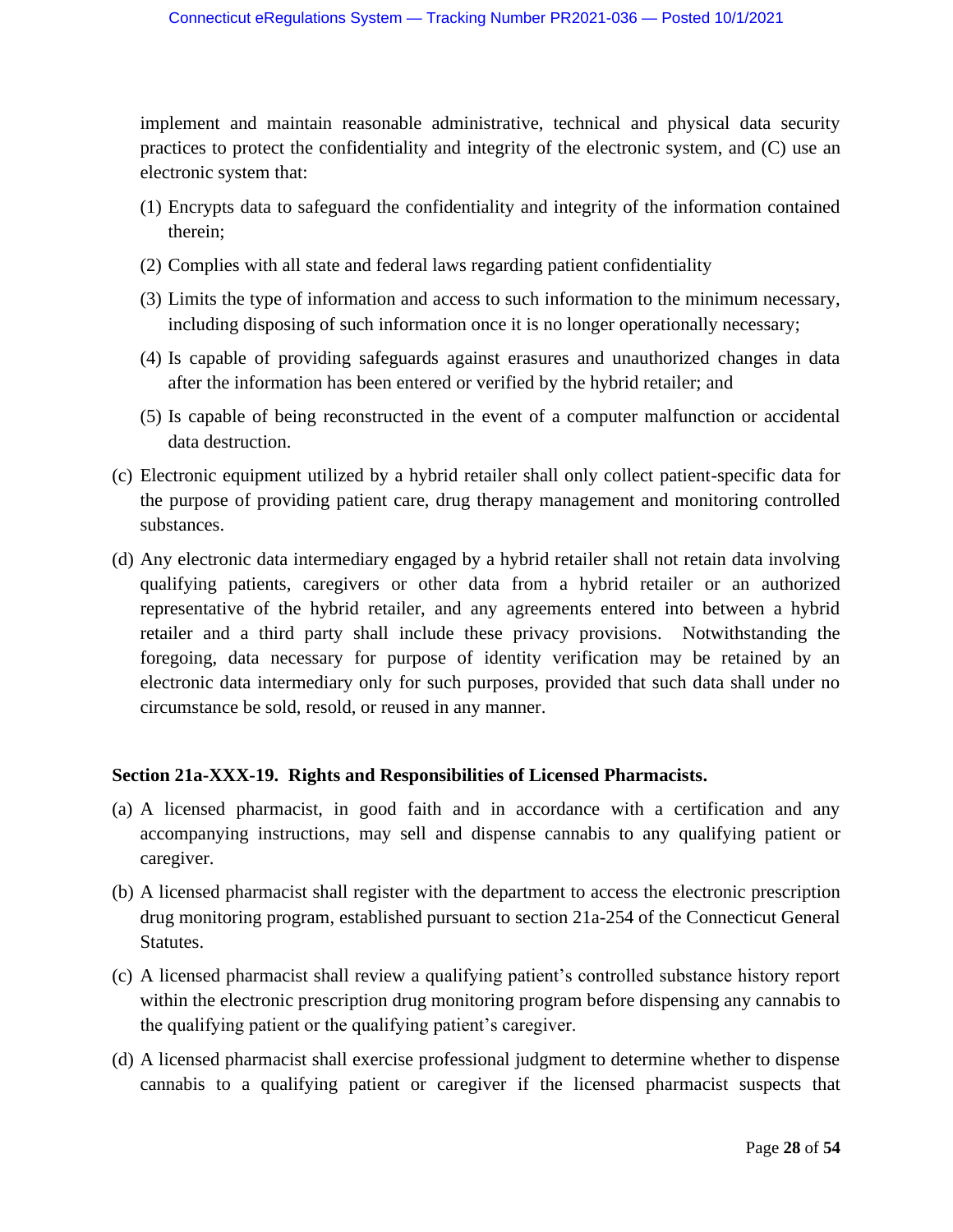implement and maintain reasonable administrative, technical and physical data security practices to protect the confidentiality and integrity of the electronic system, and (C) use an electronic system that:

(1) Encrypts data to safeguard the confidentiality and integrity of the information contained therein;

(2) Complies with all state and federal laws regarding patient confidentiality

(3) Limits the type of information and access to such information to the minimum necessary, including disposing of such information once it is no longer operationally necessary;

(4) Is capable of providing safeguards against erasures and unauthorized changes in data after the information has been entered or verified by the hybrid retailer; and

(5) Is capable of being reconstructed in the event of a computer malfunction or accidental data destruction.

(c) Electronic equipment utilized by a hybrid retailer shall only collect patient-specific data for the purpose of providing patient care, drug therapy management and monitoring controlled substances.

(d) Any electronic data intermediary engaged by a hybrid retailer shall not retain data involving qualifying patients, caregivers or other data from a hybrid retailer or an authorized representative of the hybrid retailer, and any agreements entered into between a hybrid retailer and a third party shall include these privacy provisions. Notwithstanding the foregoing, data necessary for purpose of identity verification may be retained by an electronic data intermediary only for such purposes, provided that such data shall under no circumstance be sold, resold, or reused in any manner.

**Section 21a-XXX-19. Rights and Responsibilities of Licensed Pharmacists.**

(a) A licensed pharmacist, in good faith and in accordance with a certification and any accompanying instructions, may sell and dispense cannabis to any qualifying patient or caregiver.

(b) A licensed pharmacist shall register with the department to access the electronic prescription drug monitoring program, established pursuant to section 21a-254 of the Connecticut General Statutes.

(c) A licensed pharmacist shall review a qualifying patient's controlled substance history report within the electronic prescription drug monitoring program before dispensing any cannabis to the qualifying patient or the qualifying patient's caregiver.

(d) A licensed pharmacist shall exercise professional judgment to determine whether to dispense cannabis to a qualifying patient or caregiver if the licensed pharmacist suspects that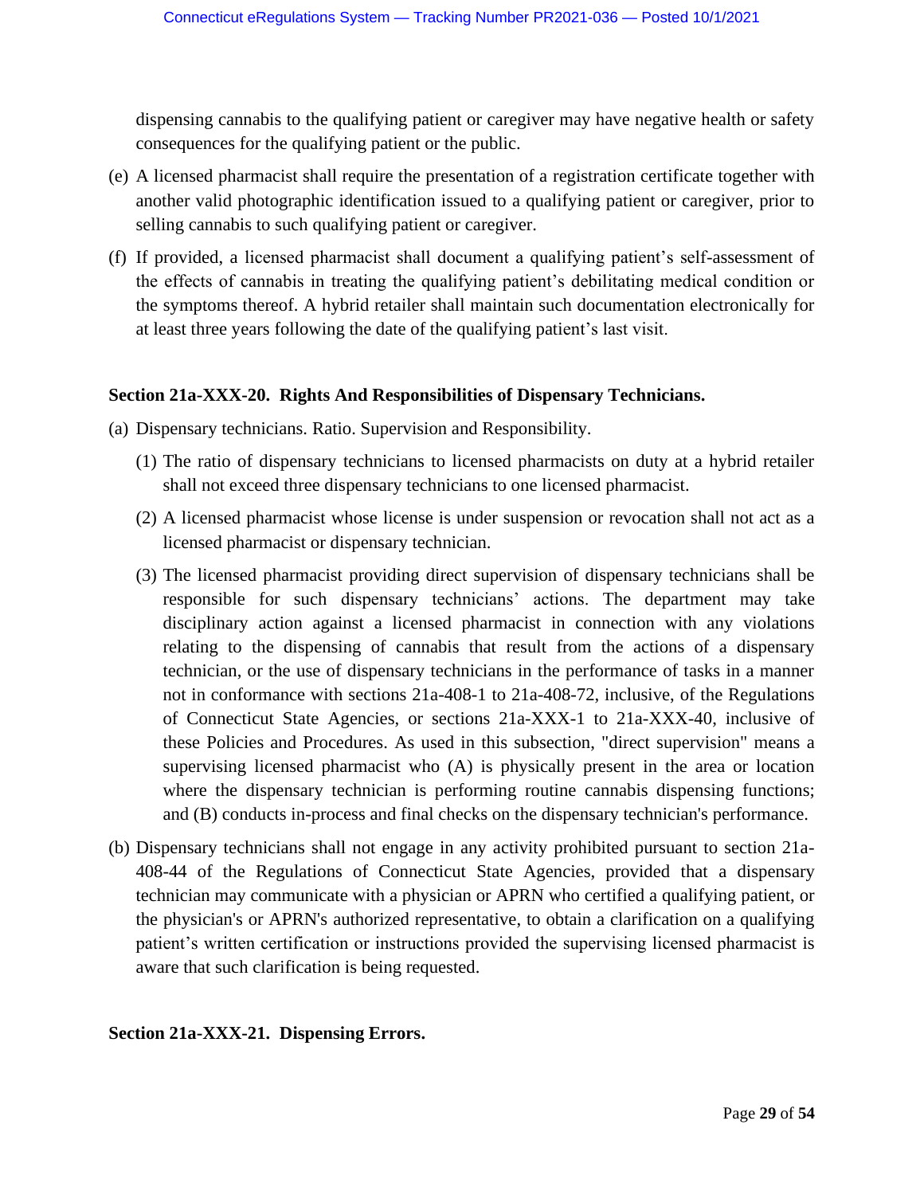dispensing cannabis to the qualifying patient or caregiver may have negative health or safety consequences for the qualifying patient or the public.

(e) A licensed pharmacist shall require the presentation of a registration certificate together with another valid photographic identification issued to a qualifying patient or caregiver, prior to selling cannabis to such qualifying patient or caregiver.

(f) If provided, a licensed pharmacist shall document a qualifying patient's self-assessment of the effects of cannabis in treating the qualifying patient's debilitating medical condition or the symptoms thereof. A hybrid retailer shall maintain such documentation electronically for at least three years following the date of the qualifying patient's last visit.

**Section 21a-XXX-20. Rights And Responsibilities of Dispensary Technicians.**

(a) Dispensary technicians. Ratio. Supervision and Responsibility.

   (1) The ratio of dispensary technicians to licensed pharmacists on duty at a hybrid retailer shall not exceed three dispensary technicians to one licensed pharmacist.

   (2) A licensed pharmacist whose license is under suspension or revocation shall not act as a licensed pharmacist or dispensary technician.

   (3) The licensed pharmacist providing direct supervision of dispensary technicians shall be responsible for such dispensary technicians' actions. The department may take disciplinary action against a licensed pharmacist in connection with any violations relating to the dispensing of cannabis that result from the actions of a dispensary technician, or the use of dispensary technicians in the performance of tasks in a manner not in conformance with sections 21a-408-1 to 21a-408-72, inclusive, of the Regulations of Connecticut State Agencies, or sections 21a-XXX-1 to 21a-XXX-40, inclusive of these Policies and Procedures. As used in this subsection, "direct supervision" means a supervising licensed pharmacist who (A) is physically present in the area or location where the dispensary technician is performing routine cannabis dispensing functions; and (B) conducts in-process and final checks on the dispensary technician's performance.

(b) Dispensary technicians shall not engage in any activity prohibited pursuant to section 21a-408-44 of the Regulations of Connecticut State Agencies, provided that a dispensary technician may communicate with a physician or APRN who certified a qualifying patient, or the physician's or APRN's authorized representative, to obtain a clarification on a qualifying patient's written certification or instructions provided the supervising licensed pharmacist is aware that such clarification is being requested.

**Section 21a-XXX-21. Dispensing Errors.**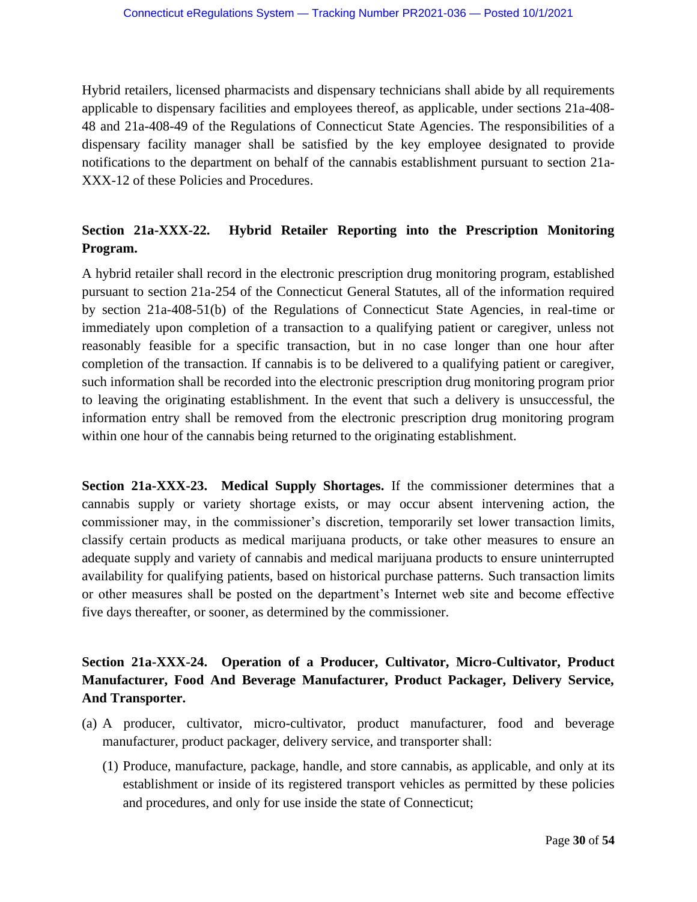Hybrid retailers, licensed pharmacists and dispensary technicians shall abide by all requirements applicable to dispensary facilities and employees thereof, as applicable, under sections 21a-408-48 and 21a-408-49 of the Regulations of Connecticut State Agencies. The responsibilities of a dispensary facility manager shall be satisfied by the key employee designated to provide notifications to the department on behalf of the cannabis establishment pursuant to section 21a-XXX-12 of these Policies and Procedures.

### Section 21a-XXX-22. Hybrid Retailer Reporting into the Prescription Monitoring Program.

A hybrid retailer shall record in the electronic prescription drug monitoring program, established pursuant to section 21a-254 of the Connecticut General Statutes, all of the information required by section 21a-408-51(b) of the Regulations of Connecticut State Agencies, in real-time or immediately upon completion of a transaction to a qualifying patient or caregiver, unless not reasonably feasible for a specific transaction, but in no case longer than one hour after completion of the transaction. If cannabis is to be delivered to a qualifying patient or caregiver, such information shall be recorded into the electronic prescription drug monitoring program prior to leaving the originating establishment. In the event that such a delivery is unsuccessful, the information entry shall be removed from the electronic prescription drug monitoring program within one hour of the cannabis being returned to the originating establishment.

**Section 21a-XXX-23. Medical Supply Shortages.** If the commissioner determines that a cannabis supply or variety shortage exists, or may occur absent intervening action, the commissioner may, in the commissioner's discretion, temporarily set lower transaction limits, classify certain products as medical marijuana products, or take other measures to ensure an adequate supply and variety of cannabis and medical marijuana products to ensure uninterrupted availability for qualifying patients, based on historical purchase patterns. Such transaction limits or other measures shall be posted on the department's Internet web site and become effective five days thereafter, or sooner, as determined by the commissioner.

### Section 21a-XXX-24. Operation of a Producer, Cultivator, Micro-Cultivator, Product Manufacturer, Food And Beverage Manufacturer, Product Packager, Delivery Service, And Transporter.

(a) A producer, cultivator, micro-cultivator, product manufacturer, food and beverage manufacturer, product packager, delivery service, and transporter shall:

   (1) Produce, manufacture, package, handle, and store cannabis, as applicable, and only at its establishment or inside of its registered transport vehicles as permitted by these policies and procedures, and only for use inside the state of Connecticut;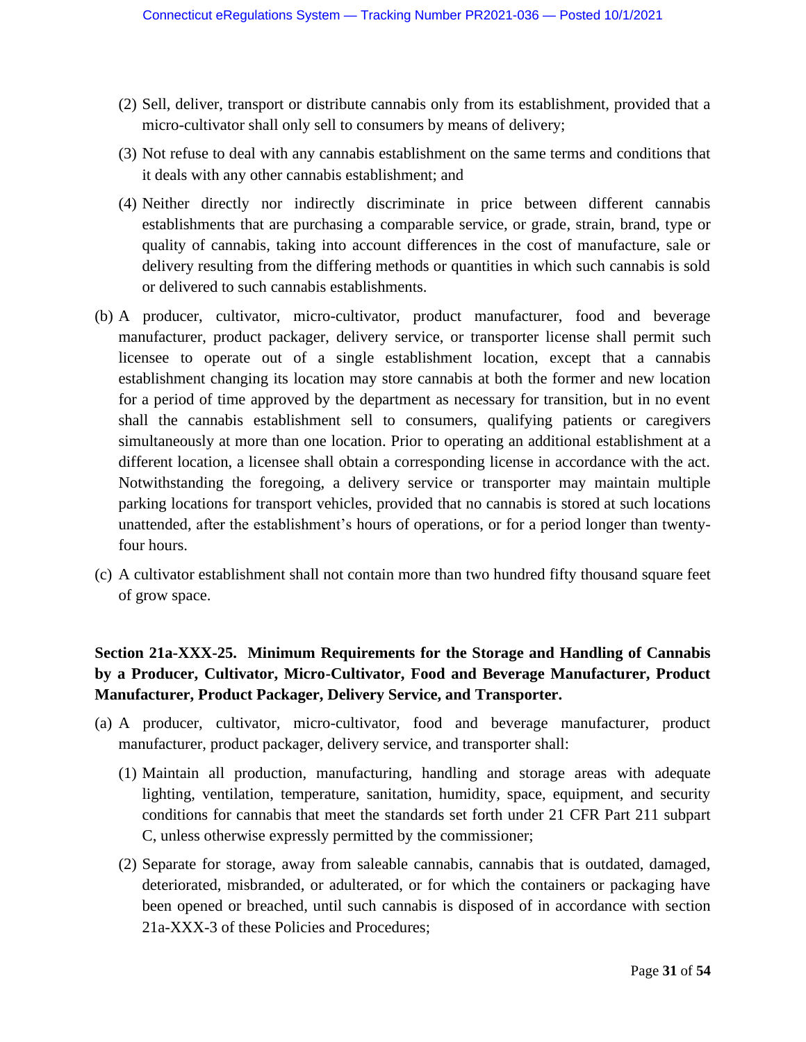(2) Sell, deliver, transport or distribute cannabis only from its establishment, provided that a micro-cultivator shall only sell to consumers by means of delivery;

(3) Not refuse to deal with any cannabis establishment on the same terms and conditions that it deals with any other cannabis establishment; and

(4) Neither directly nor indirectly discriminate in price between different cannabis establishments that are purchasing a comparable service, or grade, strain, brand, type or quality of cannabis, taking into account differences in the cost of manufacture, sale or delivery resulting from the differing methods or quantities in which such cannabis is sold or delivered to such cannabis establishments.

(b) A producer, cultivator, micro-cultivator, product manufacturer, food and beverage manufacturer, product packager, delivery service, or transporter license shall permit such licensee to operate out of a single establishment location, except that a cannabis establishment changing its location may store cannabis at both the former and new location for a period of time approved by the department as necessary for transition, but in no event shall the cannabis establishment sell to consumers, qualifying patients or caregivers simultaneously at more than one location. Prior to operating an additional establishment at a different location, a licensee shall obtain a corresponding license in accordance with the act. Notwithstanding the foregoing, a delivery service or transporter may maintain multiple parking locations for transport vehicles, provided that no cannabis is stored at such locations unattended, after the establishment's hours of operations, or for a period longer than twenty-four hours.

(c) A cultivator establishment shall not contain more than two hundred fifty thousand square feet of grow space.

**Section 21a-XXX-25. Minimum Requirements for the Storage and Handling of Cannabis by a Producer, Cultivator, Micro-Cultivator, Food and Beverage Manufacturer, Product Manufacturer, Product Packager, Delivery Service, and Transporter.**

(a) A producer, cultivator, micro-cultivator, food and beverage manufacturer, product manufacturer, product packager, delivery service, and transporter shall:

(1) Maintain all production, manufacturing, handling and storage areas with adequate lighting, ventilation, temperature, sanitation, humidity, space, equipment, and security conditions for cannabis that meet the standards set forth under 21 CFR Part 211 subpart C, unless otherwise expressly permitted by the commissioner;

(2) Separate for storage, away from saleable cannabis, cannabis that is outdated, damaged, deteriorated, misbranded, or adulterated, or for which the containers or packaging have been opened or breached, until such cannabis is disposed of in accordance with section 21a-XXX-3 of these Policies and Procedures;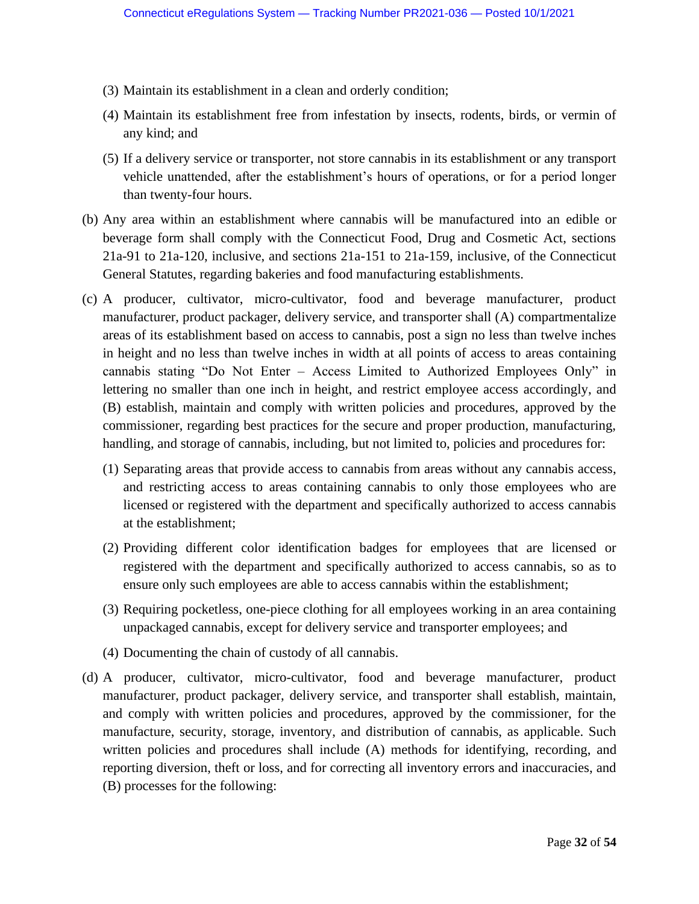(3) Maintain its establishment in a clean and orderly condition;

(4) Maintain its establishment free from infestation by insects, rodents, birds, or vermin of any kind; and

(5) If a delivery service or transporter, not store cannabis in its establishment or any transport vehicle unattended, after the establishment's hours of operations, or for a period longer than twenty-four hours.

(b) Any area within an establishment where cannabis will be manufactured into an edible or beverage form shall comply with the Connecticut Food, Drug and Cosmetic Act, sections 21a-91 to 21a-120, inclusive, and sections 21a-151 to 21a-159, inclusive, of the Connecticut General Statutes, regarding bakeries and food manufacturing establishments.

(c) A producer, cultivator, micro-cultivator, food and beverage manufacturer, product manufacturer, product packager, delivery service, and transporter shall (A) compartmentalize areas of its establishment based on access to cannabis, post a sign no less than twelve inches in height and no less than twelve inches in width at all points of access to areas containing cannabis stating "Do Not Enter – Access Limited to Authorized Employees Only" in lettering no smaller than one inch in height, and restrict employee access accordingly, and (B) establish, maintain and comply with written policies and procedures, approved by the commissioner, regarding best practices for the secure and proper production, manufacturing, handling, and storage of cannabis, including, but not limited to, policies and procedures for:

(1) Separating areas that provide access to cannabis from areas without any cannabis access, and restricting access to areas containing cannabis to only those employees who are licensed or registered with the department and specifically authorized to access cannabis at the establishment;

(2) Providing different color identification badges for employees that are licensed or registered with the department and specifically authorized to access cannabis, so as to ensure only such employees are able to access cannabis within the establishment;

(3) Requiring pocketless, one-piece clothing for all employees working in an area containing unpackaged cannabis, except for delivery service and transporter employees; and

(4) Documenting the chain of custody of all cannabis.

(d) A producer, cultivator, micro-cultivator, food and beverage manufacturer, product manufacturer, product packager, delivery service, and transporter shall establish, maintain, and comply with written policies and procedures, approved by the commissioner, for the manufacture, security, storage, inventory, and distribution of cannabis, as applicable. Such written policies and procedures shall include (A) methods for identifying, recording, and reporting diversion, theft or loss, and for correcting all inventory errors and inaccuracies, and (B) processes for the following: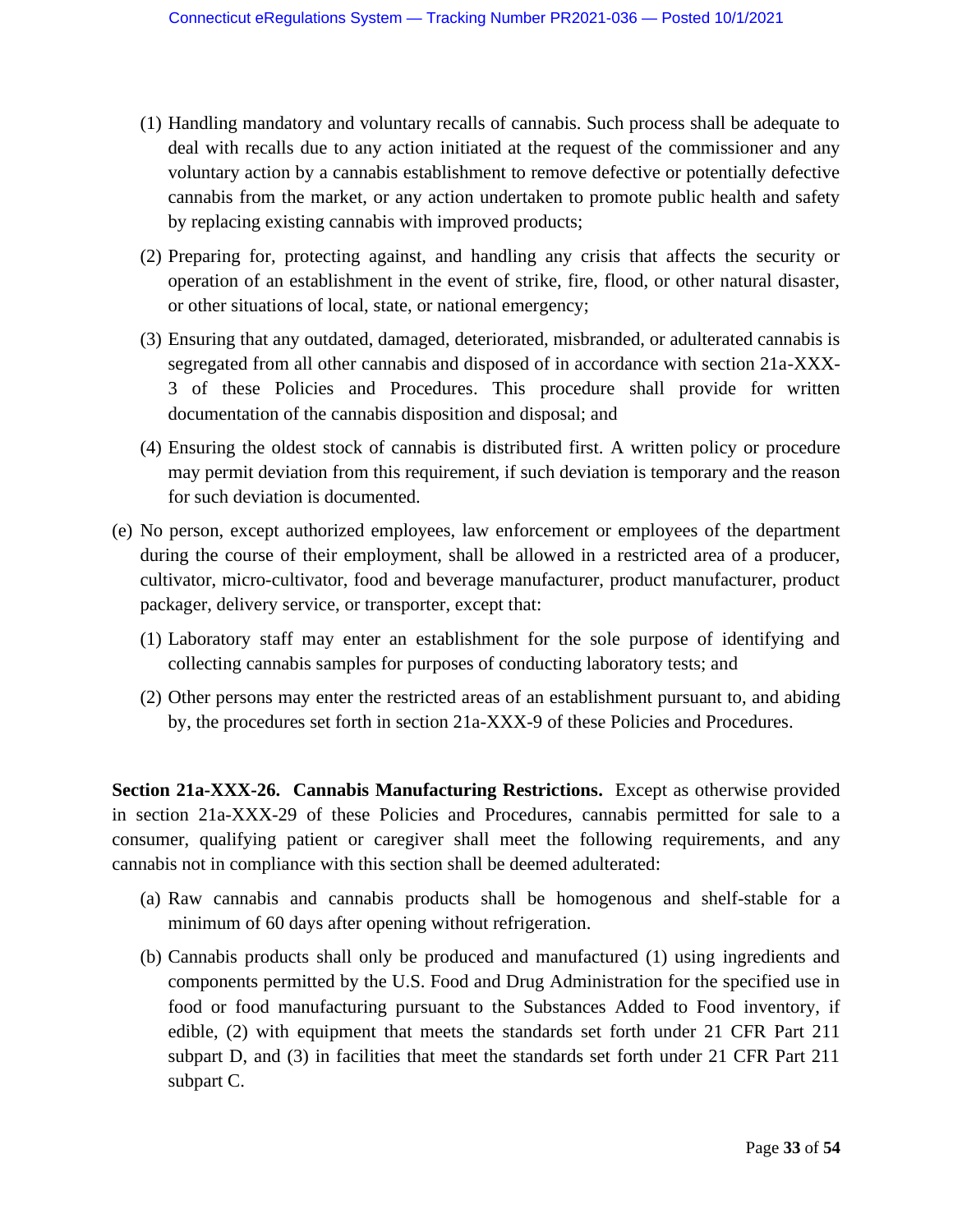(1) Handling mandatory and voluntary recalls of cannabis. Such process shall be adequate to deal with recalls due to any action initiated at the request of the commissioner and any voluntary action by a cannabis establishment to remove defective or potentially defective cannabis from the market, or any action undertaken to promote public health and safety by replacing existing cannabis with improved products;

(2) Preparing for, protecting against, and handling any crisis that affects the security or operation of an establishment in the event of strike, fire, flood, or other natural disaster, or other situations of local, state, or national emergency;

(3) Ensuring that any outdated, damaged, deteriorated, misbranded, or adulterated cannabis is segregated from all other cannabis and disposed of in accordance with section 21a-XXX-3 of these Policies and Procedures. This procedure shall provide for written documentation of the cannabis disposition and disposal; and

(4) Ensuring the oldest stock of cannabis is distributed first. A written policy or procedure may permit deviation from this requirement, if such deviation is temporary and the reason for such deviation is documented.

(e) No person, except authorized employees, law enforcement or employees of the department during the course of their employment, shall be allowed in a restricted area of a producer, cultivator, micro-cultivator, food and beverage manufacturer, product manufacturer, product packager, delivery service, or transporter, except that:

(1) Laboratory staff may enter an establishment for the sole purpose of identifying and collecting cannabis samples for purposes of conducting laboratory tests; and

(2) Other persons may enter the restricted areas of an establishment pursuant to, and abiding by, the procedures set forth in section 21a-XXX-9 of these Policies and Procedures.

**Section 21a-XXX-26. Cannabis Manufacturing Restrictions.** Except as otherwise provided in section 21a-XXX-29 of these Policies and Procedures, cannabis permitted for sale to a consumer, qualifying patient or caregiver shall meet the following requirements, and any cannabis not in compliance with this section shall be deemed adulterated:

(a) Raw cannabis and cannabis products shall be homogenous and shelf-stable for a minimum of 60 days after opening without refrigeration.

(b) Cannabis products shall only be produced and manufactured (1) using ingredients and components permitted by the U.S. Food and Drug Administration for the specified use in food or food manufacturing pursuant to the Substances Added to Food inventory, if edible, (2) with equipment that meets the standards set forth under 21 CFR Part 211 subpart D, and (3) in facilities that meet the standards set forth under 21 CFR Part 211 subpart C.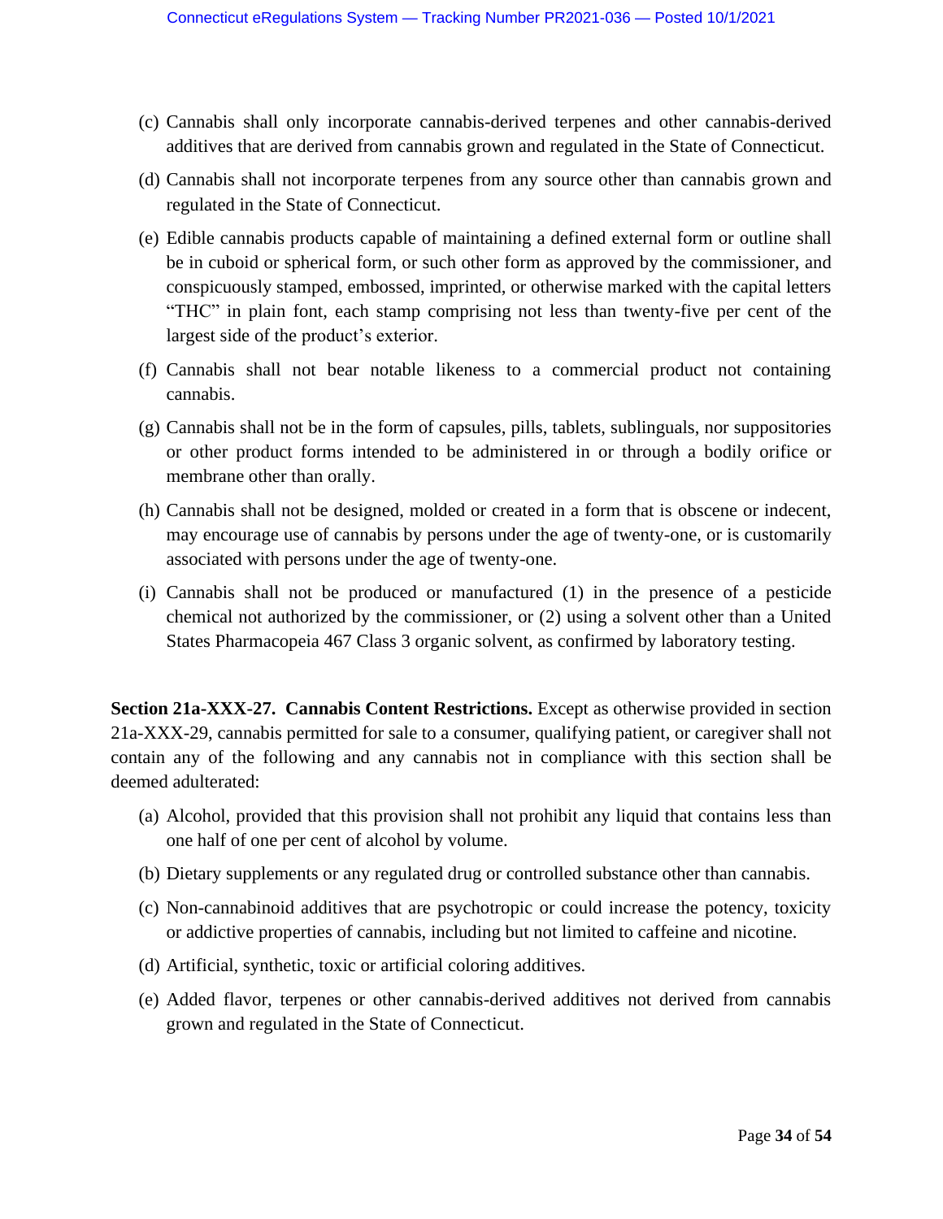(c) Cannabis shall only incorporate cannabis-derived terpenes and other cannabis-derived additives that are derived from cannabis grown and regulated in the State of Connecticut.

(d) Cannabis shall not incorporate terpenes from any source other than cannabis grown and regulated in the State of Connecticut.

(e) Edible cannabis products capable of maintaining a defined external form or outline shall be in cuboid or spherical form, or such other form as approved by the commissioner, and conspicuously stamped, embossed, imprinted, or otherwise marked with the capital letters "THC" in plain font, each stamp comprising not less than twenty-five per cent of the largest side of the product's exterior.

(f) Cannabis shall not bear notable likeness to a commercial product not containing cannabis.

(g) Cannabis shall not be in the form of capsules, pills, tablets, sublinguals, nor suppositories or other product forms intended to be administered in or through a bodily orifice or membrane other than orally.

(h) Cannabis shall not be designed, molded or created in a form that is obscene or indecent, may encourage use of cannabis by persons under the age of twenty-one, or is customarily associated with persons under the age of twenty-one.

(i) Cannabis shall not be produced or manufactured (1) in the presence of a pesticide chemical not authorized by the commissioner, or (2) using a solvent other than a United States Pharmacopeia 467 Class 3 organic solvent, as confirmed by laboratory testing.

**Section 21a-XXX-27. Cannabis Content Restrictions.** Except as otherwise provided in section 21a-XXX-29, cannabis permitted for sale to a consumer, qualifying patient, or caregiver shall not contain any of the following and any cannabis not in compliance with this section shall be deemed adulterated:

(a) Alcohol, provided that this provision shall not prohibit any liquid that contains less than one half of one per cent of alcohol by volume.

(b) Dietary supplements or any regulated drug or controlled substance other than cannabis.

(c) Non-cannabinoid additives that are psychotropic or could increase the potency, toxicity or addictive properties of cannabis, including but not limited to caffeine and nicotine.

(d) Artificial, synthetic, toxic or artificial coloring additives.

(e) Added flavor, terpenes or other cannabis-derived additives not derived from cannabis grown and regulated in the State of Connecticut.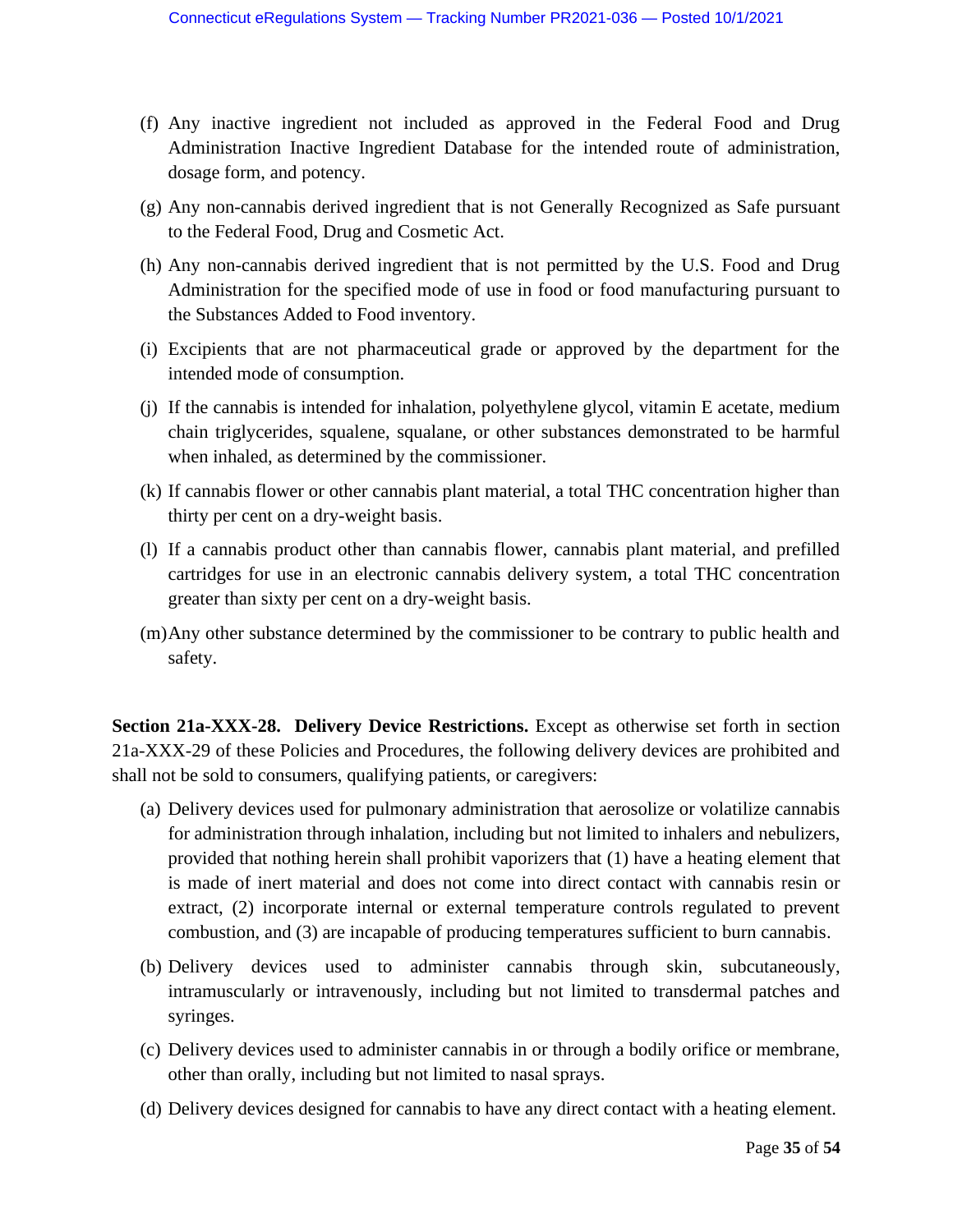(f) Any inactive ingredient not included as approved in the Federal Food and Drug Administration Inactive Ingredient Database for the intended route of administration, dosage form, and potency.

(g) Any non-cannabis derived ingredient that is not Generally Recognized as Safe pursuant to the Federal Food, Drug and Cosmetic Act.

(h) Any non-cannabis derived ingredient that is not permitted by the U.S. Food and Drug Administration for the specified mode of use in food or food manufacturing pursuant to the Substances Added to Food inventory.

(i) Excipients that are not pharmaceutical grade or approved by the department for the intended mode of consumption.

(j) If the cannabis is intended for inhalation, polyethylene glycol, vitamin E acetate, medium chain triglycerides, squalene, squalane, or other substances demonstrated to be harmful when inhaled, as determined by the commissioner.

(k) If cannabis flower or other cannabis plant material, a total THC concentration higher than thirty per cent on a dry-weight basis.

(l) If a cannabis product other than cannabis flower, cannabis plant material, and prefilled cartridges for use in an electronic cannabis delivery system, a total THC concentration greater than sixty per cent on a dry-weight basis.

(m) Any other substance determined by the commissioner to be contrary to public health and safety.

**Section 21a-XXX-28. Delivery Device Restrictions.** Except as otherwise set forth in section 21a-XXX-29 of these Policies and Procedures, the following delivery devices are prohibited and shall not be sold to consumers, qualifying patients, or caregivers:

(a) Delivery devices used for pulmonary administration that aerosolize or volatilize cannabis for administration through inhalation, including but not limited to inhalers and nebulizers, provided that nothing herein shall prohibit vaporizers that (1) have a heating element that is made of inert material and does not come into direct contact with cannabis resin or extract, (2) incorporate internal or external temperature controls regulated to prevent combustion, and (3) are incapable of producing temperatures sufficient to burn cannabis.

(b) Delivery devices used to administer cannabis through skin, subcutaneously, intramuscularly or intravenously, including but not limited to transdermal patches and syringes.

(c) Delivery devices used to administer cannabis in or through a bodily orifice or membrane, other than orally, including but not limited to nasal sprays.

(d) Delivery devices designed for cannabis to have any direct contact with a heating element.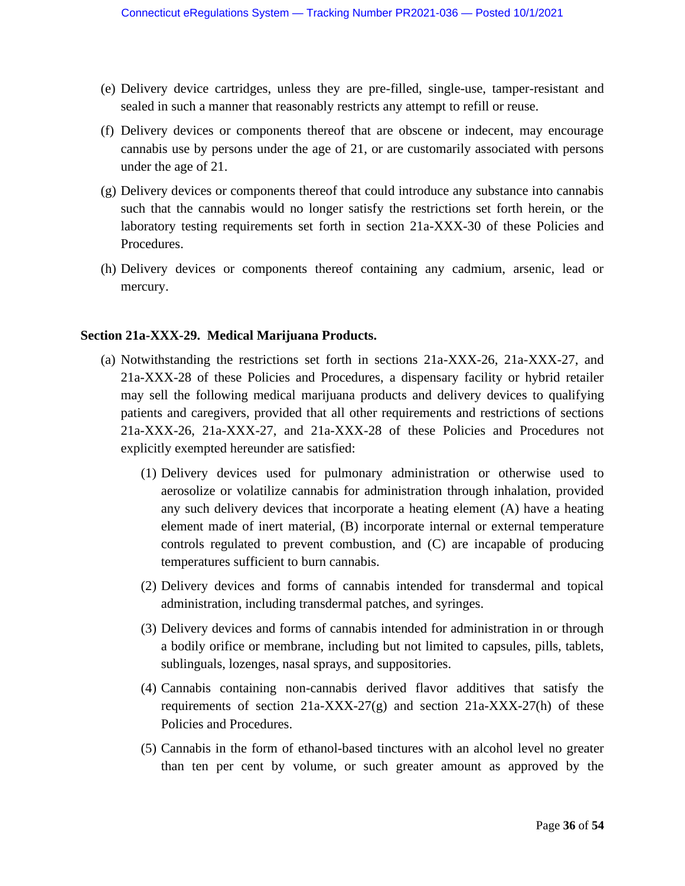(e) Delivery device cartridges, unless they are pre-filled, single-use, tamper-resistant and sealed in such a manner that reasonably restricts any attempt to refill or reuse.

(f) Delivery devices or components thereof that are obscene or indecent, may encourage cannabis use by persons under the age of 21, or are customarily associated with persons under the age of 21.

(g) Delivery devices or components thereof that could introduce any substance into cannabis such that the cannabis would no longer satisfy the restrictions set forth herein, or the laboratory testing requirements set forth in section 21a-XXX-30 of these Policies and Procedures.

(h) Delivery devices or components thereof containing any cadmium, arsenic, lead or mercury.

**Section 21a-XXX-29. Medical Marijuana Products.**

(a) Notwithstanding the restrictions set forth in sections 21a-XXX-26, 21a-XXX-27, and 21a-XXX-28 of these Policies and Procedures, a dispensary facility or hybrid retailer may sell the following medical marijuana products and delivery devices to qualifying patients and caregivers, provided that all other requirements and restrictions of sections 21a-XXX-26, 21a-XXX-27, and 21a-XXX-28 of these Policies and Procedures not explicitly exempted hereunder are satisfied:

   (1) Delivery devices used for pulmonary administration or otherwise used to aerosolize or volatilize cannabis for administration through inhalation, provided any such delivery devices that incorporate a heating element (A) have a heating element made of inert material, (B) incorporate internal or external temperature controls regulated to prevent combustion, and (C) are incapable of producing temperatures sufficient to burn cannabis.

   (2) Delivery devices and forms of cannabis intended for transdermal and topical administration, including transdermal patches, and syringes.

   (3) Delivery devices and forms of cannabis intended for administration in or through a bodily orifice or membrane, including but not limited to capsules, pills, tablets, sublinguals, lozenges, nasal sprays, and suppositories.

   (4) Cannabis containing non-cannabis derived flavor additives that satisfy the requirements of section 21a-XXX-27(g) and section 21a-XXX-27(h) of these Policies and Procedures.

   (5) Cannabis in the form of ethanol-based tinctures with an alcohol level no greater than ten per cent by volume, or such greater amount as approved by the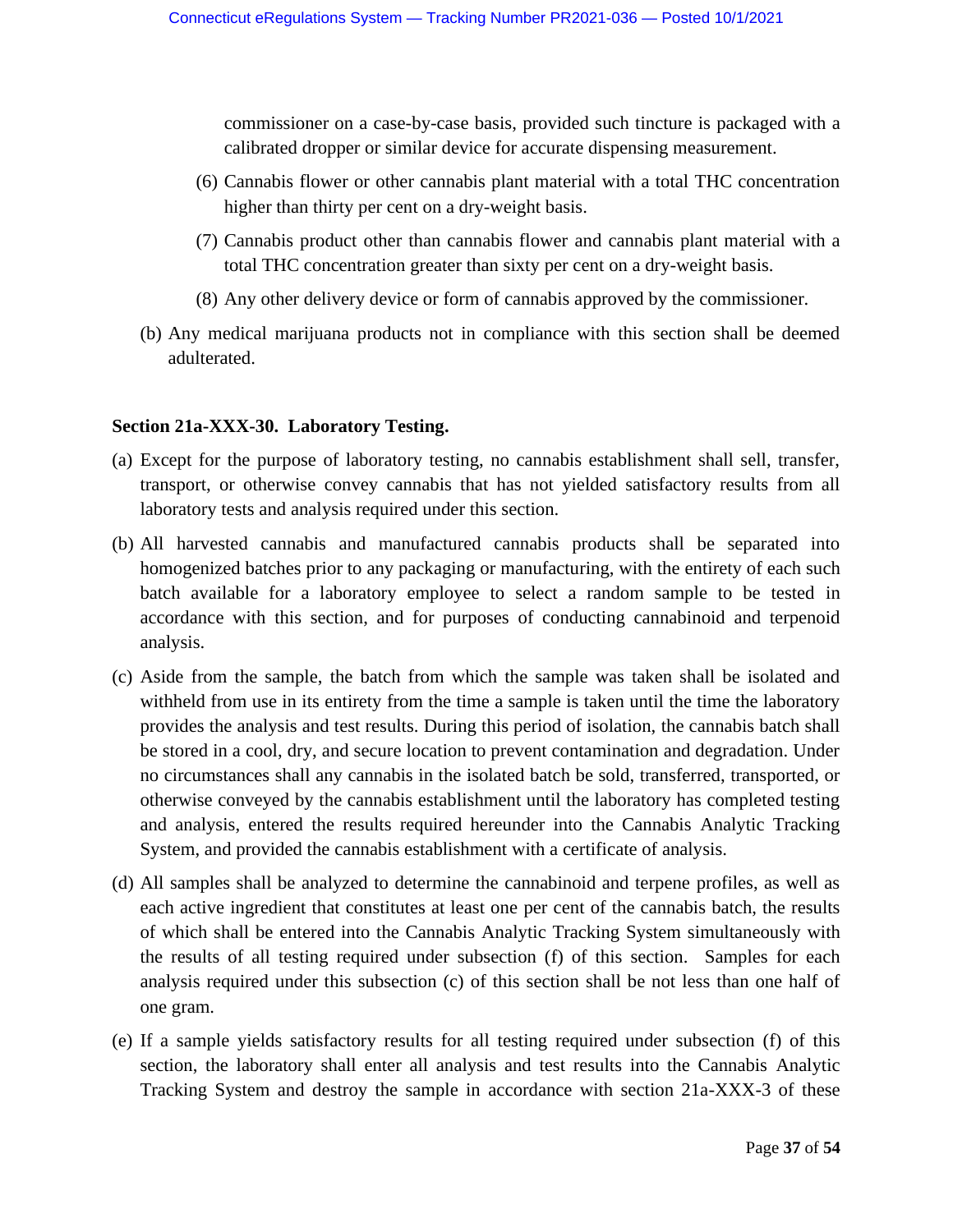commissioner on a case-by-case basis, provided such tincture is packaged with a calibrated dropper or similar device for accurate dispensing measurement.

(6) Cannabis flower or other cannabis plant material with a total THC concentration higher than thirty per cent on a dry-weight basis.

(7) Cannabis product other than cannabis flower and cannabis plant material with a total THC concentration greater than sixty per cent on a dry-weight basis.

(8) Any other delivery device or form of cannabis approved by the commissioner.

(b) Any medical marijuana products not in compliance with this section shall be deemed adulterated.

**Section 21a-XXX-30. Laboratory Testing.**

(a) Except for the purpose of laboratory testing, no cannabis establishment shall sell, transfer, transport, or otherwise convey cannabis that has not yielded satisfactory results from all laboratory tests and analysis required under this section.

(b) All harvested cannabis and manufactured cannabis products shall be separated into homogenized batches prior to any packaging or manufacturing, with the entirety of each such batch available for a laboratory employee to select a random sample to be tested in accordance with this section, and for purposes of conducting cannabinoid and terpenoid analysis.

(c) Aside from the sample, the batch from which the sample was taken shall be isolated and withheld from use in its entirety from the time a sample is taken until the time the laboratory provides the analysis and test results. During this period of isolation, the cannabis batch shall be stored in a cool, dry, and secure location to prevent contamination and degradation. Under no circumstances shall any cannabis in the isolated batch be sold, transferred, transported, or otherwise conveyed by the cannabis establishment until the laboratory has completed testing and analysis, entered the results required hereunder into the Cannabis Analytic Tracking System, and provided the cannabis establishment with a certificate of analysis.

(d) All samples shall be analyzed to determine the cannabinoid and terpene profiles, as well as each active ingredient that constitutes at least one per cent of the cannabis batch, the results of which shall be entered into the Cannabis Analytic Tracking System simultaneously with the results of all testing required under subsection (f) of this section. Samples for each analysis required under this subsection (c) of this section shall be not less than one half of one gram.

(e) If a sample yields satisfactory results for all testing required under subsection (f) of this section, the laboratory shall enter all analysis and test results into the Cannabis Analytic Tracking System and destroy the sample in accordance with section 21a-XXX-3 of these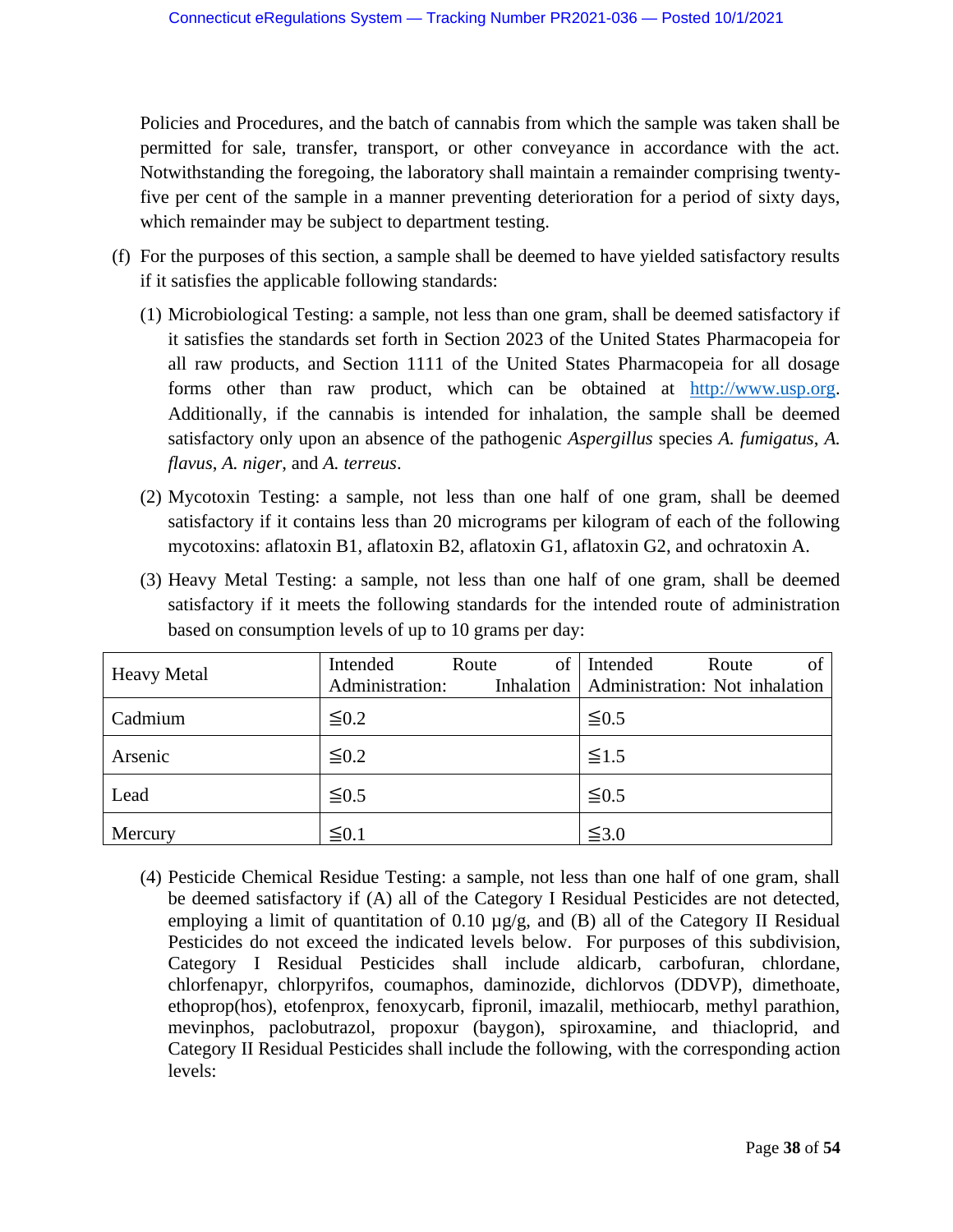Policies and Procedures, and the batch of cannabis from which the sample was taken shall be permitted for sale, transfer, transport, or other conveyance in accordance with the act. Notwithstanding the foregoing, the laboratory shall maintain a remainder comprising twenty-five per cent of the sample in a manner preventing deterioration for a period of sixty days, which remainder may be subject to department testing.

(f) For the purposes of this section, a sample shall be deemed to have yielded satisfactory results if it satisfies the applicable following standards:

(1) Microbiological Testing: a sample, not less than one gram, shall be deemed satisfactory if it satisfies the standards set forth in Section 2023 of the United States Pharmacopeia for all raw products, and Section 1111 of the United States Pharmacopeia for all dosage forms other than raw product, which can be obtained at [http://www.usp.org](http://www.usp.org). Additionally, if the cannabis is intended for inhalation, the sample shall be deemed satisfactory only upon an absence of the pathogenic *Aspergillus* species *A. fumigatus*, *A. flavus*, *A. niger*, and *A. terreus*.

(2) Mycotoxin Testing: a sample, not less than one half of one gram, shall be deemed satisfactory if it contains less than 20 micrograms per kilogram of each of the following mycotoxins: aflatoxin B1, aflatoxin B2, aflatoxin G1, aflatoxin G2, and ochratoxin A.

(3) Heavy Metal Testing: a sample, not less than one half of one gram, shall be deemed satisfactory if it meets the following standards for the intended route of administration based on consumption levels of up to 10 grams per day:

| Heavy Metal | Intended Route of Administration: Inhalation | Intended Route of Administration: Not inhalation |
|---|---|---|
| Cadmium | ≦0.2 | ≦0.5 |
| Arsenic | ≦0.2 | ≦1.5 |
| Lead | ≦0.5 | ≦0.5 |
| Mercury | ≦0.1 | ≦3.0 |

(4) Pesticide Chemical Residue Testing: a sample, not less than one half of one gram, shall be deemed satisfactory if (A) all of the Category I Residual Pesticides are not detected, employing a limit of quantitation of 0.10 µg/g, and (B) all of the Category II Residual Pesticides do not exceed the indicated levels below. For purposes of this subdivision, Category I Residual Pesticides shall include aldicarb, carbofuran, chlordane, chlorfenapyr, chlorpyrifos, coumaphos, daminozide, dichlorvos (DDVP), dimethoate, ethoprop(hos), etofenprox, fenoxycarb, fipronil, imazalil, methiocarb, methyl parathion, mevinphos, paclobutrazol, propoxur (baygon), spiroxamine, and thiacloprid, and Category II Residual Pesticides shall include the following, with the corresponding action levels: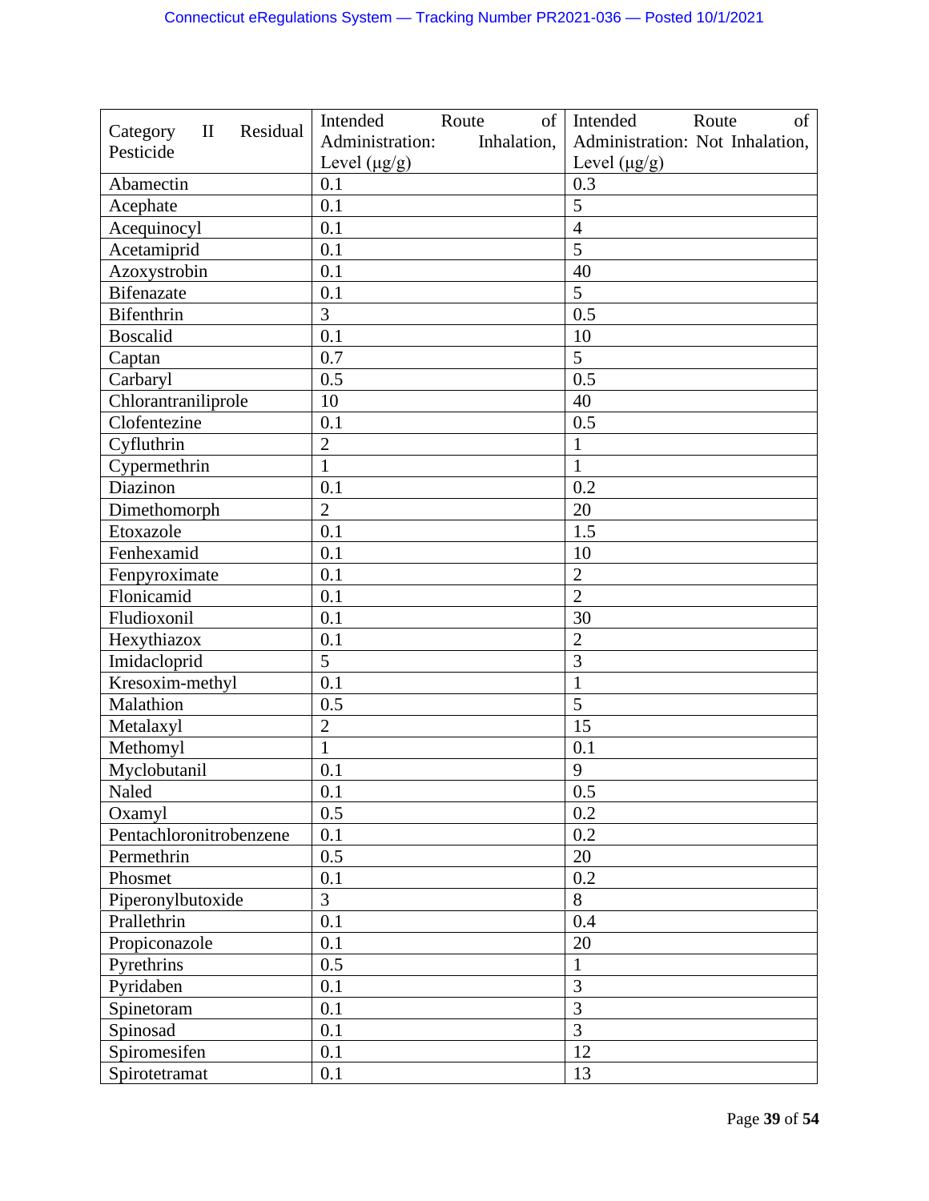| Category II Residual Pesticide | Intended Route of Administration: Inhalation, Level (μg/g) | Intended Route of Administration: Not Inhalation, Level (μg/g) |
|---|---|---|
| Abamectin | 0.1 | 0.3 |
| Acephate | 0.1 | 5 |
| Acequinocyl | 0.1 | 4 |
| Acetamiprid | 0.1 | 5 |
| Azoxystrobin | 0.1 | 40 |
| Bifenazate | 0.1 | 5 |
| Bifenthrin | 3 | 0.5 |
| Boscalid | 0.1 | 10 |
| Captan | 0.7 | 5 |
| Carbaryl | 0.5 | 0.5 |
| Chlorantraniliprole | 10 | 40 |
| Clofentezine | 0.1 | 0.5 |
| Cyfluthrin | 2 | 1 |
| Cypermethrin | 1 | 1 |
| Diazinon | 0.1 | 0.2 |
| Dimethomorph | 2 | 20 |
| Etoxazole | 0.1 | 1.5 |
| Fenhexamid | 0.1 | 10 |
| Fenpyroximate | 0.1 | 2 |
| Flonicamid | 0.1 | 2 |
| Fludioxonil | 0.1 | 30 |
| Hexythiazox | 0.1 | 2 |
| Imidacloprid | 5 | 3 |
| Kresoxim-methyl | 0.1 | 1 |
| Malathion | 0.5 | 5 |
| Metalaxyl | 2 | 15 |
| Methomyl | 1 | 0.1 |
| Myclobutanil | 0.1 | 9 |
| Naled | 0.1 | 0.5 |
| Oxamyl | 0.5 | 0.2 |
| Pentachloronitrobenzene | 0.1 | 0.2 |
| Permethrin | 0.5 | 20 |
| Phosmet | 0.1 | 0.2 |
| Piperonylbutoxide | 3 | 8 |
| Prallethrin | 0.1 | 0.4 |
| Propiconazole | 0.1 | 20 |
| Pyrethrins | 0.5 | 1 |
| Pyridaben | 0.1 | 3 |
| Spinetoram | 0.1 | 3 |
| Spinosad | 0.1 | 3 |
| Spiromesifen | 0.1 | 12 |
| Spirotetramat | 0.1 | 13 |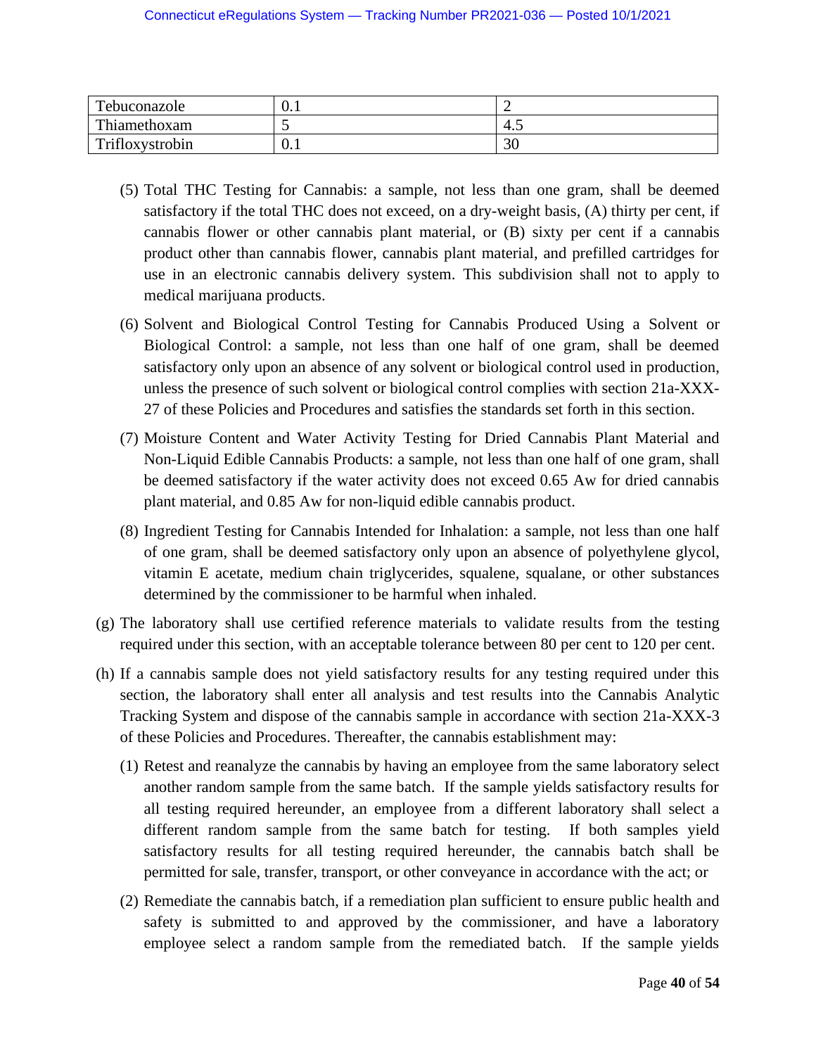| Tebuconazole | 0.1 | 2 |
|---|---|---|
| Thiamethoxam | 5 | 4.5 |
| Trifloxystrobin | 0.1 | 30 |

(5) Total THC Testing for Cannabis: a sample, not less than one gram, shall be deemed satisfactory if the total THC does not exceed, on a dry-weight basis, (A) thirty per cent, if cannabis flower or other cannabis plant material, or (B) sixty per cent if a cannabis product other than cannabis flower, cannabis plant material, and prefilled cartridges for use in an electronic cannabis delivery system. This subdivision shall not to apply to medical marijuana products.

(6) Solvent and Biological Control Testing for Cannabis Produced Using a Solvent or Biological Control: a sample, not less than one half of one gram, shall be deemed satisfactory only upon an absence of any solvent or biological control used in production, unless the presence of such solvent or biological control complies with section 21a-XXX-27 of these Policies and Procedures and satisfies the standards set forth in this section.

(7) Moisture Content and Water Activity Testing for Dried Cannabis Plant Material and Non-Liquid Edible Cannabis Products: a sample, not less than one half of one gram, shall be deemed satisfactory if the water activity does not exceed 0.65 Aw for dried cannabis plant material, and 0.85 Aw for non-liquid edible cannabis product.

(8) Ingredient Testing for Cannabis Intended for Inhalation: a sample, not less than one half of one gram, shall be deemed satisfactory only upon an absence of polyethylene glycol, vitamin E acetate, medium chain triglycerides, squalene, squalane, or other substances determined by the commissioner to be harmful when inhaled.

(g) The laboratory shall use certified reference materials to validate results from the testing required under this section, with an acceptable tolerance between 80 per cent to 120 per cent.

(h) If a cannabis sample does not yield satisfactory results for any testing required under this section, the laboratory shall enter all analysis and test results into the Cannabis Analytic Tracking System and dispose of the cannabis sample in accordance with section 21a-XXX-3 of these Policies and Procedures. Thereafter, the cannabis establishment may:

(1) Retest and reanalyze the cannabis by having an employee from the same laboratory select another random sample from the same batch. If the sample yields satisfactory results for all testing required hereunder, an employee from a different laboratory shall select a different random sample from the same batch for testing. If both samples yield satisfactory results for all testing required hereunder, the cannabis batch shall be permitted for sale, transfer, transport, or other conveyance in accordance with the act; or

(2) Remediate the cannabis batch, if a remediation plan sufficient to ensure public health and safety is submitted to and approved by the commissioner, and have a laboratory employee select a random sample from the remediated batch. If the sample yields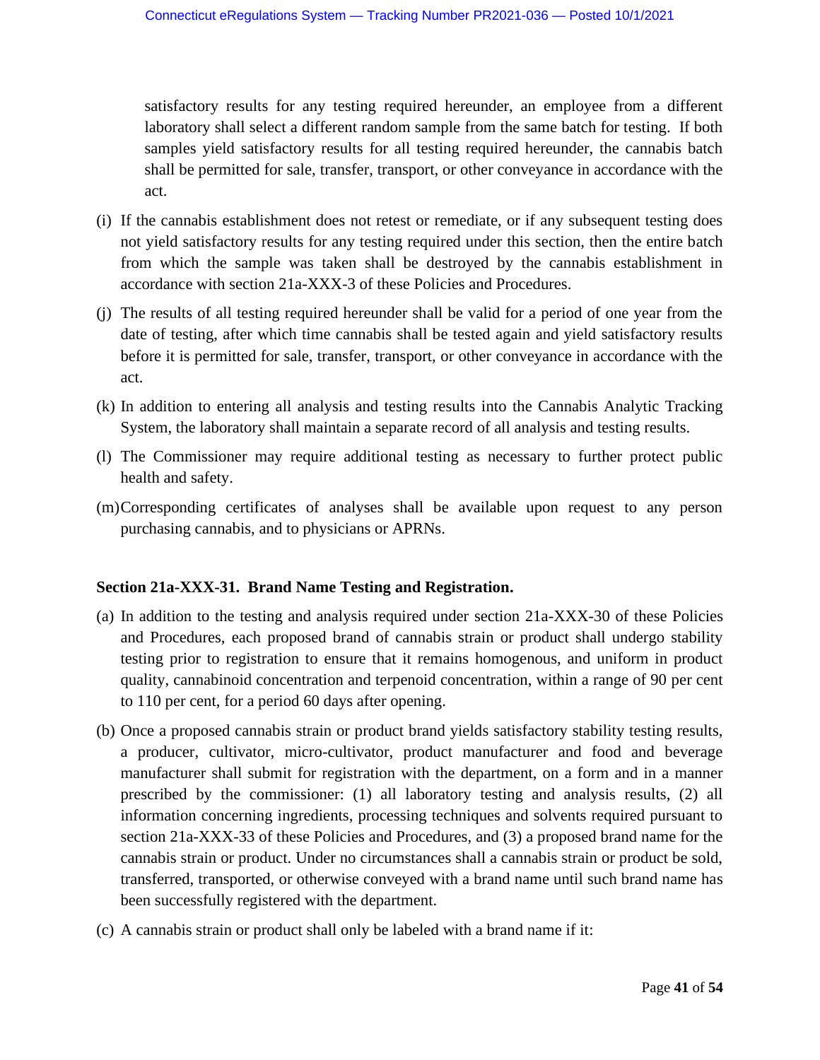satisfactory results for any testing required hereunder, an employee from a different laboratory shall select a different random sample from the same batch for testing. If both samples yield satisfactory results for all testing required hereunder, the cannabis batch shall be permitted for sale, transfer, transport, or other conveyance in accordance with the act.

(i) If the cannabis establishment does not retest or remediate, or if any subsequent testing does not yield satisfactory results for any testing required under this section, then the entire batch from which the sample was taken shall be destroyed by the cannabis establishment in accordance with section 21a-XXX-3 of these Policies and Procedures.

(j) The results of all testing required hereunder shall be valid for a period of one year from the date of testing, after which time cannabis shall be tested again and yield satisfactory results before it is permitted for sale, transfer, transport, or other conveyance in accordance with the act.

(k) In addition to entering all analysis and testing results into the Cannabis Analytic Tracking System, the laboratory shall maintain a separate record of all analysis and testing results.

(l) The Commissioner may require additional testing as necessary to further protect public health and safety.

(m) Corresponding certificates of analyses shall be available upon request to any person purchasing cannabis, and to physicians or APRNs.

**Section 21a-XXX-31. Brand Name Testing and Registration.**

(a) In addition to the testing and analysis required under section 21a-XXX-30 of these Policies and Procedures, each proposed brand of cannabis strain or product shall undergo stability testing prior to registration to ensure that it remains homogenous, and uniform in product quality, cannabinoid concentration and terpenoid concentration, within a range of 90 per cent to 110 per cent, for a period 60 days after opening.

(b) Once a proposed cannabis strain or product brand yields satisfactory stability testing results, a producer, cultivator, micro-cultivator, product manufacturer and food and beverage manufacturer shall submit for registration with the department, on a form and in a manner prescribed by the commissioner: (1) all laboratory testing and analysis results, (2) all information concerning ingredients, processing techniques and solvents required pursuant to section 21a-XXX-33 of these Policies and Procedures, and (3) a proposed brand name for the cannabis strain or product. Under no circumstances shall a cannabis strain or product be sold, transferred, transported, or otherwise conveyed with a brand name until such brand name has been successfully registered with the department.

(c) A cannabis strain or product shall only be labeled with a brand name if it: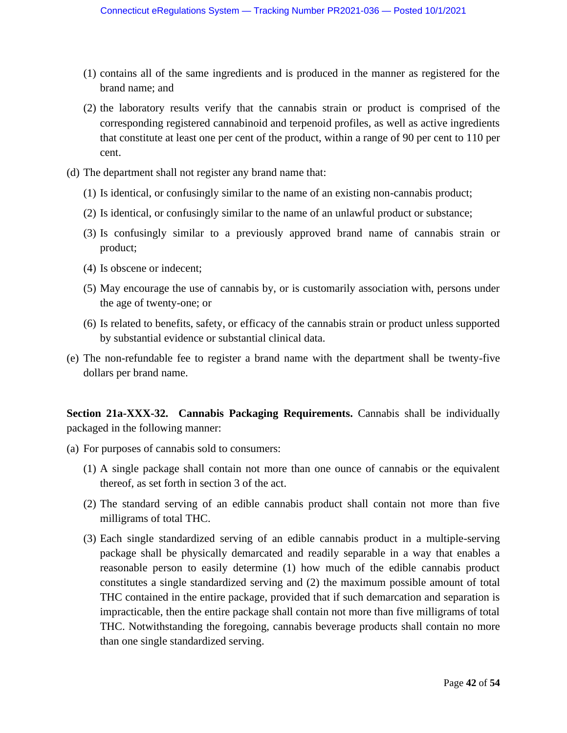(1) contains all of the same ingredients and is produced in the manner as registered for the brand name; and

(2) the laboratory results verify that the cannabis strain or product is comprised of the corresponding registered cannabinoid and terpenoid profiles, as well as active ingredients that constitute at least one per cent of the product, within a range of 90 per cent to 110 per cent.

(d) The department shall not register any brand name that:

(1) Is identical, or confusingly similar to the name of an existing non-cannabis product;

(2) Is identical, or confusingly similar to the name of an unlawful product or substance;

(3) Is confusingly similar to a previously approved brand name of cannabis strain or product;

(4) Is obscene or indecent;

(5) May encourage the use of cannabis by, or is customarily association with, persons under the age of twenty-one; or

(6) Is related to benefits, safety, or efficacy of the cannabis strain or product unless supported by substantial evidence or substantial clinical data.

(e) The non-refundable fee to register a brand name with the department shall be twenty-five dollars per brand name.

**Section 21a-XXX-32. Cannabis Packaging Requirements.** Cannabis shall be individually packaged in the following manner:

(a) For purposes of cannabis sold to consumers:

(1) A single package shall contain not more than one ounce of cannabis or the equivalent thereof, as set forth in section 3 of the act.

(2) The standard serving of an edible cannabis product shall contain not more than five milligrams of total THC.

(3) Each single standardized serving of an edible cannabis product in a multiple-serving package shall be physically demarcated and readily separable in a way that enables a reasonable person to easily determine (1) how much of the edible cannabis product constitutes a single standardized serving and (2) the maximum possible amount of total THC contained in the entire package, provided that if such demarcation and separation is impracticable, then the entire package shall contain not more than five milligrams of total THC. Notwithstanding the foregoing, cannabis beverage products shall contain no more than one single standardized serving.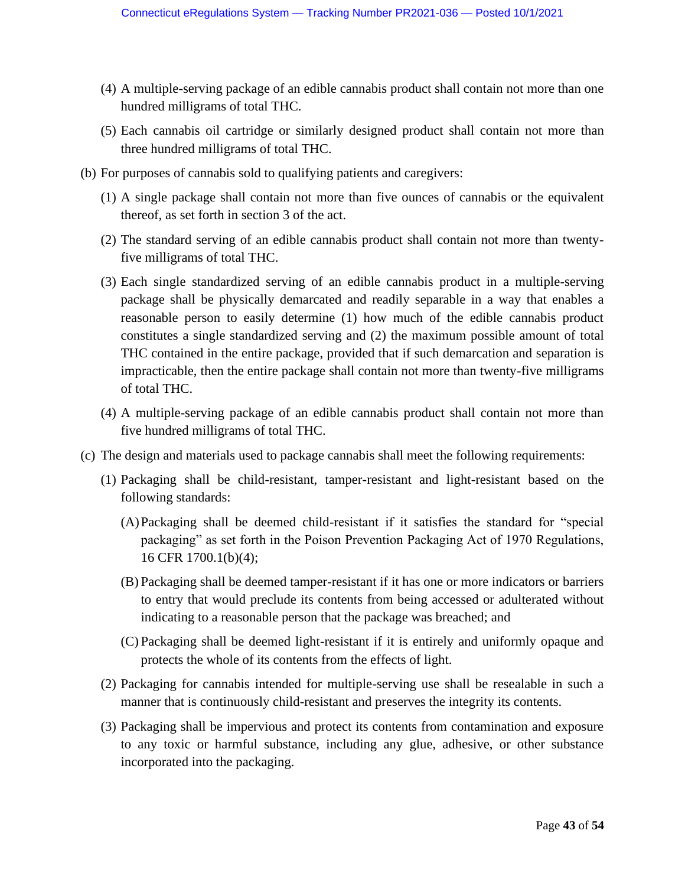(4) A multiple-serving package of an edible cannabis product shall contain not more than one hundred milligrams of total THC.

(5) Each cannabis oil cartridge or similarly designed product shall contain not more than three hundred milligrams of total THC.

(b) For purposes of cannabis sold to qualifying patients and caregivers:

(1) A single package shall contain not more than five ounces of cannabis or the equivalent thereof, as set forth in section 3 of the act.

(2) The standard serving of an edible cannabis product shall contain not more than twenty-five milligrams of total THC.

(3) Each single standardized serving of an edible cannabis product in a multiple-serving package shall be physically demarcated and readily separable in a way that enables a reasonable person to easily determine (1) how much of the edible cannabis product constitutes a single standardized serving and (2) the maximum possible amount of total THC contained in the entire package, provided that if such demarcation and separation is impracticable, then the entire package shall contain not more than twenty-five milligrams of total THC.

(4) A multiple-serving package of an edible cannabis product shall contain not more than five hundred milligrams of total THC.

(c) The design and materials used to package cannabis shall meet the following requirements:

(1) Packaging shall be child-resistant, tamper-resistant and light-resistant based on the following standards:

(A) Packaging shall be deemed child-resistant if it satisfies the standard for "special packaging" as set forth in the Poison Prevention Packaging Act of 1970 Regulations, 16 CFR 1700.1(b)(4);

(B) Packaging shall be deemed tamper-resistant if it has one or more indicators or barriers to entry that would preclude its contents from being accessed or adulterated without indicating to a reasonable person that the package was breached; and

(C) Packaging shall be deemed light-resistant if it is entirely and uniformly opaque and protects the whole of its contents from the effects of light.

(2) Packaging for cannabis intended for multiple-serving use shall be resealable in such a manner that is continuously child-resistant and preserves the integrity its contents.

(3) Packaging shall be impervious and protect its contents from contamination and exposure to any toxic or harmful substance, including any glue, adhesive, or other substance incorporated into the packaging.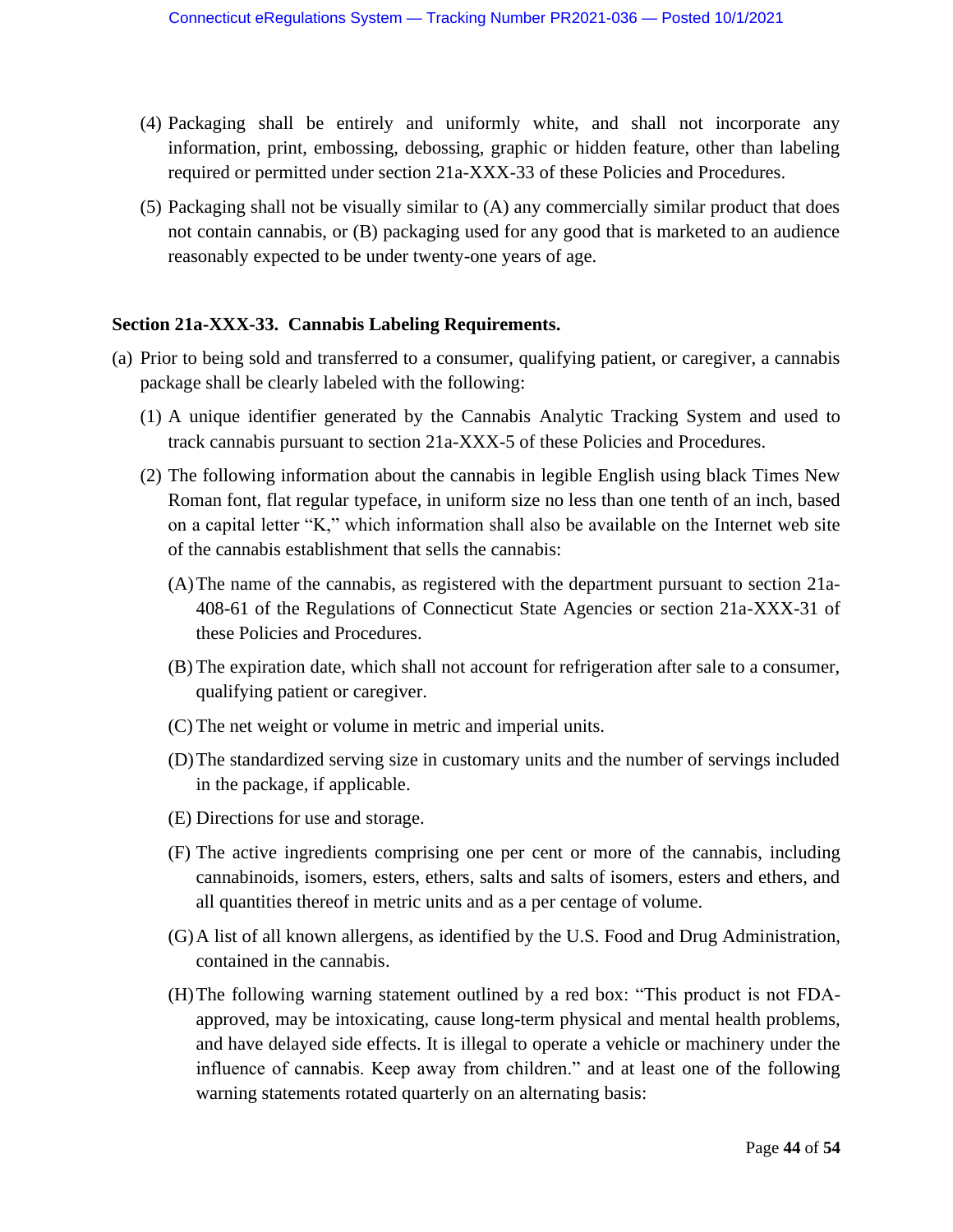(4) Packaging shall be entirely and uniformly white, and shall not incorporate any information, print, embossing, debossing, graphic or hidden feature, other than labeling required or permitted under section 21a-XXX-33 of these Policies and Procedures.

(5) Packaging shall not be visually similar to (A) any commercially similar product that does not contain cannabis, or (B) packaging used for any good that is marketed to an audience reasonably expected to be under twenty-one years of age.

**Section 21a-XXX-33. Cannabis Labeling Requirements.**

(a) Prior to being sold and transferred to a consumer, qualifying patient, or caregiver, a cannabis package shall be clearly labeled with the following:

(1) A unique identifier generated by the Cannabis Analytic Tracking System and used to track cannabis pursuant to section 21a-XXX-5 of these Policies and Procedures.

(2) The following information about the cannabis in legible English using black Times New Roman font, flat regular typeface, in uniform size no less than one tenth of an inch, based on a capital letter "K," which information shall also be available on the Internet web site of the cannabis establishment that sells the cannabis:

(A) The name of the cannabis, as registered with the department pursuant to section 21a-408-61 of the Regulations of Connecticut State Agencies or section 21a-XXX-31 of these Policies and Procedures.

(B) The expiration date, which shall not account for refrigeration after sale to a consumer, qualifying patient or caregiver.

(C) The net weight or volume in metric and imperial units.

(D) The standardized serving size in customary units and the number of servings included in the package, if applicable.

(E) Directions for use and storage.

(F) The active ingredients comprising one per cent or more of the cannabis, including cannabinoids, isomers, esters, ethers, salts and salts of isomers, esters and ethers, and all quantities thereof in metric units and as a per centage of volume.

(G) A list of all known allergens, as identified by the U.S. Food and Drug Administration, contained in the cannabis.

(H) The following warning statement outlined by a red box: "This product is not FDA-approved, may be intoxicating, cause long-term physical and mental health problems, and have delayed side effects. It is illegal to operate a vehicle or machinery under the influence of cannabis. Keep away from children." and at least one of the following warning statements rotated quarterly on an alternating basis: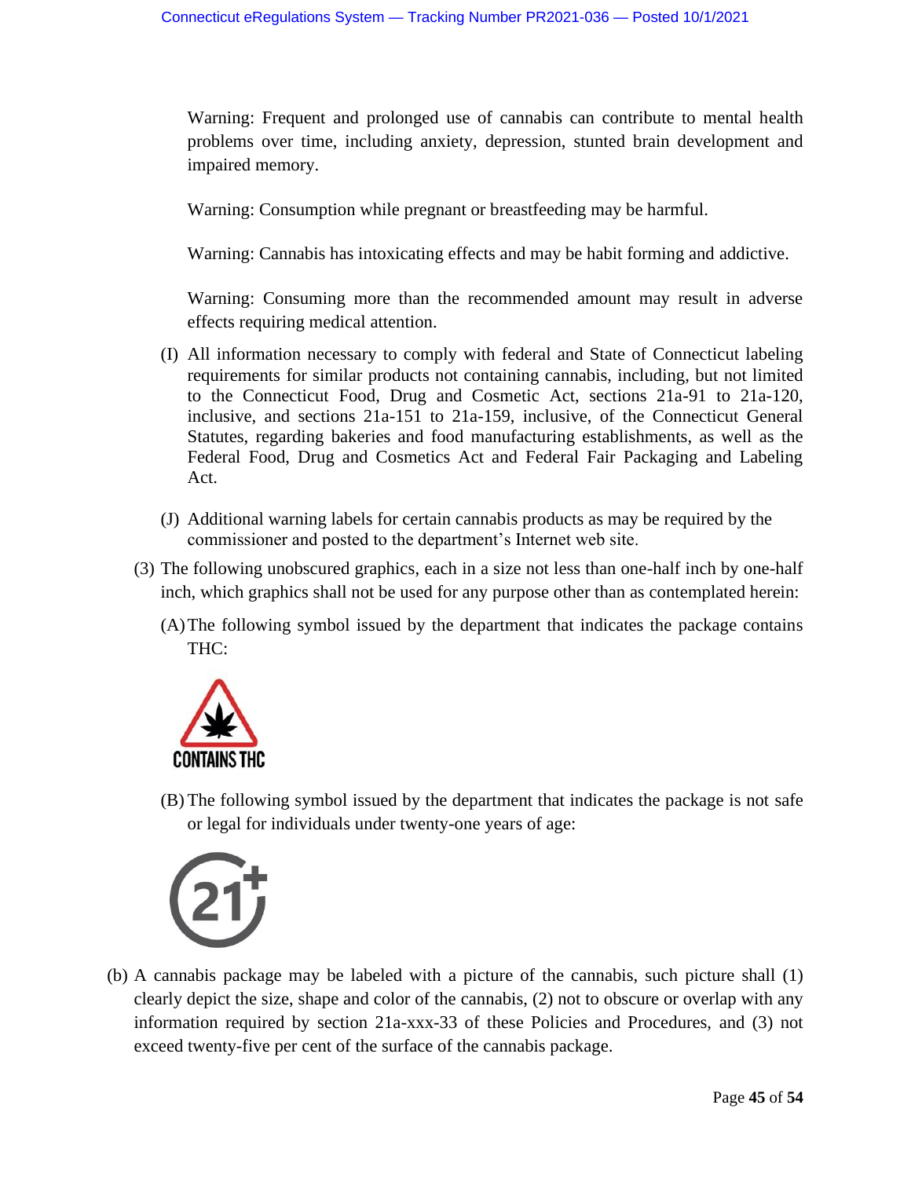Warning: Frequent and prolonged use of cannabis can contribute to mental health problems over time, including anxiety, depression, stunted brain development and impaired memory.

Warning: Consumption while pregnant or breastfeeding may be harmful.

Warning: Cannabis has intoxicating effects and may be habit forming and addictive.

Warning: Consuming more than the recommended amount may result in adverse effects requiring medical attention.

(I) All information necessary to comply with federal and State of Connecticut labeling requirements for similar products not containing cannabis, including, but not limited to the Connecticut Food, Drug and Cosmetic Act, sections 21a-91 to 21a-120, inclusive, and sections 21a-151 to 21a-159, inclusive, of the Connecticut General Statutes, regarding bakeries and food manufacturing establishments, as well as the Federal Food, Drug and Cosmetics Act and Federal Fair Packaging and Labeling Act.

(J) Additional warning labels for certain cannabis products as may be required by the commissioner and posted to the department's Internet web site.

(3) The following unobscured graphics, each in a size not less than one-half inch by one-half inch, which graphics shall not be used for any purpose other than as contemplated herein:

(A) The following symbol issued by the department that indicates the package contains THC:

CONTAINS THC

(B) The following symbol issued by the department that indicates the package is not safe or legal for individuals under twenty-one years of age:

21+

(b) A cannabis package may be labeled with a picture of the cannabis, such picture shall (1) clearly depict the size, shape and color of the cannabis, (2) not to obscure or overlap with any information required by section 21a-xxx-33 of these Policies and Procedures, and (3) not exceed twenty-five per cent of the surface of the cannabis package.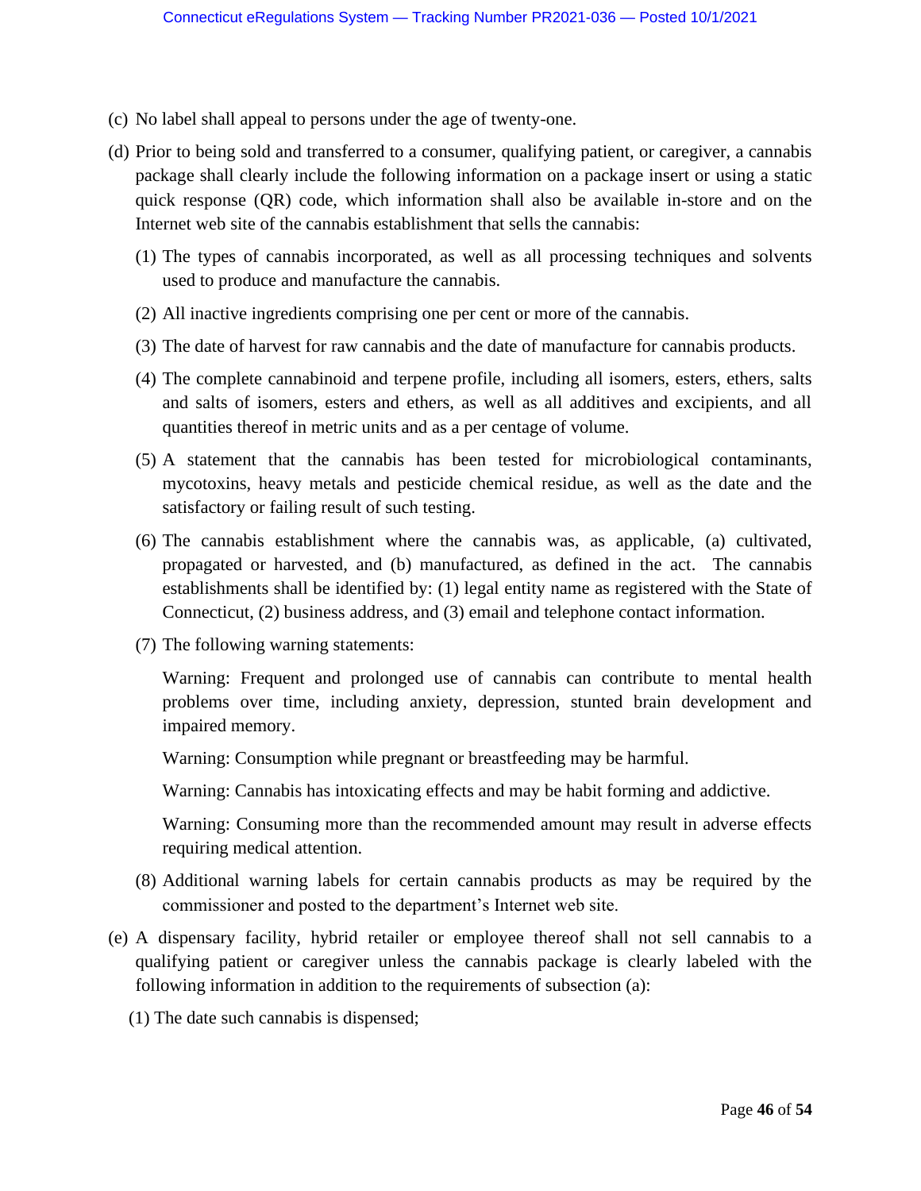(c) No label shall appeal to persons under the age of twenty-one.

(d) Prior to being sold and transferred to a consumer, qualifying patient, or caregiver, a cannabis package shall clearly include the following information on a package insert or using a static quick response (QR) code, which information shall also be available in-store and on the Internet web site of the cannabis establishment that sells the cannabis:

(1) The types of cannabis incorporated, as well as all processing techniques and solvents used to produce and manufacture the cannabis.

(2) All inactive ingredients comprising one per cent or more of the cannabis.

(3) The date of harvest for raw cannabis and the date of manufacture for cannabis products.

(4) The complete cannabinoid and terpene profile, including all isomers, esters, ethers, salts and salts of isomers, esters and ethers, as well as all additives and excipients, and all quantities thereof in metric units and as a per centage of volume.

(5) A statement that the cannabis has been tested for microbiological contaminants, mycotoxins, heavy metals and pesticide chemical residue, as well as the date and the satisfactory or failing result of such testing.

(6) The cannabis establishment where the cannabis was, as applicable, (a) cultivated, propagated or harvested, and (b) manufactured, as defined in the act. The cannabis establishments shall be identified by: (1) legal entity name as registered with the State of Connecticut, (2) business address, and (3) email and telephone contact information.

(7) The following warning statements:

Warning: Frequent and prolonged use of cannabis can contribute to mental health problems over time, including anxiety, depression, stunted brain development and impaired memory.

Warning: Consumption while pregnant or breastfeeding may be harmful.

Warning: Cannabis has intoxicating effects and may be habit forming and addictive.

Warning: Consuming more than the recommended amount may result in adverse effects requiring medical attention.

(8) Additional warning labels for certain cannabis products as may be required by the commissioner and posted to the department's Internet web site.

(e) A dispensary facility, hybrid retailer or employee thereof shall not sell cannabis to a qualifying patient or caregiver unless the cannabis package is clearly labeled with the following information in addition to the requirements of subsection (a):

(1) The date such cannabis is dispensed;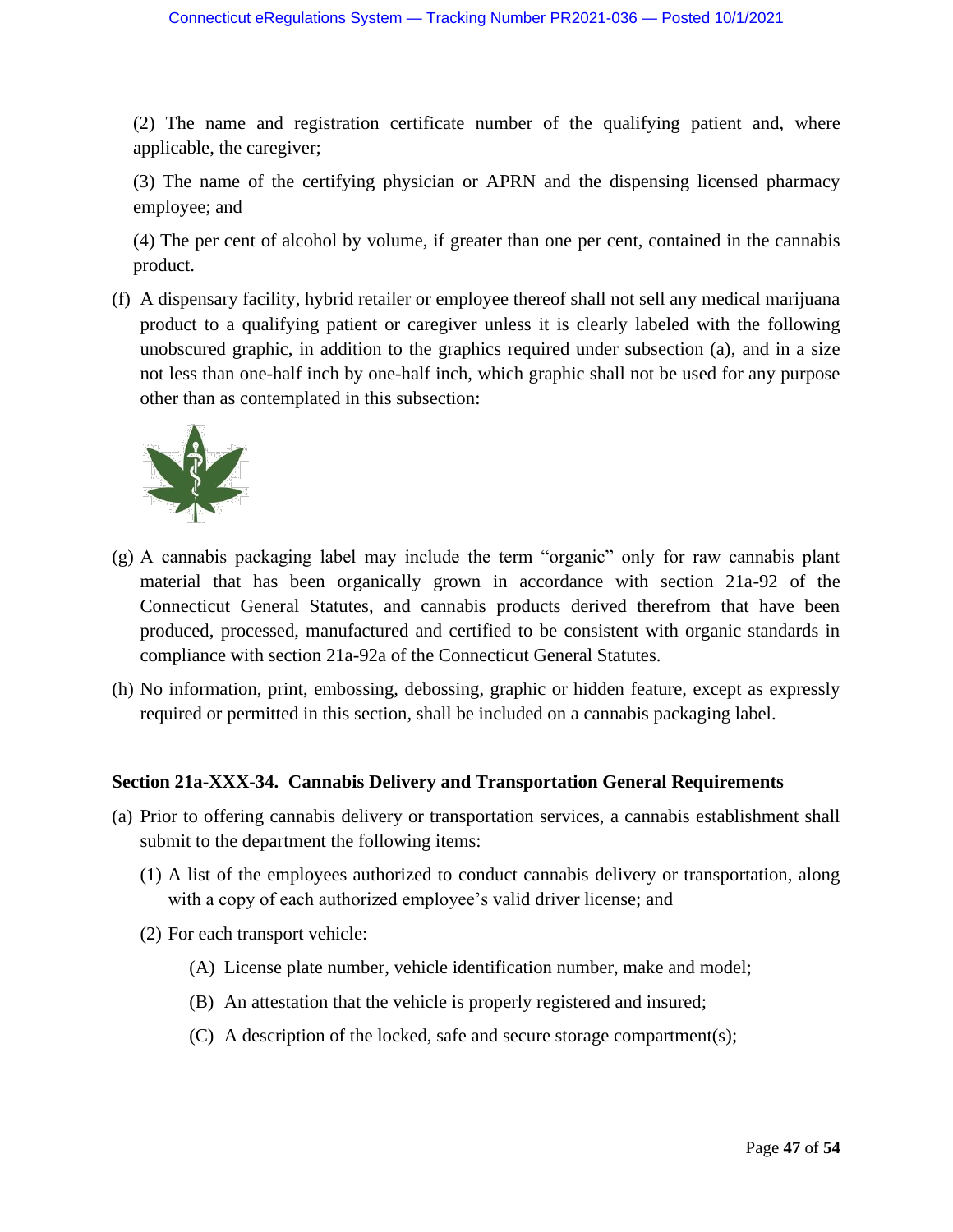(2) The name and registration certificate number of the qualifying patient and, where applicable, the caregiver;

(3) The name of the certifying physician or APRN and the dispensing licensed pharmacy employee; and

(4) The per cent of alcohol by volume, if greater than one per cent, contained in the cannabis product.

(f) A dispensary facility, hybrid retailer or employee thereof shall not sell any medical marijuana product to a qualifying patient or caregiver unless it is clearly labeled with the following unobscured graphic, in addition to the graphics required under subsection (a), and in a size not less than one-half inch by one-half inch, which graphic shall not be used for any purpose other than as contemplated in this subsection:

(g) A cannabis packaging label may include the term "organic" only for raw cannabis plant material that has been organically grown in accordance with section 21a-92 of the Connecticut General Statutes, and cannabis products derived therefrom that have been produced, processed, manufactured and certified to be consistent with organic standards in compliance with section 21a-92a of the Connecticut General Statutes.

(h) No information, print, embossing, debossing, graphic or hidden feature, except as expressly required or permitted in this section, shall be included on a cannabis packaging label.

**Section 21a-XXX-34. Cannabis Delivery and Transportation General Requirements**

(a) Prior to offering cannabis delivery or transportation services, a cannabis establishment shall submit to the department the following items:

(1) A list of the employees authorized to conduct cannabis delivery or transportation, along with a copy of each authorized employee's valid driver license; and

(2) For each transport vehicle:

(A) License plate number, vehicle identification number, make and model;

(B) An attestation that the vehicle is properly registered and insured;

(C) A description of the locked, safe and secure storage compartment(s);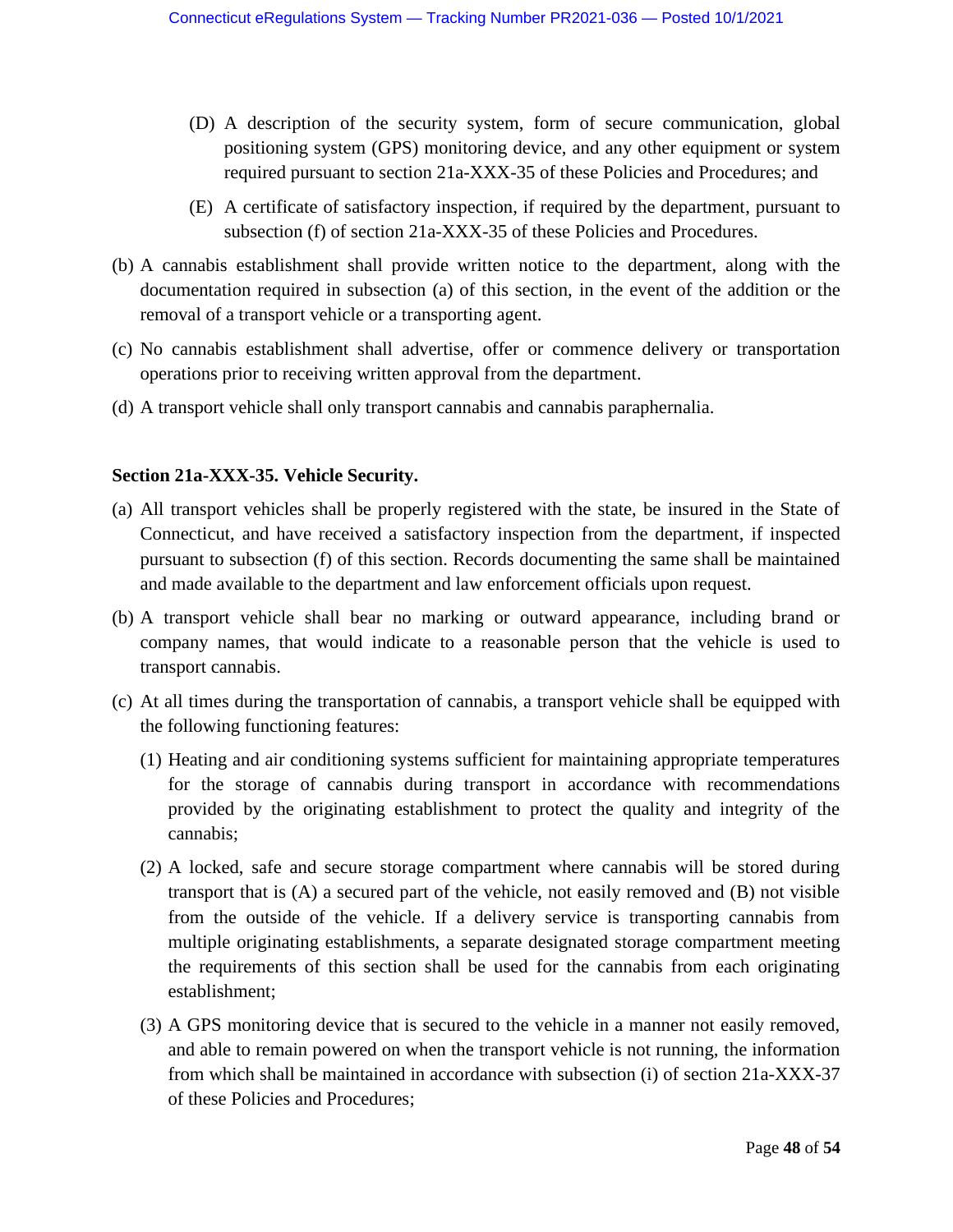(D) A description of the security system, form of secure communication, global positioning system (GPS) monitoring device, and any other equipment or system required pursuant to section 21a-XXX-35 of these Policies and Procedures; and

(E) A certificate of satisfactory inspection, if required by the department, pursuant to subsection (f) of section 21a-XXX-35 of these Policies and Procedures.

(b) A cannabis establishment shall provide written notice to the department, along with the documentation required in subsection (a) of this section, in the event of the addition or the removal of a transport vehicle or a transporting agent.

(c) No cannabis establishment shall advertise, offer or commence delivery or transportation operations prior to receiving written approval from the department.

(d) A transport vehicle shall only transport cannabis and cannabis paraphernalia.

**Section 21a-XXX-35. Vehicle Security.**

(a) All transport vehicles shall be properly registered with the state, be insured in the State of Connecticut, and have received a satisfactory inspection from the department, if inspected pursuant to subsection (f) of this section. Records documenting the same shall be maintained and made available to the department and law enforcement officials upon request.

(b) A transport vehicle shall bear no marking or outward appearance, including brand or company names, that would indicate to a reasonable person that the vehicle is used to transport cannabis.

(c) At all times during the transportation of cannabis, a transport vehicle shall be equipped with the following functioning features:

(1) Heating and air conditioning systems sufficient for maintaining appropriate temperatures for the storage of cannabis during transport in accordance with recommendations provided by the originating establishment to protect the quality and integrity of the cannabis;

(2) A locked, safe and secure storage compartment where cannabis will be stored during transport that is (A) a secured part of the vehicle, not easily removed and (B) not visible from the outside of the vehicle. If a delivery service is transporting cannabis from multiple originating establishments, a separate designated storage compartment meeting the requirements of this section shall be used for the cannabis from each originating establishment;

(3) A GPS monitoring device that is secured to the vehicle in a manner not easily removed, and able to remain powered on when the transport vehicle is not running, the information from which shall be maintained in accordance with subsection (i) of section 21a-XXX-37 of these Policies and Procedures;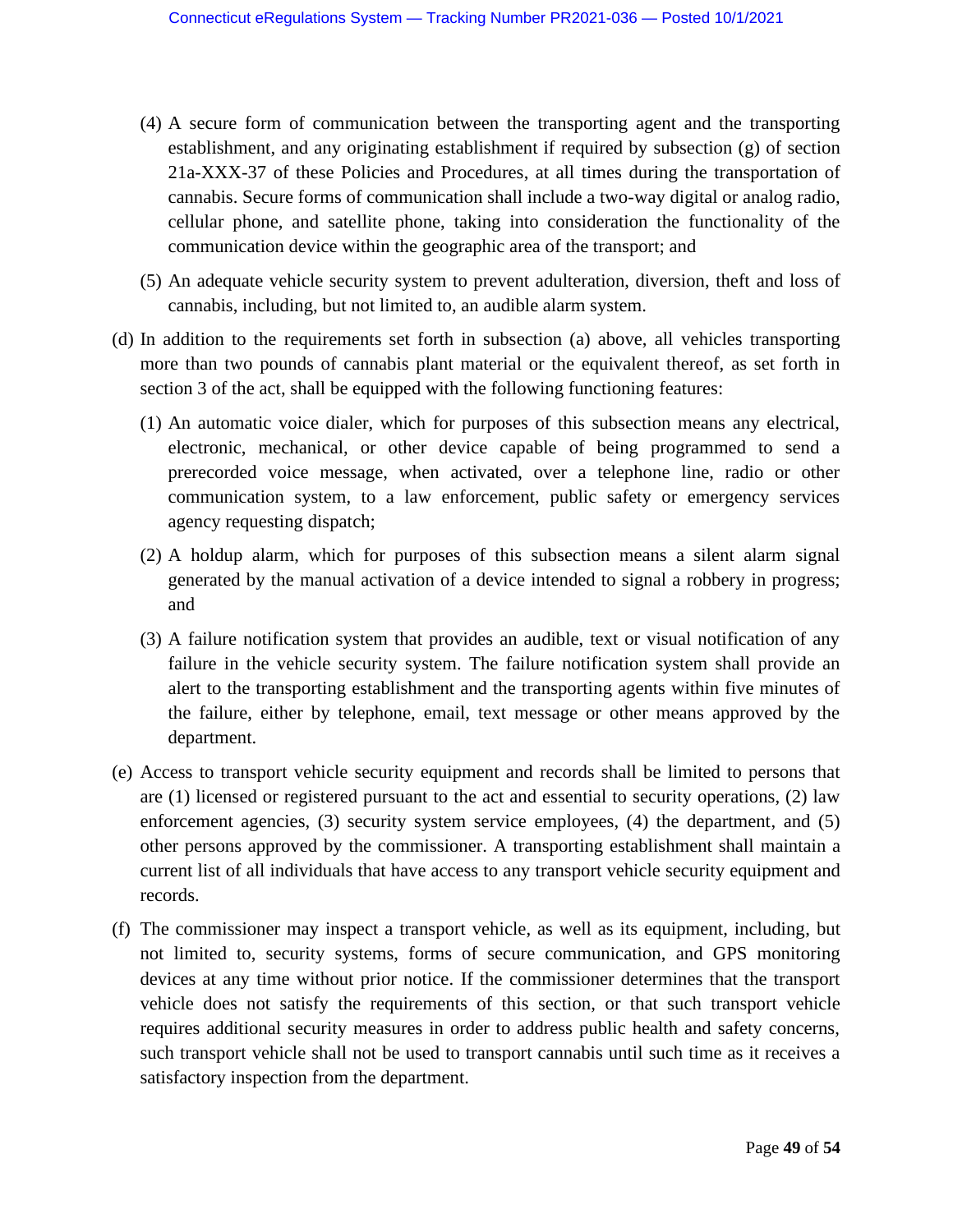(4) A secure form of communication between the transporting agent and the transporting establishment, and any originating establishment if required by subsection (g) of section 21a-XXX-37 of these Policies and Procedures, at all times during the transportation of cannabis. Secure forms of communication shall include a two-way digital or analog radio, cellular phone, and satellite phone, taking into consideration the functionality of the communication device within the geographic area of the transport; and

(5) An adequate vehicle security system to prevent adulteration, diversion, theft and loss of cannabis, including, but not limited to, an audible alarm system.

(d) In addition to the requirements set forth in subsection (a) above, all vehicles transporting more than two pounds of cannabis plant material or the equivalent thereof, as set forth in section 3 of the act, shall be equipped with the following functioning features:

(1) An automatic voice dialer, which for purposes of this subsection means any electrical, electronic, mechanical, or other device capable of being programmed to send a prerecorded voice message, when activated, over a telephone line, radio or other communication system, to a law enforcement, public safety or emergency services agency requesting dispatch;

(2) A holdup alarm, which for purposes of this subsection means a silent alarm signal generated by the manual activation of a device intended to signal a robbery in progress; and

(3) A failure notification system that provides an audible, text or visual notification of any failure in the vehicle security system. The failure notification system shall provide an alert to the transporting establishment and the transporting agents within five minutes of the failure, either by telephone, email, text message or other means approved by the department.

(e) Access to transport vehicle security equipment and records shall be limited to persons that are (1) licensed or registered pursuant to the act and essential to security operations, (2) law enforcement agencies, (3) security system service employees, (4) the department, and (5) other persons approved by the commissioner. A transporting establishment shall maintain a current list of all individuals that have access to any transport vehicle security equipment and records.

(f) The commissioner may inspect a transport vehicle, as well as its equipment, including, but not limited to, security systems, forms of secure communication, and GPS monitoring devices at any time without prior notice. If the commissioner determines that the transport vehicle does not satisfy the requirements of this section, or that such transport vehicle requires additional security measures in order to address public health and safety concerns, such transport vehicle shall not be used to transport cannabis until such time as it receives a satisfactory inspection from the department.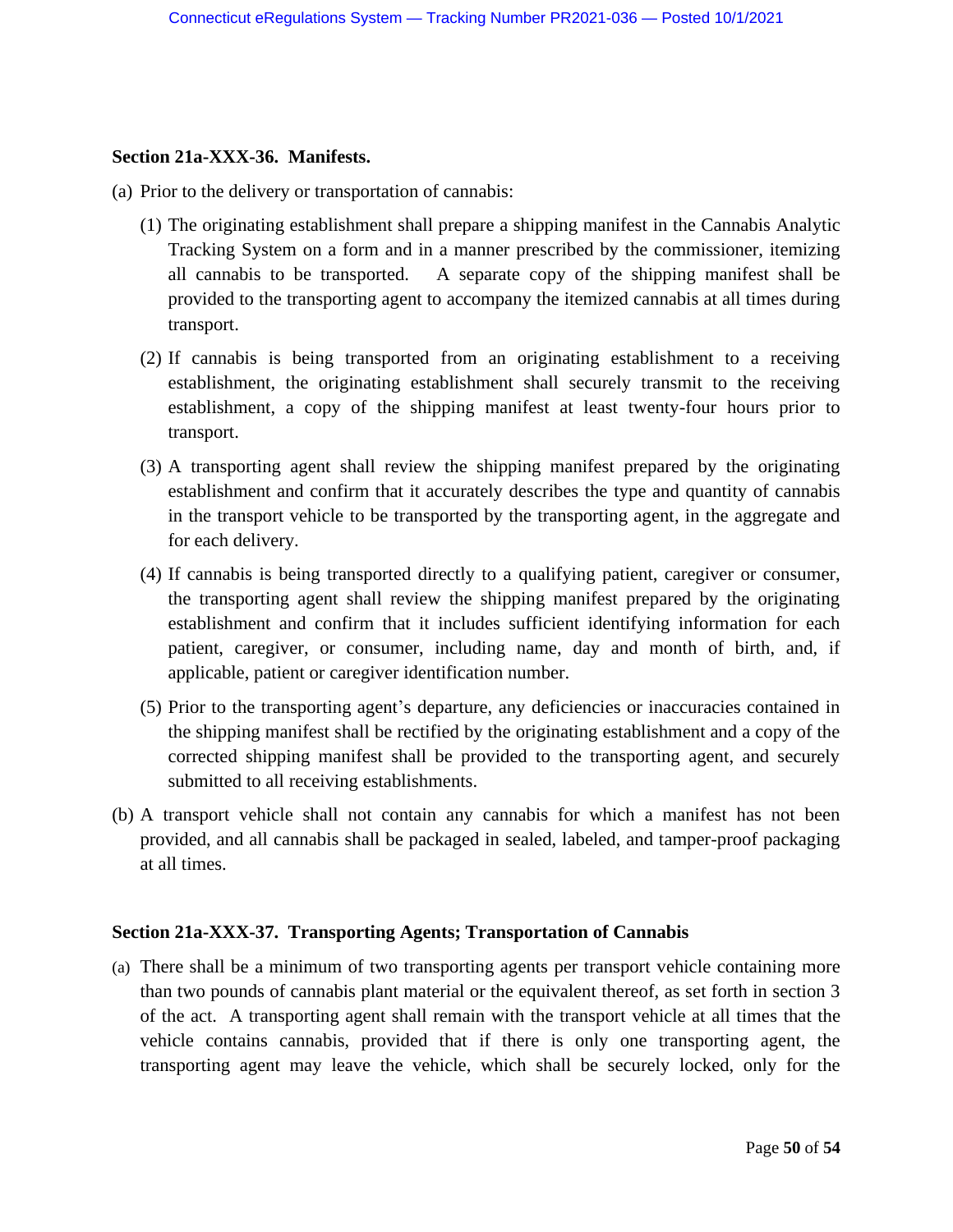**Section 21a-XXX-36. Manifests.**

(a) Prior to the delivery or transportation of cannabis:

(1) The originating establishment shall prepare a shipping manifest in the Cannabis Analytic Tracking System on a form and in a manner prescribed by the commissioner, itemizing all cannabis to be transported. A separate copy of the shipping manifest shall be provided to the transporting agent to accompany the itemized cannabis at all times during transport.

(2) If cannabis is being transported from an originating establishment to a receiving establishment, the originating establishment shall securely transmit to the receiving establishment, a copy of the shipping manifest at least twenty-four hours prior to transport.

(3) A transporting agent shall review the shipping manifest prepared by the originating establishment and confirm that it accurately describes the type and quantity of cannabis in the transport vehicle to be transported by the transporting agent, in the aggregate and for each delivery.

(4) If cannabis is being transported directly to a qualifying patient, caregiver or consumer, the transporting agent shall review the shipping manifest prepared by the originating establishment and confirm that it includes sufficient identifying information for each patient, caregiver, or consumer, including name, day and month of birth, and, if applicable, patient or caregiver identification number.

(5) Prior to the transporting agent's departure, any deficiencies or inaccuracies contained in the shipping manifest shall be rectified by the originating establishment and a copy of the corrected shipping manifest shall be provided to the transporting agent, and securely submitted to all receiving establishments.

(b) A transport vehicle shall not contain any cannabis for which a manifest has not been provided, and all cannabis shall be packaged in sealed, labeled, and tamper-proof packaging at all times.

**Section 21a-XXX-37. Transporting Agents; Transportation of Cannabis**

(a) There shall be a minimum of two transporting agents per transport vehicle containing more than two pounds of cannabis plant material or the equivalent thereof, as set forth in section 3 of the act. A transporting agent shall remain with the transport vehicle at all times that the vehicle contains cannabis, provided that if there is only one transporting agent, the transporting agent may leave the vehicle, which shall be securely locked, only for the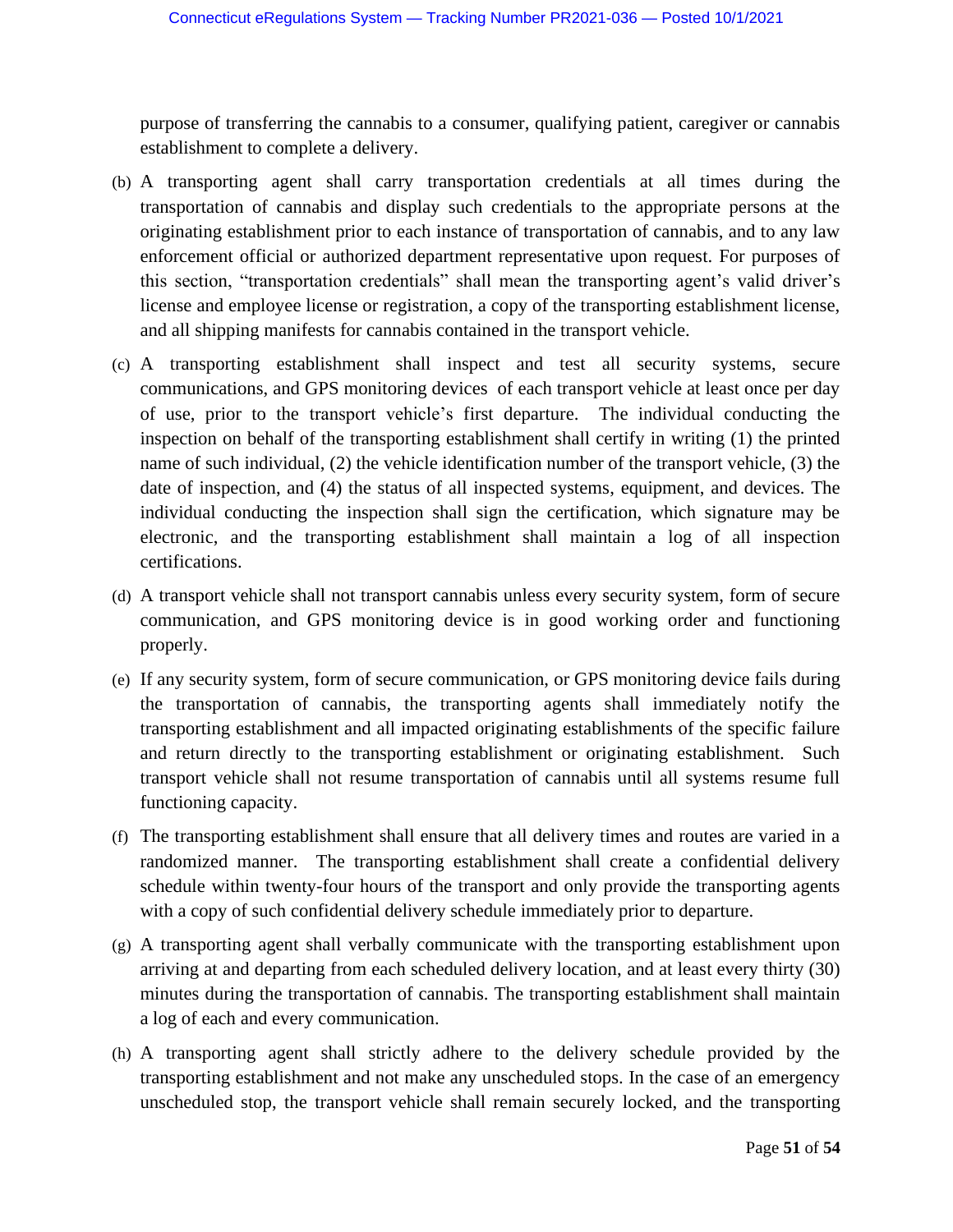purpose of transferring the cannabis to a consumer, qualifying patient, caregiver or cannabis establishment to complete a delivery.

(b) A transporting agent shall carry transportation credentials at all times during the transportation of cannabis and display such credentials to the appropriate persons at the originating establishment prior to each instance of transportation of cannabis, and to any law enforcement official or authorized department representative upon request. For purposes of this section, "transportation credentials" shall mean the transporting agent's valid driver's license and employee license or registration, a copy of the transporting establishment license, and all shipping manifests for cannabis contained in the transport vehicle.

(c) A transporting establishment shall inspect and test all security systems, secure communications, and GPS monitoring devices of each transport vehicle at least once per day of use, prior to the transport vehicle's first departure. The individual conducting the inspection on behalf of the transporting establishment shall certify in writing (1) the printed name of such individual, (2) the vehicle identification number of the transport vehicle, (3) the date of inspection, and (4) the status of all inspected systems, equipment, and devices. The individual conducting the inspection shall sign the certification, which signature may be electronic, and the transporting establishment shall maintain a log of all inspection certifications.

(d) A transport vehicle shall not transport cannabis unless every security system, form of secure communication, and GPS monitoring device is in good working order and functioning properly.

(e) If any security system, form of secure communication, or GPS monitoring device fails during the transportation of cannabis, the transporting agents shall immediately notify the transporting establishment and all impacted originating establishments of the specific failure and return directly to the transporting establishment or originating establishment. Such transport vehicle shall not resume transportation of cannabis until all systems resume full functioning capacity.

(f) The transporting establishment shall ensure that all delivery times and routes are varied in a randomized manner. The transporting establishment shall create a confidential delivery schedule within twenty-four hours of the transport and only provide the transporting agents with a copy of such confidential delivery schedule immediately prior to departure.

(g) A transporting agent shall verbally communicate with the transporting establishment upon arriving at and departing from each scheduled delivery location, and at least every thirty (30) minutes during the transportation of cannabis. The transporting establishment shall maintain a log of each and every communication.

(h) A transporting agent shall strictly adhere to the delivery schedule provided by the transporting establishment and not make any unscheduled stops. In the case of an emergency unscheduled stop, the transport vehicle shall remain securely locked, and the transporting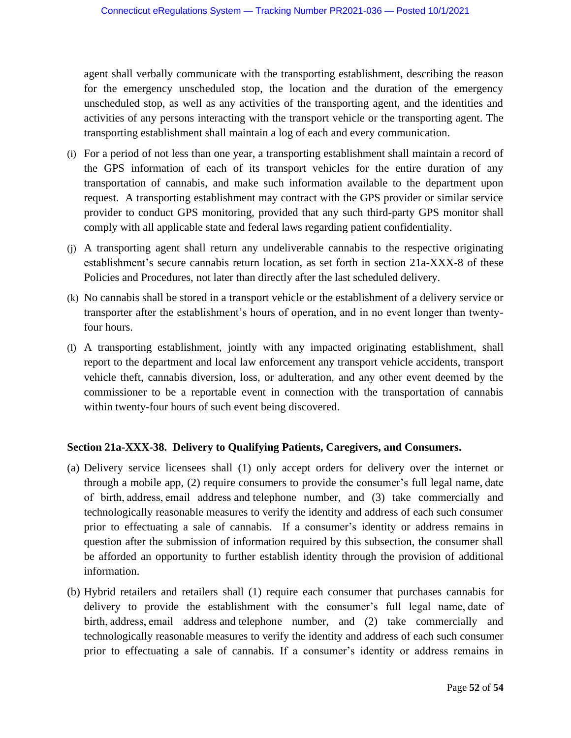agent shall verbally communicate with the transporting establishment, describing the reason for the emergency unscheduled stop, the location and the duration of the emergency unscheduled stop, as well as any activities of the transporting agent, and the identities and activities of any persons interacting with the transport vehicle or the transporting agent. The transporting establishment shall maintain a log of each and every communication.

(i) For a period of not less than one year, a transporting establishment shall maintain a record of the GPS information of each of its transport vehicles for the entire duration of any transportation of cannabis, and make such information available to the department upon request. A transporting establishment may contract with the GPS provider or similar service provider to conduct GPS monitoring, provided that any such third-party GPS monitor shall comply with all applicable state and federal laws regarding patient confidentiality.

(j) A transporting agent shall return any undeliverable cannabis to the respective originating establishment's secure cannabis return location, as set forth in section 21a-XXX-8 of these Policies and Procedures, not later than directly after the last scheduled delivery.

(k) No cannabis shall be stored in a transport vehicle or the establishment of a delivery service or transporter after the establishment's hours of operation, and in no event longer than twenty-four hours.

(l) A transporting establishment, jointly with any impacted originating establishment, shall report to the department and local law enforcement any transport vehicle accidents, transport vehicle theft, cannabis diversion, loss, or adulteration, and any other event deemed by the commissioner to be a reportable event in connection with the transportation of cannabis within twenty-four hours of such event being discovered.

**Section 21a-XXX-38. Delivery to Qualifying Patients, Caregivers, and Consumers.**

(a) Delivery service licensees shall (1) only accept orders for delivery over the internet or through a mobile app, (2) require consumers to provide the consumer's full legal name, date of birth, address, email address and telephone number, and (3) take commercially and technologically reasonable measures to verify the identity and address of each such consumer prior to effectuating a sale of cannabis. If a consumer's identity or address remains in question after the submission of information required by this subsection, the consumer shall be afforded an opportunity to further establish identity through the provision of additional information.

(b) Hybrid retailers and retailers shall (1) require each consumer that purchases cannabis for delivery to provide the establishment with the consumer's full legal name, date of birth, address, email address and telephone number, and (2) take commercially and technologically reasonable measures to verify the identity and address of each such consumer prior to effectuating a sale of cannabis. If a consumer's identity or address remains in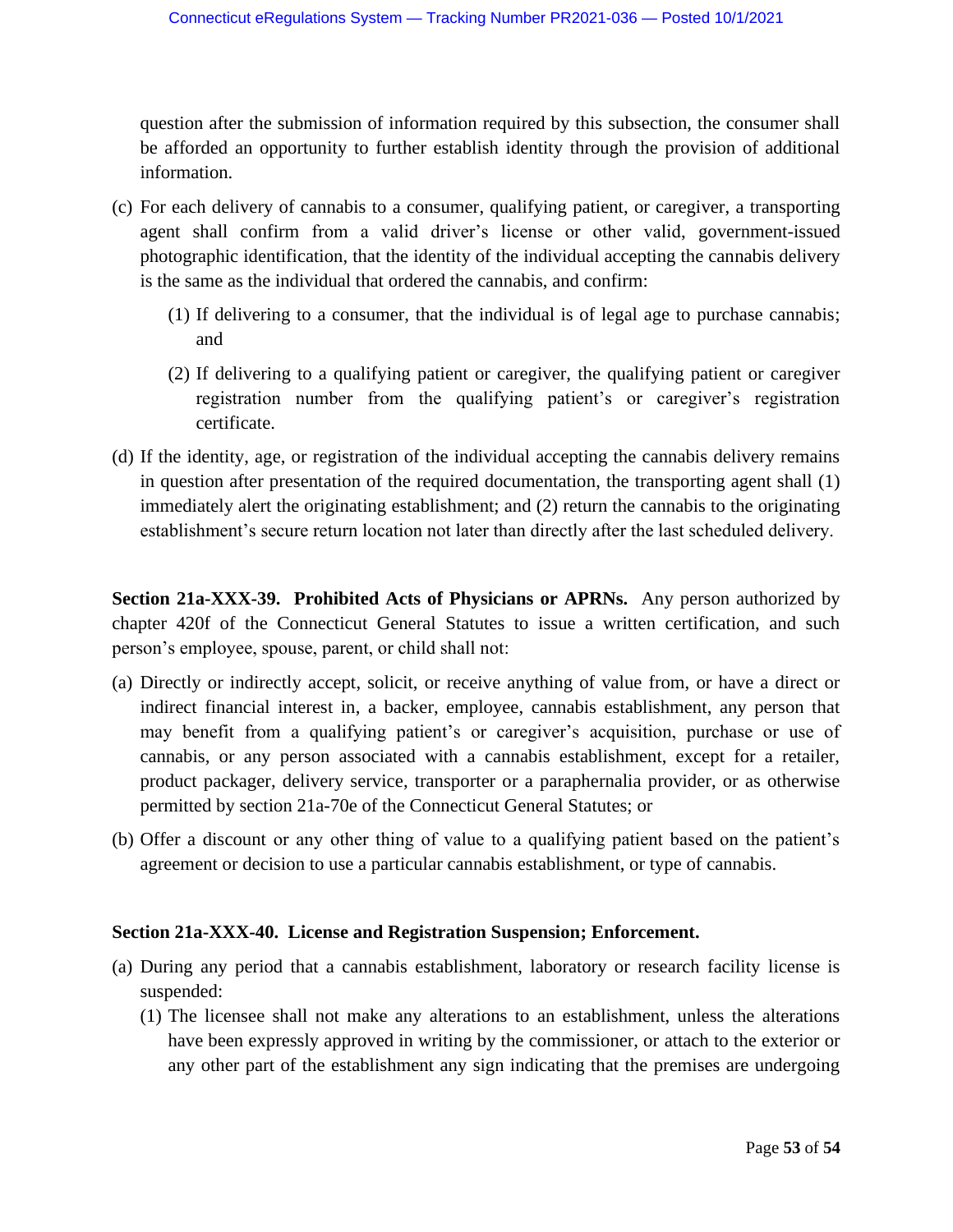question after the submission of information required by this subsection, the consumer shall be afforded an opportunity to further establish identity through the provision of additional information.

(c) For each delivery of cannabis to a consumer, qualifying patient, or caregiver, a transporting agent shall confirm from a valid driver's license or other valid, government-issued photographic identification, that the identity of the individual accepting the cannabis delivery is the same as the individual that ordered the cannabis, and confirm:

   (1) If delivering to a consumer, that the individual is of legal age to purchase cannabis; and

   (2) If delivering to a qualifying patient or caregiver, the qualifying patient or caregiver registration number from the qualifying patient's or caregiver's registration certificate.

(d) If the identity, age, or registration of the individual accepting the cannabis delivery remains in question after presentation of the required documentation, the transporting agent shall (1) immediately alert the originating establishment; and (2) return the cannabis to the originating establishment's secure return location not later than directly after the last scheduled delivery.

**Section 21a-XXX-39. Prohibited Acts of Physicians or APRNs.** Any person authorized by chapter 420f of the Connecticut General Statutes to issue a written certification, and such person's employee, spouse, parent, or child shall not:

(a) Directly or indirectly accept, solicit, or receive anything of value from, or have a direct or indirect financial interest in, a backer, employee, cannabis establishment, any person that may benefit from a qualifying patient's or caregiver's acquisition, purchase or use of cannabis, or any person associated with a cannabis establishment, except for a retailer, product packager, delivery service, transporter or a paraphernalia provider, or as otherwise permitted by section 21a-70e of the Connecticut General Statutes; or

(b) Offer a discount or any other thing of value to a qualifying patient based on the patient's agreement or decision to use a particular cannabis establishment, or type of cannabis.

**Section 21a-XXX-40. License and Registration Suspension; Enforcement.**

(a) During any period that a cannabis establishment, laboratory or research facility license is suspended:

   (1) The licensee shall not make any alterations to an establishment, unless the alterations have been expressly approved in writing by the commissioner, or attach to the exterior or any other part of the establishment any sign indicating that the premises are undergoing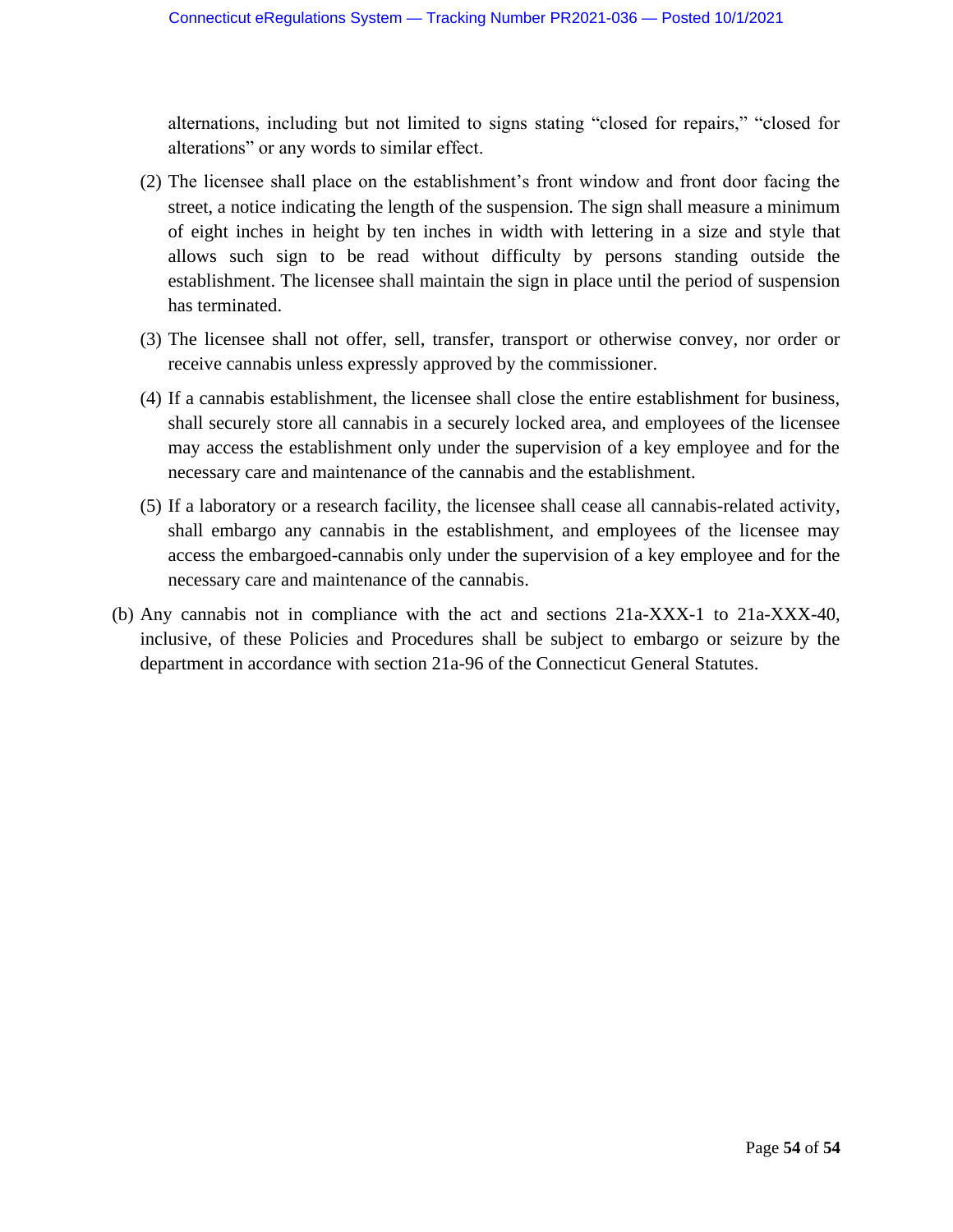alternations, including but not limited to signs stating “closed for repairs,” “closed for alterations” or any words to similar effect.

(2) The licensee shall place on the establishment’s front window and front door facing the street, a notice indicating the length of the suspension. The sign shall measure a minimum of eight inches in height by ten inches in width with lettering in a size and style that allows such sign to be read without difficulty by persons standing outside the establishment. The licensee shall maintain the sign in place until the period of suspension has terminated.

(3) The licensee shall not offer, sell, transfer, transport or otherwise convey, nor order or receive cannabis unless expressly approved by the commissioner.

(4) If a cannabis establishment, the licensee shall close the entire establishment for business, shall securely store all cannabis in a securely locked area, and employees of the licensee may access the establishment only under the supervision of a key employee and for the necessary care and maintenance of the cannabis and the establishment.

(5) If a laboratory or a research facility, the licensee shall cease all cannabis-related activity, shall embargo any cannabis in the establishment, and employees of the licensee may access the embargoed-cannabis only under the supervision of a key employee and for the necessary care and maintenance of the cannabis.

(b) Any cannabis not in compliance with the act and sections 21a-XXX-1 to 21a-XXX-40, inclusive, of these Policies and Procedures shall be subject to embargo or seizure by the department in accordance with section 21a-96 of the Connecticut General Statutes.